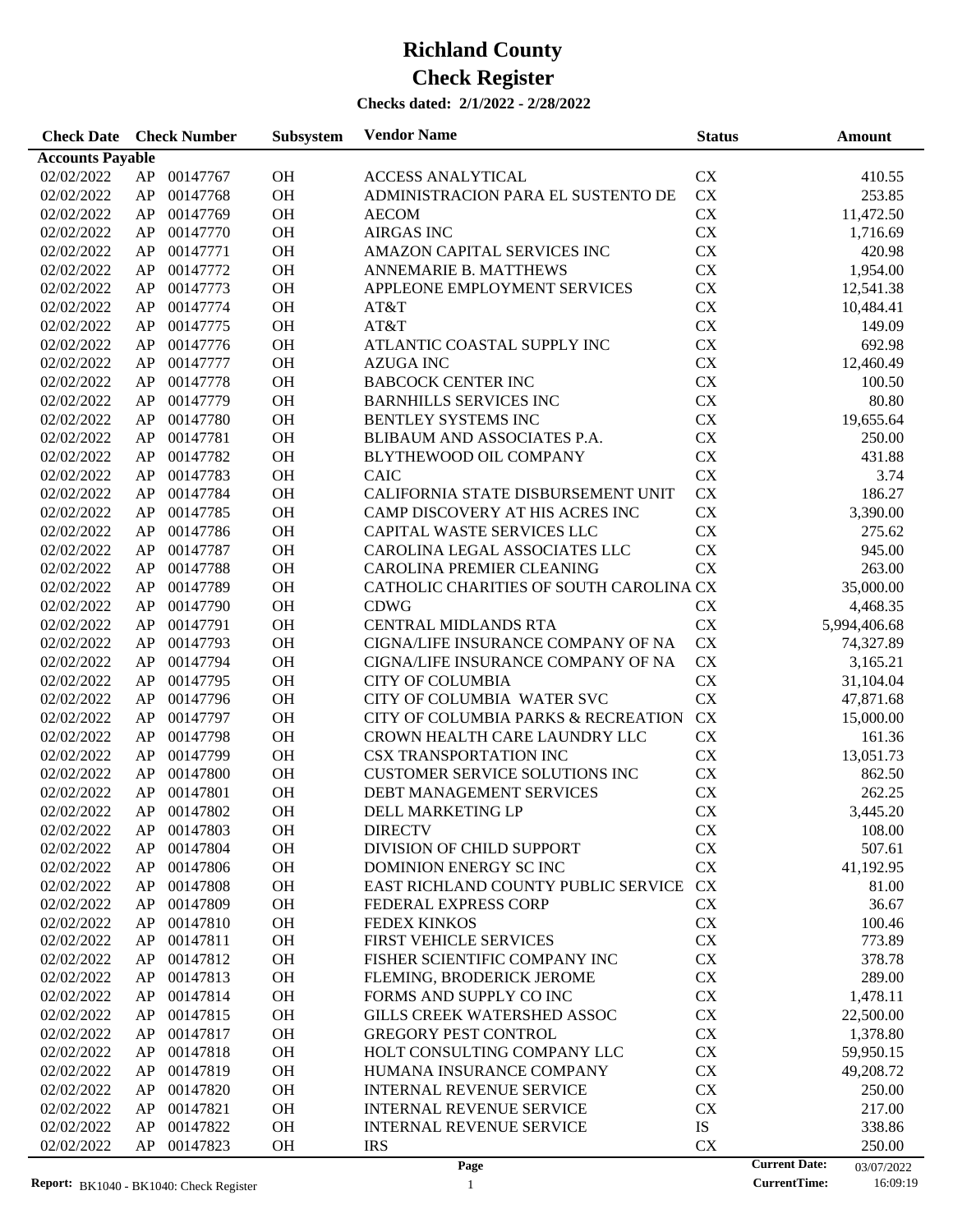# Richland County

# Check Register

**Checks dated: 2/1/2022 - 2/28/2022**

| Check Date | Check Number | | Subsystem | Vendor Name | Status | Amount |
|---|---|---|---|---|---|---|
| **Accounts Payable** | | | | | | |
| 02/02/2022 | AP | 00147767 | OH | ACCESS ANALYTICAL | CX | 410.55 |
| 02/02/2022 | AP | 00147768 | OH | ADMINISTRACION PARA EL SUSTENTO DE | CX | 253.85 |
| 02/02/2022 | AP | 00147769 | OH | AECOM | CX | 11,472.50 |
| 02/02/2022 | AP | 00147770 | OH | AIRGAS INC | CX | 1,716.69 |
| 02/02/2022 | AP | 00147771 | OH | AMAZON CAPITAL SERVICES INC | CX | 420.98 |
| 02/02/2022 | AP | 00147772 | OH | ANNEMARIE B. MATTHEWS | CX | 1,954.00 |
| 02/02/2022 | AP | 00147773 | OH | APPLEONE EMPLOYMENT SERVICES | CX | 12,541.38 |
| 02/02/2022 | AP | 00147774 | OH | AT&T | CX | 10,484.41 |
| 02/02/2022 | AP | 00147775 | OH | AT&T | CX | 149.09 |
| 02/02/2022 | AP | 00147776 | OH | ATLANTIC COASTAL SUPPLY INC | CX | 692.98 |
| 02/02/2022 | AP | 00147777 | OH | AZUGA INC | CX | 12,460.49 |
| 02/02/2022 | AP | 00147778 | OH | BABCOCK CENTER INC | CX | 100.50 |
| 02/02/2022 | AP | 00147779 | OH | BARNHILLS SERVICES INC | CX | 80.80 |
| 02/02/2022 | AP | 00147780 | OH | BENTLEY SYSTEMS INC | CX | 19,655.64 |
| 02/02/2022 | AP | 00147781 | OH | BLIBAUM AND ASSOCIATES P.A. | CX | 250.00 |
| 02/02/2022 | AP | 00147782 | OH | BLYTHEWOOD OIL COMPANY | CX | 431.88 |
| 02/02/2022 | AP | 00147783 | OH | CAIC | CX | 3.74 |
| 02/02/2022 | AP | 00147784 | OH | CALIFORNIA STATE DISBURSEMENT UNIT | CX | 186.27 |
| 02/02/2022 | AP | 00147785 | OH | CAMP DISCOVERY AT HIS ACRES INC | CX | 3,390.00 |
| 02/02/2022 | AP | 00147786 | OH | CAPITAL WASTE SERVICES LLC | CX | 275.62 |
| 02/02/2022 | AP | 00147787 | OH | CAROLINA LEGAL ASSOCIATES LLC | CX | 945.00 |
| 02/02/2022 | AP | 00147788 | OH | CAROLINA PREMIER CLEANING | CX | 263.00 |
| 02/02/2022 | AP | 00147789 | OH | CATHOLIC CHARITIES OF SOUTH CAROLINA | CX | 35,000.00 |
| 02/02/2022 | AP | 00147790 | OH | CDWG | CX | 4,468.35 |
| 02/02/2022 | AP | 00147791 | OH | CENTRAL MIDLANDS RTA | CX | 5,994,406.68 |
| 02/02/2022 | AP | 00147793 | OH | CIGNA/LIFE INSURANCE COMPANY OF NA | CX | 74,327.89 |
| 02/02/2022 | AP | 00147794 | OH | CIGNA/LIFE INSURANCE COMPANY OF NA | CX | 3,165.21 |
| 02/02/2022 | AP | 00147795 | OH | CITY OF COLUMBIA | CX | 31,104.04 |
| 02/02/2022 | AP | 00147796 | OH | CITY OF COLUMBIA WATER SVC | CX | 47,871.68 |
| 02/02/2022 | AP | 00147797 | OH | CITY OF COLUMBIA PARKS & RECREATION | CX | 15,000.00 |
| 02/02/2022 | AP | 00147798 | OH | CROWN HEALTH CARE LAUNDRY LLC | CX | 161.36 |
| 02/02/2022 | AP | 00147799 | OH | CSX TRANSPORTATION INC | CX | 13,051.73 |
| 02/02/2022 | AP | 00147800 | OH | CUSTOMER SERVICE SOLUTIONS INC | CX | 862.50 |
| 02/02/2022 | AP | 00147801 | OH | DEBT MANAGEMENT SERVICES | CX | 262.25 |
| 02/02/2022 | AP | 00147802 | OH | DELL MARKETING LP | CX | 3,445.20 |
| 02/02/2022 | AP | 00147803 | OH | DIRECTV | CX | 108.00 |
| 02/02/2022 | AP | 00147804 | OH | DIVISION OF CHILD SUPPORT | CX | 507.61 |
| 02/02/2022 | AP | 00147806 | OH | DOMINION ENERGY SC INC | CX | 41,192.95 |
| 02/02/2022 | AP | 00147808 | OH | EAST RICHLAND COUNTY PUBLIC SERVICE | CX | 81.00 |
| 02/02/2022 | AP | 00147809 | OH | FEDERAL EXPRESS CORP | CX | 36.67 |
| 02/02/2022 | AP | 00147810 | OH | FEDEX KINKOS | CX | 100.46 |
| 02/02/2022 | AP | 00147811 | OH | FIRST VEHICLE SERVICES | CX | 773.89 |
| 02/02/2022 | AP | 00147812 | OH | FISHER SCIENTIFIC COMPANY INC | CX | 378.78 |
| 02/02/2022 | AP | 00147813 | OH | FLEMING, BRODERICK JEROME | CX | 289.00 |
| 02/02/2022 | AP | 00147814 | OH | FORMS AND SUPPLY CO INC | CX | 1,478.11 |
| 02/02/2022 | AP | 00147815 | OH | GILLS CREEK WATERSHED ASSOC | CX | 22,500.00 |
| 02/02/2022 | AP | 00147817 | OH | GREGORY PEST CONTROL | CX | 1,378.80 |
| 02/02/2022 | AP | 00147818 | OH | HOLT CONSULTING COMPANY LLC | CX | 59,950.15 |
| 02/02/2022 | AP | 00147819 | OH | HUMANA INSURANCE COMPANY | CX | 49,208.72 |
| 02/02/2022 | AP | 00147820 | OH | INTERNAL REVENUE SERVICE | CX | 250.00 |
| 02/02/2022 | AP | 00147821 | OH | INTERNAL REVENUE SERVICE | CX | 217.00 |
| 02/02/2022 | AP | 00147822 | OH | INTERNAL REVENUE SERVICE | IS | 338.86 |
| 02/02/2022 | AP | 00147823 | OH | IRS | CX | 250.00 |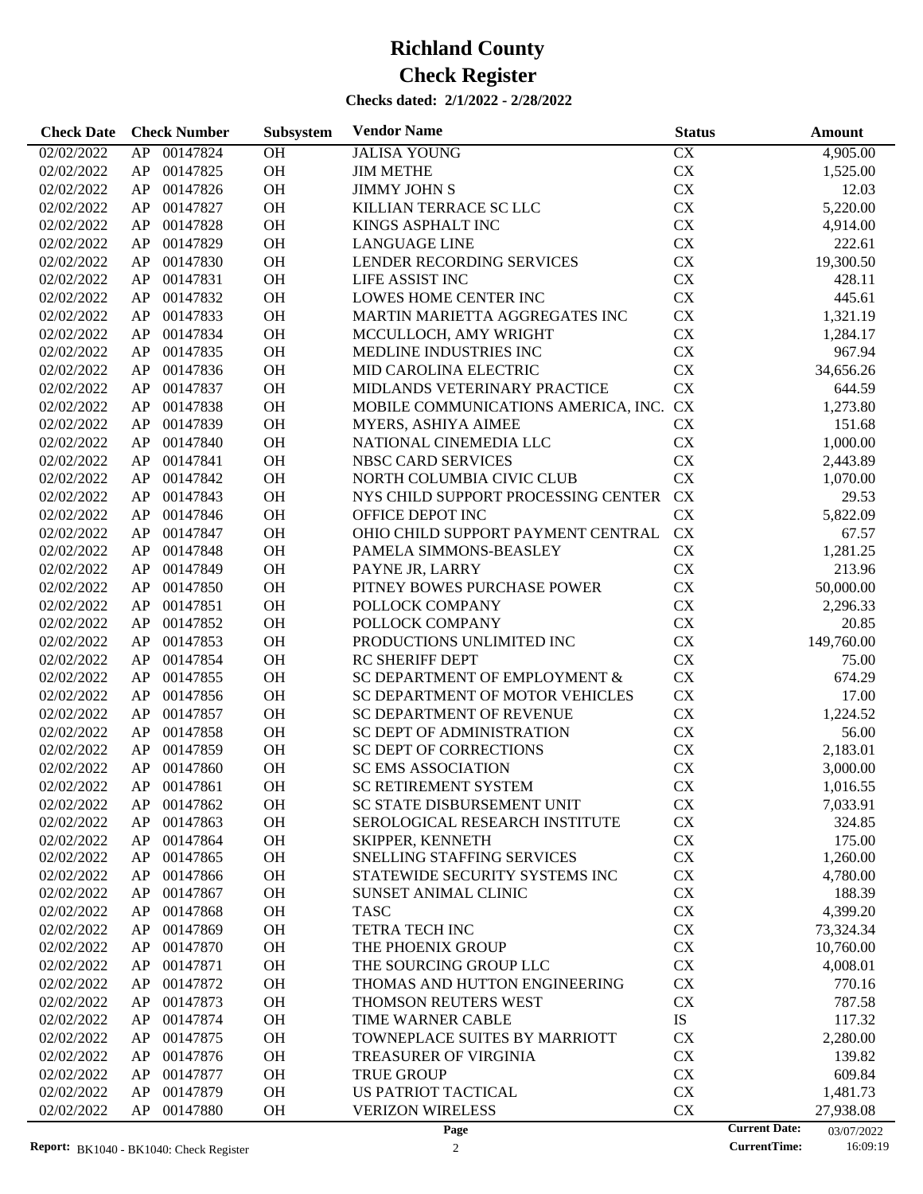# Richland County

# Check Register

**Checks dated: 2/1/2022 - 2/28/2022**

| Check Date | Check Number | | Subsystem | Vendor Name | Status | Amount |
|---|---|---|---|---|---|---|
| 02/02/2022 | AP | 00147824 | OH | JALISA YOUNG | CX | 4,905.00 |
| 02/02/2022 | AP | 00147825 | OH | JIM METHE | CX | 1,525.00 |
| 02/02/2022 | AP | 00147826 | OH | JIMMY JOHN S | CX | 12.03 |
| 02/02/2022 | AP | 00147827 | OH | KILLIAN TERRACE SC LLC | CX | 5,220.00 |
| 02/02/2022 | AP | 00147828 | OH | KINGS ASPHALT INC | CX | 4,914.00 |
| 02/02/2022 | AP | 00147829 | OH | LANGUAGE LINE | CX | 222.61 |
| 02/02/2022 | AP | 00147830 | OH | LENDER RECORDING SERVICES | CX | 19,300.50 |
| 02/02/2022 | AP | 00147831 | OH | LIFE ASSIST INC | CX | 428.11 |
| 02/02/2022 | AP | 00147832 | OH | LOWES HOME CENTER INC | CX | 445.61 |
| 02/02/2022 | AP | 00147833 | OH | MARTIN MARIETTA AGGREGATES INC | CX | 1,321.19 |
| 02/02/2022 | AP | 00147834 | OH | MCCULLOCH, AMY WRIGHT | CX | 1,284.17 |
| 02/02/2022 | AP | 00147835 | OH | MEDLINE INDUSTRIES INC | CX | 967.94 |
| 02/02/2022 | AP | 00147836 | OH | MID CAROLINA ELECTRIC | CX | 34,656.26 |
| 02/02/2022 | AP | 00147837 | OH | MIDLANDS VETERINARY PRACTICE | CX | 644.59 |
| 02/02/2022 | AP | 00147838 | OH | MOBILE COMMUNICATIONS AMERICA, INC. | CX | 1,273.80 |
| 02/02/2022 | AP | 00147839 | OH | MYERS, ASHIYA AIMEE | CX | 151.68 |
| 02/02/2022 | AP | 00147840 | OH | NATIONAL CINEMEDIA LLC | CX | 1,000.00 |
| 02/02/2022 | AP | 00147841 | OH | NBSC CARD SERVICES | CX | 2,443.89 |
| 02/02/2022 | AP | 00147842 | OH | NORTH COLUMBIA CIVIC CLUB | CX | 1,070.00 |
| 02/02/2022 | AP | 00147843 | OH | NYS CHILD SUPPORT PROCESSING CENTER | CX | 29.53 |
| 02/02/2022 | AP | 00147846 | OH | OFFICE DEPOT INC | CX | 5,822.09 |
| 02/02/2022 | AP | 00147847 | OH | OHIO CHILD SUPPORT PAYMENT CENTRAL | CX | 67.57 |
| 02/02/2022 | AP | 00147848 | OH | PAMELA SIMMONS-BEASLEY | CX | 1,281.25 |
| 02/02/2022 | AP | 00147849 | OH | PAYNE JR, LARRY | CX | 213.96 |
| 02/02/2022 | AP | 00147850 | OH | PITNEY BOWES PURCHASE POWER | CX | 50,000.00 |
| 02/02/2022 | AP | 00147851 | OH | POLLOCK COMPANY | CX | 2,296.33 |
| 02/02/2022 | AP | 00147852 | OH | POLLOCK COMPANY | CX | 20.85 |
| 02/02/2022 | AP | 00147853 | OH | PRODUCTIONS UNLIMITED INC | CX | 149,760.00 |
| 02/02/2022 | AP | 00147854 | OH | RC SHERIFF DEPT | CX | 75.00 |
| 02/02/2022 | AP | 00147855 | OH | SC DEPARTMENT OF EMPLOYMENT & | CX | 674.29 |
| 02/02/2022 | AP | 00147856 | OH | SC DEPARTMENT OF MOTOR VEHICLES | CX | 17.00 |
| 02/02/2022 | AP | 00147857 | OH | SC DEPARTMENT OF REVENUE | CX | 1,224.52 |
| 02/02/2022 | AP | 00147858 | OH | SC DEPT OF ADMINISTRATION | CX | 56.00 |
| 02/02/2022 | AP | 00147859 | OH | SC DEPT OF CORRECTIONS | CX | 2,183.01 |
| 02/02/2022 | AP | 00147860 | OH | SC EMS ASSOCIATION | CX | 3,000.00 |
| 02/02/2022 | AP | 00147861 | OH | SC RETIREMENT SYSTEM | CX | 1,016.55 |
| 02/02/2022 | AP | 00147862 | OH | SC STATE DISBURSEMENT UNIT | CX | 7,033.91 |
| 02/02/2022 | AP | 00147863 | OH | SEROLOGICAL RESEARCH INSTITUTE | CX | 324.85 |
| 02/02/2022 | AP | 00147864 | OH | SKIPPER, KENNETH | CX | 175.00 |
| 02/02/2022 | AP | 00147865 | OH | SNELLING STAFFING SERVICES | CX | 1,260.00 |
| 02/02/2022 | AP | 00147866 | OH | STATEWIDE SECURITY SYSTEMS INC | CX | 4,780.00 |
| 02/02/2022 | AP | 00147867 | OH | SUNSET ANIMAL CLINIC | CX | 188.39 |
| 02/02/2022 | AP | 00147868 | OH | TASC | CX | 4,399.20 |
| 02/02/2022 | AP | 00147869 | OH | TETRA TECH INC | CX | 73,324.34 |
| 02/02/2022 | AP | 00147870 | OH | THE PHOENIX GROUP | CX | 10,760.00 |
| 02/02/2022 | AP | 00147871 | OH | THE SOURCING GROUP LLC | CX | 4,008.01 |
| 02/02/2022 | AP | 00147872 | OH | THOMAS AND HUTTON ENGINEERING | CX | 770.16 |
| 02/02/2022 | AP | 00147873 | OH | THOMSON REUTERS WEST | CX | 787.58 |
| 02/02/2022 | AP | 00147874 | OH | TIME WARNER CABLE | IS | 117.32 |
| 02/02/2022 | AP | 00147875 | OH | TOWNEPLACE SUITES BY MARRIOTT | CX | 2,280.00 |
| 02/02/2022 | AP | 00147876 | OH | TREASURER OF VIRGINIA | CX | 139.82 |
| 02/02/2022 | AP | 00147877 | OH | TRUE GROUP | CX | 609.84 |
| 02/02/2022 | AP | 00147879 | OH | US PATRIOT TACTICAL | CX | 1,481.73 |
| 02/02/2022 | AP | 00147880 | OH | VERIZON WIRELESS | CX | 27,938.08 |

**Report:** BK1040 - BK1040: Check Register

**Current Date:** 03/07/2022
**CurrentTime:** 16:09:19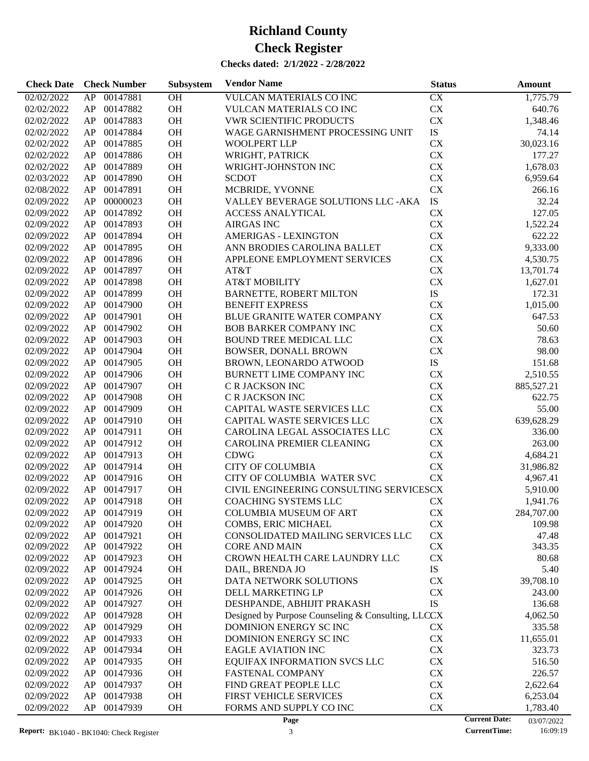# Richland County

# Check Register

**Checks dated: 2/1/2022 - 2/28/2022**

| Check Date | Check Number | | Subsystem | Vendor Name | Status | Amount |
|---|---|---|---|---|---|---|
| 02/02/2022 | AP | 00147881 | OH | VULCAN MATERIALS CO INC | CX | 1,775.79 |
| 02/02/2022 | AP | 00147882 | OH | VULCAN MATERIALS CO INC | CX | 640.76 |
| 02/02/2022 | AP | 00147883 | OH | VWR SCIENTIFIC PRODUCTS | CX | 1,348.46 |
| 02/02/2022 | AP | 00147884 | OH | WAGE GARNISHMENT PROCESSING UNIT | IS | 74.14 |
| 02/02/2022 | AP | 00147885 | OH | WOOLPERT LLP | CX | 30,023.16 |
| 02/02/2022 | AP | 00147886 | OH | WRIGHT, PATRICK | CX | 177.27 |
| 02/02/2022 | AP | 00147889 | OH | WRIGHT-JOHNSTON INC | CX | 1,678.03 |
| 02/03/2022 | AP | 00147890 | OH | SCDOT | CX | 6,959.64 |
| 02/08/2022 | AP | 00147891 | OH | MCBRIDE, YVONNE | CX | 266.16 |
| 02/09/2022 | AP | 00000023 | OH | VALLEY BEVERAGE SOLUTIONS LLC -AKA | IS | 32.24 |
| 02/09/2022 | AP | 00147892 | OH | ACCESS ANALYTICAL | CX | 127.05 |
| 02/09/2022 | AP | 00147893 | OH | AIRGAS INC | CX | 1,522.24 |
| 02/09/2022 | AP | 00147894 | OH | AMERIGAS - LEXINGTON | CX | 622.22 |
| 02/09/2022 | AP | 00147895 | OH | ANN BRODIES CAROLINA BALLET | CX | 9,333.00 |
| 02/09/2022 | AP | 00147896 | OH | APPLEONE EMPLOYMENT SERVICES | CX | 4,530.75 |
| 02/09/2022 | AP | 00147897 | OH | AT&T | CX | 13,701.74 |
| 02/09/2022 | AP | 00147898 | OH | AT&T MOBILITY | CX | 1,627.01 |
| 02/09/2022 | AP | 00147899 | OH | BARNETTE, ROBERT MILTON | IS | 172.31 |
| 02/09/2022 | AP | 00147900 | OH | BENEFIT EXPRESS | CX | 1,015.00 |
| 02/09/2022 | AP | 00147901 | OH | BLUE GRANITE WATER COMPANY | CX | 647.53 |
| 02/09/2022 | AP | 00147902 | OH | BOB BARKER COMPANY INC | CX | 50.60 |
| 02/09/2022 | AP | 00147903 | OH | BOUND TREE MEDICAL LLC | CX | 78.63 |
| 02/09/2022 | AP | 00147904 | OH | BOWSER, DONALL BROWN | CX | 98.00 |
| 02/09/2022 | AP | 00147905 | OH | BROWN, LEONARDO ATWOOD | IS | 151.68 |
| 02/09/2022 | AP | 00147906 | OH | BURNETT LIME COMPANY INC | CX | 2,510.55 |
| 02/09/2022 | AP | 00147907 | OH | C R JACKSON INC | CX | 885,527.21 |
| 02/09/2022 | AP | 00147908 | OH | C R JACKSON INC | CX | 622.75 |
| 02/09/2022 | AP | 00147909 | OH | CAPITAL WASTE SERVICES LLC | CX | 55.00 |
| 02/09/2022 | AP | 00147910 | OH | CAPITAL WASTE SERVICES LLC | CX | 639,628.29 |
| 02/09/2022 | AP | 00147911 | OH | CAROLINA LEGAL ASSOCIATES LLC | CX | 336.00 |
| 02/09/2022 | AP | 00147912 | OH | CAROLINA PREMIER CLEANING | CX | 263.00 |
| 02/09/2022 | AP | 00147913 | OH | CDWG | CX | 4,684.21 |
| 02/09/2022 | AP | 00147914 | OH | CITY OF COLUMBIA | CX | 31,986.82 |
| 02/09/2022 | AP | 00147916 | OH | CITY OF COLUMBIA WATER SVC | CX | 4,967.41 |
| 02/09/2022 | AP | 00147917 | OH | CIVIL ENGINEERING CONSULTING SERVICES | CX | 5,910.00 |
| 02/09/2022 | AP | 00147918 | OH | COACHING SYSTEMS LLC | CX | 1,941.76 |
| 02/09/2022 | AP | 00147919 | OH | COLUMBIA MUSEUM OF ART | CX | 284,707.00 |
| 02/09/2022 | AP | 00147920 | OH | COMBS, ERIC MICHAEL | CX | 109.98 |
| 02/09/2022 | AP | 00147921 | OH | CONSOLIDATED MAILING SERVICES LLC | CX | 47.48 |
| 02/09/2022 | AP | 00147922 | OH | CORE AND MAIN | CX | 343.35 |
| 02/09/2022 | AP | 00147923 | OH | CROWN HEALTH CARE LAUNDRY LLC | CX | 80.68 |
| 02/09/2022 | AP | 00147924 | OH | DAIL, BRENDA JO | IS | 5.40 |
| 02/09/2022 | AP | 00147925 | OH | DATA NETWORK SOLUTIONS | CX | 39,708.10 |
| 02/09/2022 | AP | 00147926 | OH | DELL MARKETING LP | CX | 243.00 |
| 02/09/2022 | AP | 00147927 | OH | DESHPANDE, ABHIJIT PRAKASH | IS | 136.68 |
| 02/09/2022 | AP | 00147928 | OH | Designed by Purpose Counseling & Consulting, LLC | CX | 4,062.50 |
| 02/09/2022 | AP | 00147929 | OH | DOMINION ENERGY SC INC | CX | 335.58 |
| 02/09/2022 | AP | 00147933 | OH | DOMINION ENERGY SC INC | CX | 11,655.01 |
| 02/09/2022 | AP | 00147934 | OH | EAGLE AVIATION INC | CX | 323.73 |
| 02/09/2022 | AP | 00147935 | OH | EQUIFAX INFORMATION SVCS LLC | CX | 516.50 |
| 02/09/2022 | AP | 00147936 | OH | FASTENAL COMPANY | CX | 226.57 |
| 02/09/2022 | AP | 00147937 | OH | FIND GREAT PEOPLE LLC | CX | 2,622.64 |
| 02/09/2022 | AP | 00147938 | OH | FIRST VEHICLE SERVICES | CX | 6,253.04 |
| 02/09/2022 | AP | 00147939 | OH | FORMS AND SUPPLY CO INC | CX | 1,783.40 |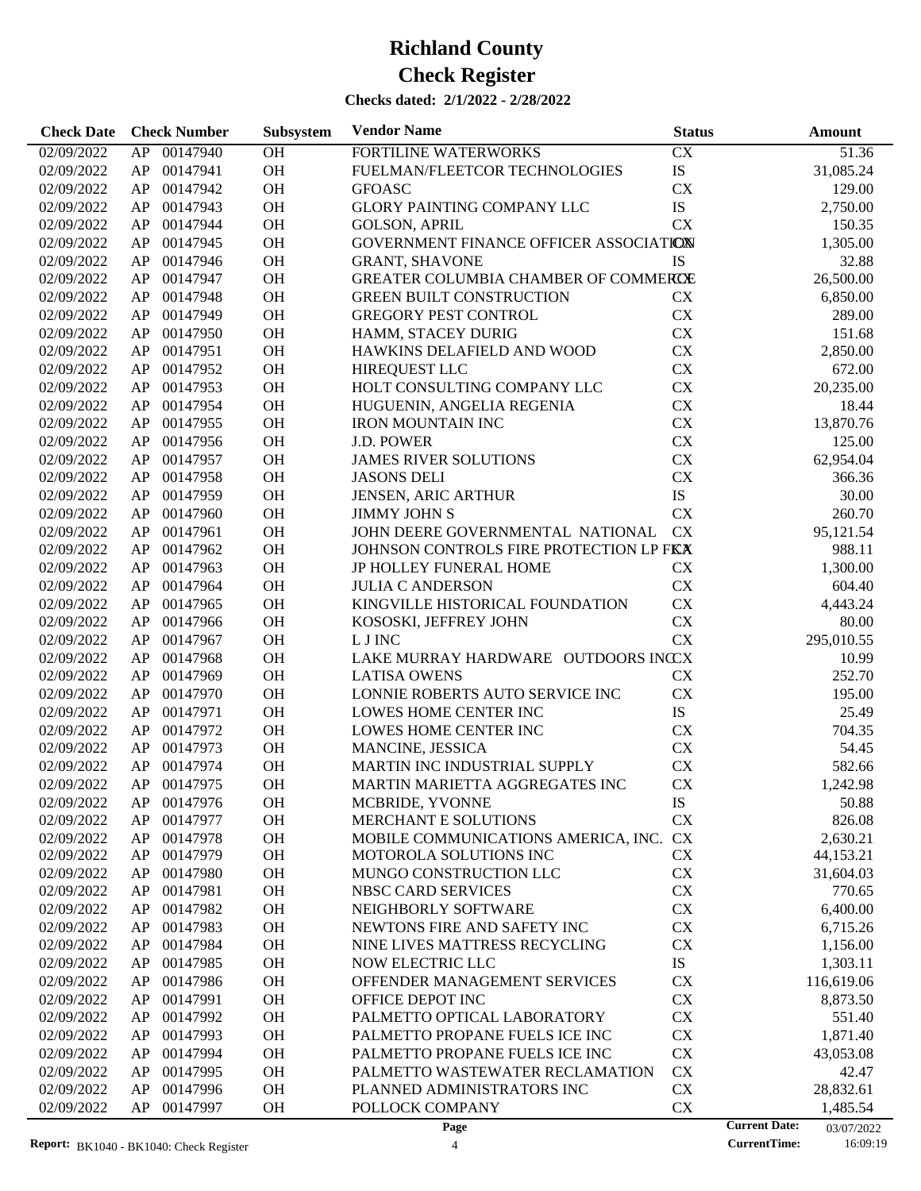# Richland County

# Check Register

**Checks dated: 2/1/2022 - 2/28/2022**

| Check Date | Check Number | | Subsystem | Vendor Name | Status | Amount |
|---|---|---|---|---|---|---|
| 02/09/2022 | AP | 00147940 | OH | FORTILINE WATERWORKS | CX | 51.36 |
| 02/09/2022 | AP | 00147941 | OH | FUELMAN/FLEETCOR TECHNOLOGIES | IS | 31,085.24 |
| 02/09/2022 | AP | 00147942 | OH | GFOASC | CX | 129.00 |
| 02/09/2022 | AP | 00147943 | OH | GLORY PAINTING COMPANY LLC | IS | 2,750.00 |
| 02/09/2022 | AP | 00147944 | OH | GOLSON, APRIL | CX | 150.35 |
| 02/09/2022 | AP | 00147945 | OH | GOVERNMENT FINANCE OFFICER ASSOCIATION | CX | 1,305.00 |
| 02/09/2022 | AP | 00147946 | OH | GRANT, SHAVONE | IS | 32.88 |
| 02/09/2022 | AP | 00147947 | OH | GREATER COLUMBIA CHAMBER OF COMMERCE | CX | 26,500.00 |
| 02/09/2022 | AP | 00147948 | OH | GREEN BUILT CONSTRUCTION | CX | 6,850.00 |
| 02/09/2022 | AP | 00147949 | OH | GREGORY PEST CONTROL | CX | 289.00 |
| 02/09/2022 | AP | 00147950 | OH | HAMM, STACEY DURIG | CX | 151.68 |
| 02/09/2022 | AP | 00147951 | OH | HAWKINS DELAFIELD AND WOOD | CX | 2,850.00 |
| 02/09/2022 | AP | 00147952 | OH | HIREQUEST LLC | CX | 672.00 |
| 02/09/2022 | AP | 00147953 | OH | HOLT CONSULTING COMPANY LLC | CX | 20,235.00 |
| 02/09/2022 | AP | 00147954 | OH | HUGUENIN, ANGELIA REGENIA | CX | 18.44 |
| 02/09/2022 | AP | 00147955 | OH | IRON MOUNTAIN INC | CX | 13,870.76 |
| 02/09/2022 | AP | 00147956 | OH | J.D. POWER | CX | 125.00 |
| 02/09/2022 | AP | 00147957 | OH | JAMES RIVER SOLUTIONS | CX | 62,954.04 |
| 02/09/2022 | AP | 00147958 | OH | JASONS DELI | CX | 366.36 |
| 02/09/2022 | AP | 00147959 | OH | JENSEN, ARIC ARTHUR | IS | 30.00 |
| 02/09/2022 | AP | 00147960 | OH | JIMMY JOHN S | CX | 260.70 |
| 02/09/2022 | AP | 00147961 | OH | JOHN DEERE GOVERNMENTAL NATIONAL | CX | 95,121.54 |
| 02/09/2022 | AP | 00147962 | OH | JOHNSON CONTROLS FIRE PROTECTION LP FKA | CX | 988.11 |
| 02/09/2022 | AP | 00147963 | OH | JP HOLLEY FUNERAL HOME | CX | 1,300.00 |
| 02/09/2022 | AP | 00147964 | OH | JULIA C ANDERSON | CX | 604.40 |
| 02/09/2022 | AP | 00147965 | OH | KINGVILLE HISTORICAL FOUNDATION | CX | 4,443.24 |
| 02/09/2022 | AP | 00147966 | OH | KOSOSKI, JEFFREY JOHN | CX | 80.00 |
| 02/09/2022 | AP | 00147967 | OH | L J INC | CX | 295,010.55 |
| 02/09/2022 | AP | 00147968 | OH | LAKE MURRAY HARDWARE OUTDOORS INC | CX | 10.99 |
| 02/09/2022 | AP | 00147969 | OH | LATISA OWENS | CX | 252.70 |
| 02/09/2022 | AP | 00147970 | OH | LONNIE ROBERTS AUTO SERVICE INC | CX | 195.00 |
| 02/09/2022 | AP | 00147971 | OH | LOWES HOME CENTER INC | IS | 25.49 |
| 02/09/2022 | AP | 00147972 | OH | LOWES HOME CENTER INC | CX | 704.35 |
| 02/09/2022 | AP | 00147973 | OH | MANCINE, JESSICA | CX | 54.45 |
| 02/09/2022 | AP | 00147974 | OH | MARTIN INC INDUSTRIAL SUPPLY | CX | 582.66 |
| 02/09/2022 | AP | 00147975 | OH | MARTIN MARIETTA AGGREGATES INC | CX | 1,242.98 |
| 02/09/2022 | AP | 00147976 | OH | MCBRIDE, YVONNE | IS | 50.88 |
| 02/09/2022 | AP | 00147977 | OH | MERCHANT E SOLUTIONS | CX | 826.08 |
| 02/09/2022 | AP | 00147978 | OH | MOBILE COMMUNICATIONS AMERICA, INC. | CX | 2,630.21 |
| 02/09/2022 | AP | 00147979 | OH | MOTOROLA SOLUTIONS INC | CX | 44,153.21 |
| 02/09/2022 | AP | 00147980 | OH | MUNGO CONSTRUCTION LLC | CX | 31,604.03 |
| 02/09/2022 | AP | 00147981 | OH | NBSC CARD SERVICES | CX | 770.65 |
| 02/09/2022 | AP | 00147982 | OH | NEIGHBORLY SOFTWARE | CX | 6,400.00 |
| 02/09/2022 | AP | 00147983 | OH | NEWTONS FIRE AND SAFETY INC | CX | 6,715.26 |
| 02/09/2022 | AP | 00147984 | OH | NINE LIVES MATTRESS RECYCLING | CX | 1,156.00 |
| 02/09/2022 | AP | 00147985 | OH | NOW ELECTRIC LLC | IS | 1,303.11 |
| 02/09/2022 | AP | 00147986 | OH | OFFENDER MANAGEMENT SERVICES | CX | 116,619.06 |
| 02/09/2022 | AP | 00147991 | OH | OFFICE DEPOT INC | CX | 8,873.50 |
| 02/09/2022 | AP | 00147992 | OH | PALMETTO OPTICAL LABORATORY | CX | 551.40 |
| 02/09/2022 | AP | 00147993 | OH | PALMETTO PROPANE FUELS ICE INC | CX | 1,871.40 |
| 02/09/2022 | AP | 00147994 | OH | PALMETTO PROPANE FUELS ICE INC | CX | 43,053.08 |
| 02/09/2022 | AP | 00147995 | OH | PALMETTO WASTEWATER RECLAMATION | CX | 42.47 |
| 02/09/2022 | AP | 00147996 | OH | PLANNED ADMINISTRATORS INC | CX | 28,832.61 |
| 02/09/2022 | AP | 00147997 | OH | POLLOCK COMPANY | CX | 1,485.54 |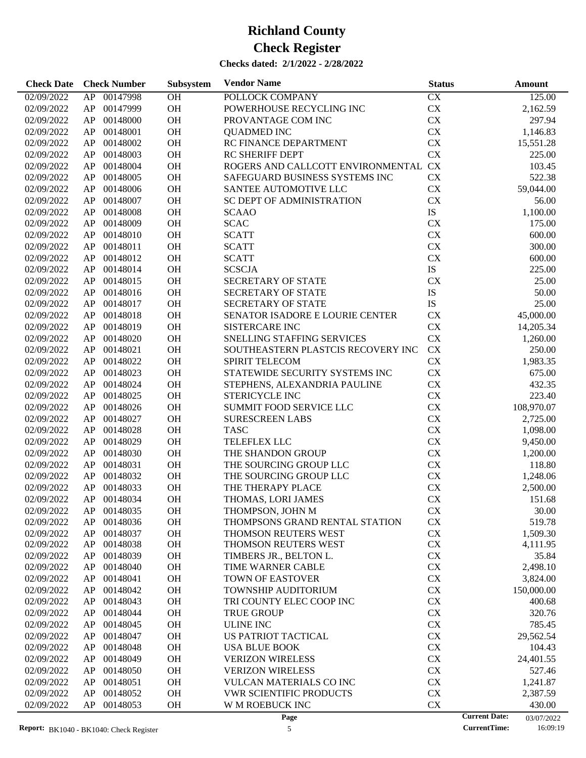# Richland County

# Check Register

**Checks dated: 2/1/2022 - 2/28/2022**

| Check Date | Check Number | | Subsystem | Vendor Name | Status | Amount |
|---|---|---|---|---|---|---|
| 02/09/2022 | AP | 00147998 | OH | POLLOCK COMPANY | CX | 125.00 |
| 02/09/2022 | AP | 00147999 | OH | POWERHOUSE RECYCLING INC | CX | 2,162.59 |
| 02/09/2022 | AP | 00148000 | OH | PROVANTAGE COM INC | CX | 297.94 |
| 02/09/2022 | AP | 00148001 | OH | QUADMED INC | CX | 1,146.83 |
| 02/09/2022 | AP | 00148002 | OH | RC FINANCE DEPARTMENT | CX | 15,551.28 |
| 02/09/2022 | AP | 00148003 | OH | RC SHERIFF DEPT | CX | 225.00 |
| 02/09/2022 | AP | 00148004 | OH | ROGERS AND CALLCOTT ENVIRONMENTAL | CX | 103.45 |
| 02/09/2022 | AP | 00148005 | OH | SAFEGUARD BUSINESS SYSTEMS INC | CX | 522.38 |
| 02/09/2022 | AP | 00148006 | OH | SANTEE AUTOMOTIVE LLC | CX | 59,044.00 |
| 02/09/2022 | AP | 00148007 | OH | SC DEPT OF ADMINISTRATION | CX | 56.00 |
| 02/09/2022 | AP | 00148008 | OH | SCAAO | IS | 1,100.00 |
| 02/09/2022 | AP | 00148009 | OH | SCAC | CX | 175.00 |
| 02/09/2022 | AP | 00148010 | OH | SCATT | CX | 600.00 |
| 02/09/2022 | AP | 00148011 | OH | SCATT | CX | 300.00 |
| 02/09/2022 | AP | 00148012 | OH | SCATT | CX | 600.00 |
| 02/09/2022 | AP | 00148014 | OH | SCSCJA | IS | 225.00 |
| 02/09/2022 | AP | 00148015 | OH | SECRETARY OF STATE | CX | 25.00 |
| 02/09/2022 | AP | 00148016 | OH | SECRETARY OF STATE | IS | 50.00 |
| 02/09/2022 | AP | 00148017 | OH | SECRETARY OF STATE | IS | 25.00 |
| 02/09/2022 | AP | 00148018 | OH | SENATOR ISADORE E LOURIE CENTER | CX | 45,000.00 |
| 02/09/2022 | AP | 00148019 | OH | SISTERCARE INC | CX | 14,205.34 |
| 02/09/2022 | AP | 00148020 | OH | SNELLING STAFFING SERVICES | CX | 1,260.00 |
| 02/09/2022 | AP | 00148021 | OH | SOUTHEASTERN PLASTCIS RECOVERY INC | CX | 250.00 |
| 02/09/2022 | AP | 00148022 | OH | SPIRIT TELECOM | CX | 1,983.35 |
| 02/09/2022 | AP | 00148023 | OH | STATEWIDE SECURITY SYSTEMS INC | CX | 675.00 |
| 02/09/2022 | AP | 00148024 | OH | STEPHENS, ALEXANDRIA PAULINE | CX | 432.35 |
| 02/09/2022 | AP | 00148025 | OH | STERICYCLE INC | CX | 223.40 |
| 02/09/2022 | AP | 00148026 | OH | SUMMIT FOOD SERVICE LLC | CX | 108,970.07 |
| 02/09/2022 | AP | 00148027 | OH | SURESCREEN LABS | CX | 2,725.00 |
| 02/09/2022 | AP | 00148028 | OH | TASC | CX | 1,098.00 |
| 02/09/2022 | AP | 00148029 | OH | TELEFLEX LLC | CX | 9,450.00 |
| 02/09/2022 | AP | 00148030 | OH | THE SHANDON GROUP | CX | 1,200.00 |
| 02/09/2022 | AP | 00148031 | OH | THE SOURCING GROUP LLC | CX | 118.80 |
| 02/09/2022 | AP | 00148032 | OH | THE SOURCING GROUP LLC | CX | 1,248.06 |
| 02/09/2022 | AP | 00148033 | OH | THE THERAPY PLACE | CX | 2,500.00 |
| 02/09/2022 | AP | 00148034 | OH | THOMAS, LORI JAMES | CX | 151.68 |
| 02/09/2022 | AP | 00148035 | OH | THOMPSON, JOHN M | CX | 30.00 |
| 02/09/2022 | AP | 00148036 | OH | THOMPSONS GRAND RENTAL STATION | CX | 519.78 |
| 02/09/2022 | AP | 00148037 | OH | THOMSON REUTERS WEST | CX | 1,509.30 |
| 02/09/2022 | AP | 00148038 | OH | THOMSON REUTERS WEST | CX | 4,111.95 |
| 02/09/2022 | AP | 00148039 | OH | TIMBERS JR., BELTON L. | CX | 35.84 |
| 02/09/2022 | AP | 00148040 | OH | TIME WARNER CABLE | CX | 2,498.10 |
| 02/09/2022 | AP | 00148041 | OH | TOWN OF EASTOVER | CX | 3,824.00 |
| 02/09/2022 | AP | 00148042 | OH | TOWNSHIP AUDITORIUM | CX | 150,000.00 |
| 02/09/2022 | AP | 00148043 | OH | TRI COUNTY ELEC COOP INC | CX | 400.68 |
| 02/09/2022 | AP | 00148044 | OH | TRUE GROUP | CX | 320.76 |
| 02/09/2022 | AP | 00148045 | OH | ULINE INC | CX | 785.45 |
| 02/09/2022 | AP | 00148047 | OH | US PATRIOT TACTICAL | CX | 29,562.54 |
| 02/09/2022 | AP | 00148048 | OH | USA BLUE BOOK | CX | 104.43 |
| 02/09/2022 | AP | 00148049 | OH | VERIZON WIRELESS | CX | 24,401.55 |
| 02/09/2022 | AP | 00148050 | OH | VERIZON WIRELESS | CX | 527.46 |
| 02/09/2022 | AP | 00148051 | OH | VULCAN MATERIALS CO INC | CX | 1,241.87 |
| 02/09/2022 | AP | 00148052 | OH | VWR SCIENTIFIC PRODUCTS | CX | 2,387.59 |
| 02/09/2022 | AP | 00148053 | OH | W M ROEBUCK INC | CX | 430.00 |

**Report:** BK1040 - BK1040: Check Register

**Current Date:** 03/07/2022
**CurrentTime:** 16:09:19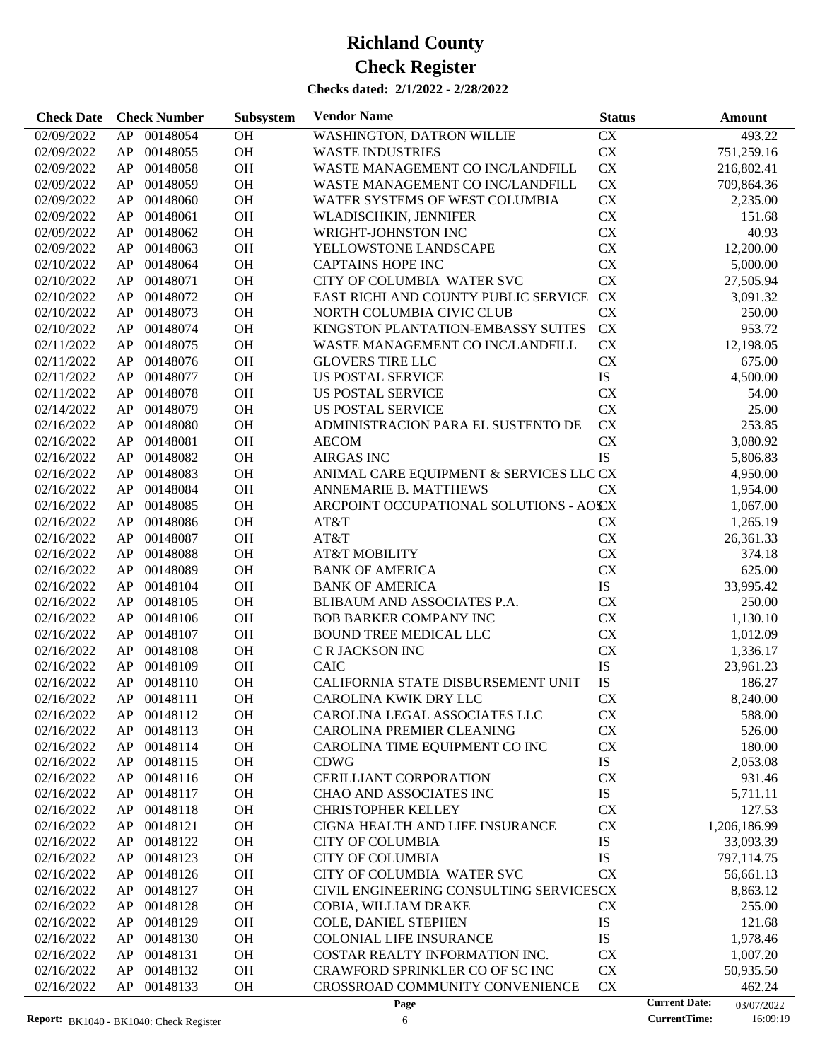# Richland County

# Check Register

**Checks dated: 2/1/2022 - 2/28/2022**

| Check Date | Check Number | | Subsystem | Vendor Name | Status | Amount |
|---|---|---|---|---|---|---|
| 02/09/2022 | AP | 00148054 | OH | WASHINGTON, DATRON WILLIE | CX | 493.22 |
| 02/09/2022 | AP | 00148055 | OH | WASTE INDUSTRIES | CX | 751,259.16 |
| 02/09/2022 | AP | 00148058 | OH | WASTE MANAGEMENT CO INC/LANDFILL | CX | 216,802.41 |
| 02/09/2022 | AP | 00148059 | OH | WASTE MANAGEMENT CO INC/LANDFILL | CX | 709,864.36 |
| 02/09/2022 | AP | 00148060 | OH | WATER SYSTEMS OF WEST COLUMBIA | CX | 2,235.00 |
| 02/09/2022 | AP | 00148061 | OH | WLADISCHKIN, JENNIFER | CX | 151.68 |
| 02/09/2022 | AP | 00148062 | OH | WRIGHT-JOHNSTON INC | CX | 40.93 |
| 02/09/2022 | AP | 00148063 | OH | YELLOWSTONE LANDSCAPE | CX | 12,200.00 |
| 02/10/2022 | AP | 00148064 | OH | CAPTAINS HOPE INC | CX | 5,000.00 |
| 02/10/2022 | AP | 00148071 | OH | CITY OF COLUMBIA WATER SVC | CX | 27,505.94 |
| 02/10/2022 | AP | 00148072 | OH | EAST RICHLAND COUNTY PUBLIC SERVICE | CX | 3,091.32 |
| 02/10/2022 | AP | 00148073 | OH | NORTH COLUMBIA CIVIC CLUB | CX | 250.00 |
| 02/10/2022 | AP | 00148074 | OH | KINGSTON PLANTATION-EMBASSY SUITES | CX | 953.72 |
| 02/11/2022 | AP | 00148075 | OH | WASTE MANAGEMENT CO INC/LANDFILL | CX | 12,198.05 |
| 02/11/2022 | AP | 00148076 | OH | GLOVERS TIRE LLC | CX | 675.00 |
| 02/11/2022 | AP | 00148077 | OH | US POSTAL SERVICE | IS | 4,500.00 |
| 02/11/2022 | AP | 00148078 | OH | US POSTAL SERVICE | CX | 54.00 |
| 02/14/2022 | AP | 00148079 | OH | US POSTAL SERVICE | CX | 25.00 |
| 02/16/2022 | AP | 00148080 | OH | ADMINISTRACION PARA EL SUSTENTO DE | CX | 253.85 |
| 02/16/2022 | AP | 00148081 | OH | AECOM | CX | 3,080.92 |
| 02/16/2022 | AP | 00148082 | OH | AIRGAS INC | IS | 5,806.83 |
| 02/16/2022 | AP | 00148083 | OH | ANIMAL CARE EQUIPMENT & SERVICES LLC | CX | 4,950.00 |
| 02/16/2022 | AP | 00148084 | OH | ANNEMARIE B. MATTHEWS | CX | 1,954.00 |
| 02/16/2022 | AP | 00148085 | OH | ARCPOINT OCCUPATIONAL SOLUTIONS - AOS | CX | 1,067.00 |
| 02/16/2022 | AP | 00148086 | OH | AT&T | CX | 1,265.19 |
| 02/16/2022 | AP | 00148087 | OH | AT&T | CX | 26,361.33 |
| 02/16/2022 | AP | 00148088 | OH | AT&T MOBILITY | CX | 374.18 |
| 02/16/2022 | AP | 00148089 | OH | BANK OF AMERICA | CX | 625.00 |
| 02/16/2022 | AP | 00148104 | OH | BANK OF AMERICA | IS | 33,995.42 |
| 02/16/2022 | AP | 00148105 | OH | BLIBAUM AND ASSOCIATES P.A. | CX | 250.00 |
| 02/16/2022 | AP | 00148106 | OH | BOB BARKER COMPANY INC | CX | 1,130.10 |
| 02/16/2022 | AP | 00148107 | OH | BOUND TREE MEDICAL LLC | CX | 1,012.09 |
| 02/16/2022 | AP | 00148108 | OH | C R JACKSON INC | CX | 1,336.17 |
| 02/16/2022 | AP | 00148109 | OH | CAIC | IS | 23,961.23 |
| 02/16/2022 | AP | 00148110 | OH | CALIFORNIA STATE DISBURSEMENT UNIT | IS | 186.27 |
| 02/16/2022 | AP | 00148111 | OH | CAROLINA KWIK DRY LLC | CX | 8,240.00 |
| 02/16/2022 | AP | 00148112 | OH | CAROLINA LEGAL ASSOCIATES LLC | CX | 588.00 |
| 02/16/2022 | AP | 00148113 | OH | CAROLINA PREMIER CLEANING | CX | 526.00 |
| 02/16/2022 | AP | 00148114 | OH | CAROLINA TIME EQUIPMENT CO INC | CX | 180.00 |
| 02/16/2022 | AP | 00148115 | OH | CDWG | IS | 2,053.08 |
| 02/16/2022 | AP | 00148116 | OH | CERILLIANT CORPORATION | CX | 931.46 |
| 02/16/2022 | AP | 00148117 | OH | CHAO AND ASSOCIATES INC | IS | 5,711.11 |
| 02/16/2022 | AP | 00148118 | OH | CHRISTOPHER KELLEY | CX | 127.53 |
| 02/16/2022 | AP | 00148121 | OH | CIGNA HEALTH AND LIFE INSURANCE | CX | 1,206,186.99 |
| 02/16/2022 | AP | 00148122 | OH | CITY OF COLUMBIA | IS | 33,093.39 |
| 02/16/2022 | AP | 00148123 | OH | CITY OF COLUMBIA | IS | 797,114.75 |
| 02/16/2022 | AP | 00148126 | OH | CITY OF COLUMBIA WATER SVC | CX | 56,661.13 |
| 02/16/2022 | AP | 00148127 | OH | CIVIL ENGINEERING CONSULTING SERVICES | CX | 8,863.12 |
| 02/16/2022 | AP | 00148128 | OH | COBIA, WILLIAM DRAKE | CX | 255.00 |
| 02/16/2022 | AP | 00148129 | OH | COLE, DANIEL STEPHEN | IS | 121.68 |
| 02/16/2022 | AP | 00148130 | OH | COLONIAL LIFE INSURANCE | IS | 1,978.46 |
| 02/16/2022 | AP | 00148131 | OH | COSTAR REALTY INFORMATION INC. | CX | 1,007.20 |
| 02/16/2022 | AP | 00148132 | OH | CRAWFORD SPRINKLER CO OF SC INC | CX | 50,935.50 |
| 02/16/2022 | AP | 00148133 | OH | CROSSROAD COMMUNITY CONVENIENCE | CX | 462.24 |

**Report:** BK1040 - BK1040: Check Register

**Current Date:** 03/07/2022

**CurrentTime:** 16:09:19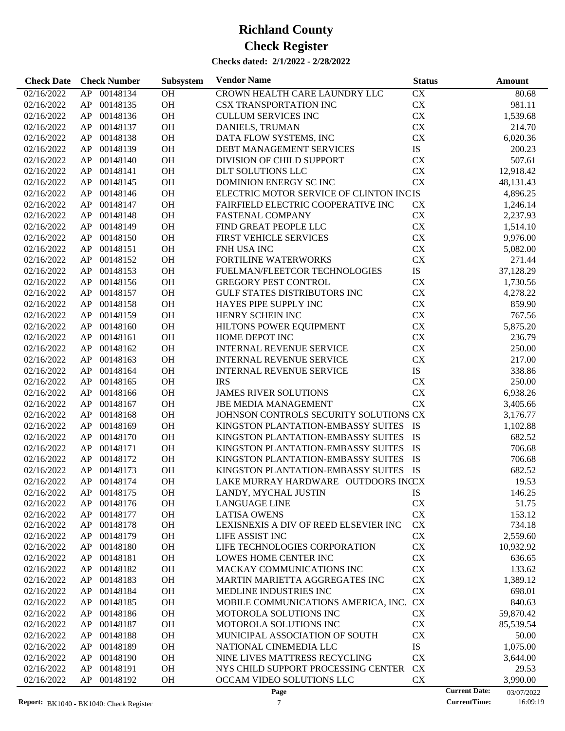# Richland County

# Check Register

**Checks dated: 2/1/2022 - 2/28/2022**

| Check Date | Check Number | | Subsystem | Vendor Name | Status | Amount |
|---|---|---|---|---|---|---|
| 02/16/2022 | AP | 00148134 | OH | CROWN HEALTH CARE LAUNDRY LLC | CX | 80.68 |
| 02/16/2022 | AP | 00148135 | OH | CSX TRANSPORTATION INC | CX | 981.11 |
| 02/16/2022 | AP | 00148136 | OH | CULLUM SERVICES INC | CX | 1,539.68 |
| 02/16/2022 | AP | 00148137 | OH | DANIELS, TRUMAN | CX | 214.70 |
| 02/16/2022 | AP | 00148138 | OH | DATA FLOW SYSTEMS, INC | CX | 6,020.36 |
| 02/16/2022 | AP | 00148139 | OH | DEBT MANAGEMENT SERVICES | IS | 200.23 |
| 02/16/2022 | AP | 00148140 | OH | DIVISION OF CHILD SUPPORT | CX | 507.61 |
| 02/16/2022 | AP | 00148141 | OH | DLT SOLUTIONS LLC | CX | 12,918.42 |
| 02/16/2022 | AP | 00148145 | OH | DOMINION ENERGY SC INC | CX | 48,131.43 |
| 02/16/2022 | AP | 00148146 | OH | ELECTRIC MOTOR SERVICE OF CLINTON INC | IS | 4,896.25 |
| 02/16/2022 | AP | 00148147 | OH | FAIRFIELD ELECTRIC COOPERATIVE INC | CX | 1,246.14 |
| 02/16/2022 | AP | 00148148 | OH | FASTENAL COMPANY | CX | 2,237.93 |
| 02/16/2022 | AP | 00148149 | OH | FIND GREAT PEOPLE LLC | CX | 1,514.10 |
| 02/16/2022 | AP | 00148150 | OH | FIRST VEHICLE SERVICES | CX | 9,976.00 |
| 02/16/2022 | AP | 00148151 | OH | FNH USA INC | CX | 5,082.00 |
| 02/16/2022 | AP | 00148152 | OH | FORTILINE WATERWORKS | CX | 271.44 |
| 02/16/2022 | AP | 00148153 | OH | FUELMAN/FLEETCOR TECHNOLOGIES | IS | 37,128.29 |
| 02/16/2022 | AP | 00148156 | OH | GREGORY PEST CONTROL | CX | 1,730.56 |
| 02/16/2022 | AP | 00148157 | OH | GULF STATES DISTRIBUTORS INC | CX | 4,278.22 |
| 02/16/2022 | AP | 00148158 | OH | HAYES PIPE SUPPLY INC | CX | 859.90 |
| 02/16/2022 | AP | 00148159 | OH | HENRY SCHEIN INC | CX | 767.56 |
| 02/16/2022 | AP | 00148160 | OH | HILTONS POWER EQUIPMENT | CX | 5,875.20 |
| 02/16/2022 | AP | 00148161 | OH | HOME DEPOT INC | CX | 236.79 |
| 02/16/2022 | AP | 00148162 | OH | INTERNAL REVENUE SERVICE | CX | 250.00 |
| 02/16/2022 | AP | 00148163 | OH | INTERNAL REVENUE SERVICE | CX | 217.00 |
| 02/16/2022 | AP | 00148164 | OH | INTERNAL REVENUE SERVICE | IS | 338.86 |
| 02/16/2022 | AP | 00148165 | OH | IRS | CX | 250.00 |
| 02/16/2022 | AP | 00148166 | OH | JAMES RIVER SOLUTIONS | CX | 6,938.26 |
| 02/16/2022 | AP | 00148167 | OH | JBE MEDIA MANAGEMENT | CX | 3,405.66 |
| 02/16/2022 | AP | 00148168 | OH | JOHNSON CONTROLS SECURITY SOLUTIONS | CX | 3,176.77 |
| 02/16/2022 | AP | 00148169 | OH | KINGSTON PLANTATION-EMBASSY SUITES | IS | 1,102.88 |
| 02/16/2022 | AP | 00148170 | OH | KINGSTON PLANTATION-EMBASSY SUITES | IS | 682.52 |
| 02/16/2022 | AP | 00148171 | OH | KINGSTON PLANTATION-EMBASSY SUITES | IS | 706.68 |
| 02/16/2022 | AP | 00148172 | OH | KINGSTON PLANTATION-EMBASSY SUITES | IS | 706.68 |
| 02/16/2022 | AP | 00148173 | OH | KINGSTON PLANTATION-EMBASSY SUITES | IS | 682.52 |
| 02/16/2022 | AP | 00148174 | OH | LAKE MURRAY HARDWARE OUTDOORS INC | CX | 19.53 |
| 02/16/2022 | AP | 00148175 | OH | LANDY, MYCHAL JUSTIN | IS | 146.25 |
| 02/16/2022 | AP | 00148176 | OH | LANGUAGE LINE | CX | 51.75 |
| 02/16/2022 | AP | 00148177 | OH | LATISA OWENS | CX | 153.12 |
| 02/16/2022 | AP | 00148178 | OH | LEXISNEXIS A DIV OF REED ELSEVIER INC | CX | 734.18 |
| 02/16/2022 | AP | 00148179 | OH | LIFE ASSIST INC | CX | 2,559.60 |
| 02/16/2022 | AP | 00148180 | OH | LIFE TECHNOLOGIES CORPORATION | CX | 10,932.92 |
| 02/16/2022 | AP | 00148181 | OH | LOWES HOME CENTER INC | CX | 636.65 |
| 02/16/2022 | AP | 00148182 | OH | MACKAY COMMUNICATIONS INC | CX | 133.62 |
| 02/16/2022 | AP | 00148183 | OH | MARTIN MARIETTA AGGREGATES INC | CX | 1,389.12 |
| 02/16/2022 | AP | 00148184 | OH | MEDLINE INDUSTRIES INC | CX | 698.01 |
| 02/16/2022 | AP | 00148185 | OH | MOBILE COMMUNICATIONS AMERICA, INC. | CX | 840.63 |
| 02/16/2022 | AP | 00148186 | OH | MOTOROLA SOLUTIONS INC | CX | 59,870.42 |
| 02/16/2022 | AP | 00148187 | OH | MOTOROLA SOLUTIONS INC | CX | 85,539.54 |
| 02/16/2022 | AP | 00148188 | OH | MUNICIPAL ASSOCIATION OF SOUTH | CX | 50.00 |
| 02/16/2022 | AP | 00148189 | OH | NATIONAL CINEMEDIA LLC | IS | 1,075.00 |
| 02/16/2022 | AP | 00148190 | OH | NINE LIVES MATTRESS RECYCLING | CX | 3,644.00 |
| 02/16/2022 | AP | 00148191 | OH | NYS CHILD SUPPORT PROCESSING CENTER | CX | 29.53 |
| 02/16/2022 | AP | 00148192 | OH | OCCAM VIDEO SOLUTIONS LLC | CX | 3,990.00 |

**Report:** BK1040 - BK1040: Check Register | **Current Date:** 03/07/2022 | **CurrentTime:** 16:09:19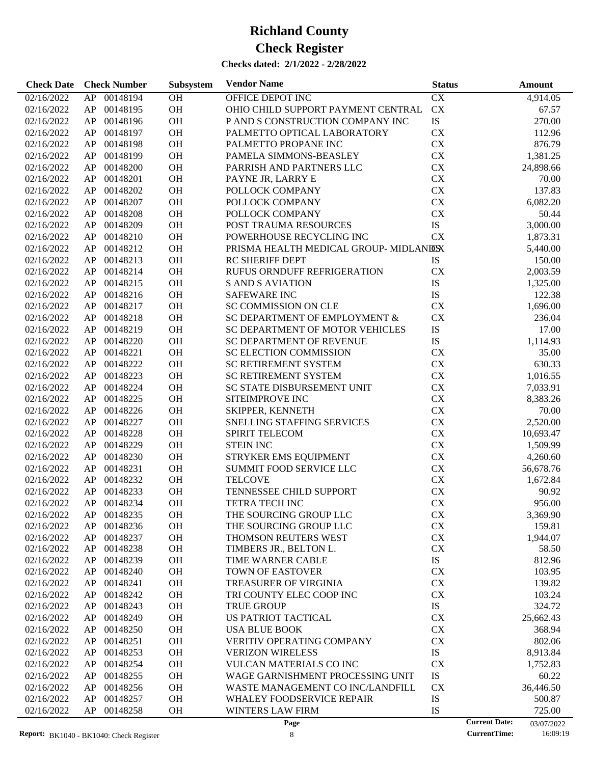# Richland County

# Check Register

**Checks dated: 2/1/2022 - 2/28/2022**

| Check Date | Check Number | | Subsystem | Vendor Name | Status | Amount |
|---|---|---|---|---|---|---|
| 02/16/2022 | AP | 00148194 | OH | OFFICE DEPOT INC | CX | 4,914.05 |
| 02/16/2022 | AP | 00148195 | OH | OHIO CHILD SUPPORT PAYMENT CENTRAL | CX | 67.57 |
| 02/16/2022 | AP | 00148196 | OH | P AND S CONSTRUCTION COMPANY INC | IS | 270.00 |
| 02/16/2022 | AP | 00148197 | OH | PALMETTO OPTICAL LABORATORY | CX | 112.96 |
| 02/16/2022 | AP | 00148198 | OH | PALMETTO PROPANE INC | CX | 876.79 |
| 02/16/2022 | AP | 00148199 | OH | PAMELA SIMMONS-BEASLEY | CX | 1,381.25 |
| 02/16/2022 | AP | 00148200 | OH | PARRISH AND PARTNERS LLC | CX | 24,898.66 |
| 02/16/2022 | AP | 00148201 | OH | PAYNE JR, LARRY E | CX | 70.00 |
| 02/16/2022 | AP | 00148202 | OH | POLLOCK COMPANY | CX | 137.83 |
| 02/16/2022 | AP | 00148207 | OH | POLLOCK COMPANY | CX | 6,082.20 |
| 02/16/2022 | AP | 00148208 | OH | POLLOCK COMPANY | CX | 50.44 |
| 02/16/2022 | AP | 00148209 | OH | POST TRAUMA RESOURCES | IS | 3,000.00 |
| 02/16/2022 | AP | 00148210 | OH | POWERHOUSE RECYCLING INC | CX | 1,873.31 |
| 02/16/2022 | AP | 00148212 | OH | PRISMA HEALTH MEDICAL GROUP- MIDLANDS | CX | 5,440.00 |
| 02/16/2022 | AP | 00148213 | OH | RC SHERIFF DEPT | IS | 150.00 |
| 02/16/2022 | AP | 00148214 | OH | RUFUS ORNDUFF REFRIGERATION | CX | 2,003.59 |
| 02/16/2022 | AP | 00148215 | OH | S AND S AVIATION | IS | 1,325.00 |
| 02/16/2022 | AP | 00148216 | OH | SAFEWARE INC | IS | 122.38 |
| 02/16/2022 | AP | 00148217 | OH | SC COMMISSION ON CLE | CX | 1,696.00 |
| 02/16/2022 | AP | 00148218 | OH | SC DEPARTMENT OF EMPLOYMENT & | CX | 236.04 |
| 02/16/2022 | AP | 00148219 | OH | SC DEPARTMENT OF MOTOR VEHICLES | IS | 17.00 |
| 02/16/2022 | AP | 00148220 | OH | SC DEPARTMENT OF REVENUE | IS | 1,114.93 |
| 02/16/2022 | AP | 00148221 | OH | SC ELECTION COMMISSION | CX | 35.00 |
| 02/16/2022 | AP | 00148222 | OH | SC RETIREMENT SYSTEM | CX | 630.33 |
| 02/16/2022 | AP | 00148223 | OH | SC RETIREMENT SYSTEM | CX | 1,016.55 |
| 02/16/2022 | AP | 00148224 | OH | SC STATE DISBURSEMENT UNIT | CX | 7,033.91 |
| 02/16/2022 | AP | 00148225 | OH | SITEIMPROVE INC | CX | 8,383.26 |
| 02/16/2022 | AP | 00148226 | OH | SKIPPER, KENNETH | CX | 70.00 |
| 02/16/2022 | AP | 00148227 | OH | SNELLING STAFFING SERVICES | CX | 2,520.00 |
| 02/16/2022 | AP | 00148228 | OH | SPIRIT TELECOM | CX | 10,693.47 |
| 02/16/2022 | AP | 00148229 | OH | STEIN INC | CX | 1,509.99 |
| 02/16/2022 | AP | 00148230 | OH | STRYKER EMS EQUIPMENT | CX | 4,260.60 |
| 02/16/2022 | AP | 00148231 | OH | SUMMIT FOOD SERVICE LLC | CX | 56,678.76 |
| 02/16/2022 | AP | 00148232 | OH | TELCOVE | CX | 1,672.84 |
| 02/16/2022 | AP | 00148233 | OH | TENNESSEE CHILD SUPPORT | CX | 90.92 |
| 02/16/2022 | AP | 00148234 | OH | TETRA TECH INC | CX | 956.00 |
| 02/16/2022 | AP | 00148235 | OH | THE SOURCING GROUP LLC | CX | 3,369.90 |
| 02/16/2022 | AP | 00148236 | OH | THE SOURCING GROUP LLC | CX | 159.81 |
| 02/16/2022 | AP | 00148237 | OH | THOMSON REUTERS WEST | CX | 1,944.07 |
| 02/16/2022 | AP | 00148238 | OH | TIMBERS JR., BELTON L. | CX | 58.50 |
| 02/16/2022 | AP | 00148239 | OH | TIME WARNER CABLE | IS | 812.96 |
| 02/16/2022 | AP | 00148240 | OH | TOWN OF EASTOVER | CX | 103.95 |
| 02/16/2022 | AP | 00148241 | OH | TREASURER OF VIRGINIA | CX | 139.82 |
| 02/16/2022 | AP | 00148242 | OH | TRI COUNTY ELEC COOP INC | CX | 103.24 |
| 02/16/2022 | AP | 00148243 | OH | TRUE GROUP | IS | 324.72 |
| 02/16/2022 | AP | 00148249 | OH | US PATRIOT TACTICAL | CX | 25,662.43 |
| 02/16/2022 | AP | 00148250 | OH | USA BLUE BOOK | CX | 368.94 |
| 02/16/2022 | AP | 00148251 | OH | VERITIV OPERATING COMPANY | CX | 802.06 |
| 02/16/2022 | AP | 00148253 | OH | VERIZON WIRELESS | IS | 8,913.84 |
| 02/16/2022 | AP | 00148254 | OH | VULCAN MATERIALS CO INC | CX | 1,752.83 |
| 02/16/2022 | AP | 00148255 | OH | WAGE GARNISHMENT PROCESSING UNIT | IS | 60.22 |
| 02/16/2022 | AP | 00148256 | OH | WASTE MANAGEMENT CO INC/LANDFILL | CX | 36,446.50 |
| 02/16/2022 | AP | 00148257 | OH | WHALEY FOODSERVICE REPAIR | IS | 500.87 |
| 02/16/2022 | AP | 00148258 | OH | WINTERS LAW FIRM | IS | 725.00 |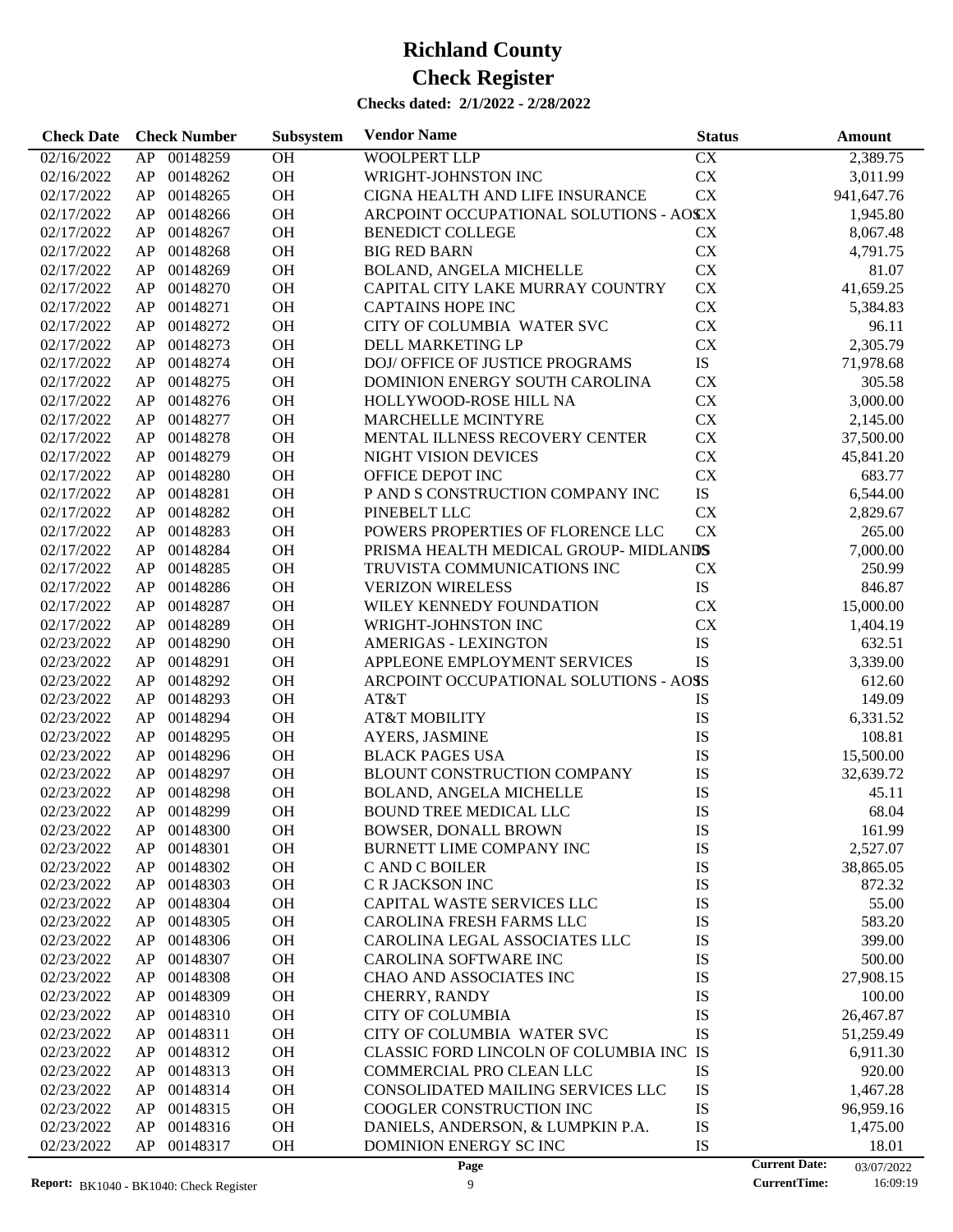# Richland County

# Check Register

**Checks dated: 2/1/2022 - 2/28/2022**

| Check Date | Check Number | | Subsystem | Vendor Name | Status | Amount |
|---|---|---|---|---|---|---|
| 02/16/2022 | AP | 00148259 | OH | WOOLPERT LLP | CX | 2,389.75 |
| 02/16/2022 | AP | 00148262 | OH | WRIGHT-JOHNSTON INC | CX | 3,011.99 |
| 02/17/2022 | AP | 00148265 | OH | CIGNA HEALTH AND LIFE INSURANCE | CX | 941,647.76 |
| 02/17/2022 | AP | 00148266 | OH | ARCPOINT OCCUPATIONAL SOLUTIONS - AOS | CX | 1,945.80 |
| 02/17/2022 | AP | 00148267 | OH | BENEDICT COLLEGE | CX | 8,067.48 |
| 02/17/2022 | AP | 00148268 | OH | BIG RED BARN | CX | 4,791.75 |
| 02/17/2022 | AP | 00148269 | OH | BOLAND, ANGELA MICHELLE | CX | 81.07 |
| 02/17/2022 | AP | 00148270 | OH | CAPITAL CITY LAKE MURRAY COUNTRY | CX | 41,659.25 |
| 02/17/2022 | AP | 00148271 | OH | CAPTAINS HOPE INC | CX | 5,384.83 |
| 02/17/2022 | AP | 00148272 | OH | CITY OF COLUMBIA WATER SVC | CX | 96.11 |
| 02/17/2022 | AP | 00148273 | OH | DELL MARKETING LP | CX | 2,305.79 |
| 02/17/2022 | AP | 00148274 | OH | DOJ/ OFFICE OF JUSTICE PROGRAMS | IS | 71,978.68 |
| 02/17/2022 | AP | 00148275 | OH | DOMINION ENERGY SOUTH CAROLINA | CX | 305.58 |
| 02/17/2022 | AP | 00148276 | OH | HOLLYWOOD-ROSE HILL NA | CX | 3,000.00 |
| 02/17/2022 | AP | 00148277 | OH | MARCHELLE MCINTYRE | CX | 2,145.00 |
| 02/17/2022 | AP | 00148278 | OH | MENTAL ILLNESS RECOVERY CENTER | CX | 37,500.00 |
| 02/17/2022 | AP | 00148279 | OH | NIGHT VISION DEVICES | CX | 45,841.20 |
| 02/17/2022 | AP | 00148280 | OH | OFFICE DEPOT INC | CX | 683.77 |
| 02/17/2022 | AP | 00148281 | OH | P AND S CONSTRUCTION COMPANY INC | IS | 6,544.00 |
| 02/17/2022 | AP | 00148282 | OH | PINEBELT LLC | CX | 2,829.67 |
| 02/17/2022 | AP | 00148283 | OH | POWERS PROPERTIES OF FLORENCE LLC | CX | 265.00 |
| 02/17/2022 | AP | 00148284 | OH | PRISMA HEALTH MEDICAL GROUP- MIDLANDS | IS | 7,000.00 |
| 02/17/2022 | AP | 00148285 | OH | TRUVISTA COMMUNICATIONS INC | CX | 250.99 |
| 02/17/2022 | AP | 00148286 | OH | VERIZON WIRELESS | IS | 846.87 |
| 02/17/2022 | AP | 00148287 | OH | WILEY KENNEDY FOUNDATION | CX | 15,000.00 |
| 02/17/2022 | AP | 00148289 | OH | WRIGHT-JOHNSTON INC | CX | 1,404.19 |
| 02/23/2022 | AP | 00148290 | OH | AMERIGAS - LEXINGTON | IS | 632.51 |
| 02/23/2022 | AP | 00148291 | OH | APPLEONE EMPLOYMENT SERVICES | IS | 3,339.00 |
| 02/23/2022 | AP | 00148292 | OH | ARCPOINT OCCUPATIONAL SOLUTIONS - AOS | IS | 612.60 |
| 02/23/2022 | AP | 00148293 | OH | AT&T | IS | 149.09 |
| 02/23/2022 | AP | 00148294 | OH | AT&T MOBILITY | IS | 6,331.52 |
| 02/23/2022 | AP | 00148295 | OH | AYERS, JASMINE | IS | 108.81 |
| 02/23/2022 | AP | 00148296 | OH | BLACK PAGES USA | IS | 15,500.00 |
| 02/23/2022 | AP | 00148297 | OH | BLOUNT CONSTRUCTION COMPANY | IS | 32,639.72 |
| 02/23/2022 | AP | 00148298 | OH | BOLAND, ANGELA MICHELLE | IS | 45.11 |
| 02/23/2022 | AP | 00148299 | OH | BOUND TREE MEDICAL LLC | IS | 68.04 |
| 02/23/2022 | AP | 00148300 | OH | BOWSER, DONALL BROWN | IS | 161.99 |
| 02/23/2022 | AP | 00148301 | OH | BURNETT LIME COMPANY INC | IS | 2,527.07 |
| 02/23/2022 | AP | 00148302 | OH | C AND C BOILER | IS | 38,865.05 |
| 02/23/2022 | AP | 00148303 | OH | C R JACKSON INC | IS | 872.32 |
| 02/23/2022 | AP | 00148304 | OH | CAPITAL WASTE SERVICES LLC | IS | 55.00 |
| 02/23/2022 | AP | 00148305 | OH | CAROLINA FRESH FARMS LLC | IS | 583.20 |
| 02/23/2022 | AP | 00148306 | OH | CAROLINA LEGAL ASSOCIATES LLC | IS | 399.00 |
| 02/23/2022 | AP | 00148307 | OH | CAROLINA SOFTWARE INC | IS | 500.00 |
| 02/23/2022 | AP | 00148308 | OH | CHAO AND ASSOCIATES INC | IS | 27,908.15 |
| 02/23/2022 | AP | 00148309 | OH | CHERRY, RANDY | IS | 100.00 |
| 02/23/2022 | AP | 00148310 | OH | CITY OF COLUMBIA | IS | 26,467.87 |
| 02/23/2022 | AP | 00148311 | OH | CITY OF COLUMBIA WATER SVC | IS | 51,259.49 |
| 02/23/2022 | AP | 00148312 | OH | CLASSIC FORD LINCOLN OF COLUMBIA INC | IS | 6,911.30 |
| 02/23/2022 | AP | 00148313 | OH | COMMERCIAL PRO CLEAN LLC | IS | 920.00 |
| 02/23/2022 | AP | 00148314 | OH | CONSOLIDATED MAILING SERVICES LLC | IS | 1,467.28 |
| 02/23/2022 | AP | 00148315 | OH | COOGLER CONSTRUCTION INC | IS | 96,959.16 |
| 02/23/2022 | AP | 00148316 | OH | DANIELS, ANDERSON, & LUMPKIN P.A. | IS | 1,475.00 |
| 02/23/2022 | AP | 00148317 | OH | DOMINION ENERGY SC INC | IS | 18.01 |

**Current Date:** 03/07/2022
**CurrentTime:** 16:09:19

**Report:** BK1040 - BK1040: Check Register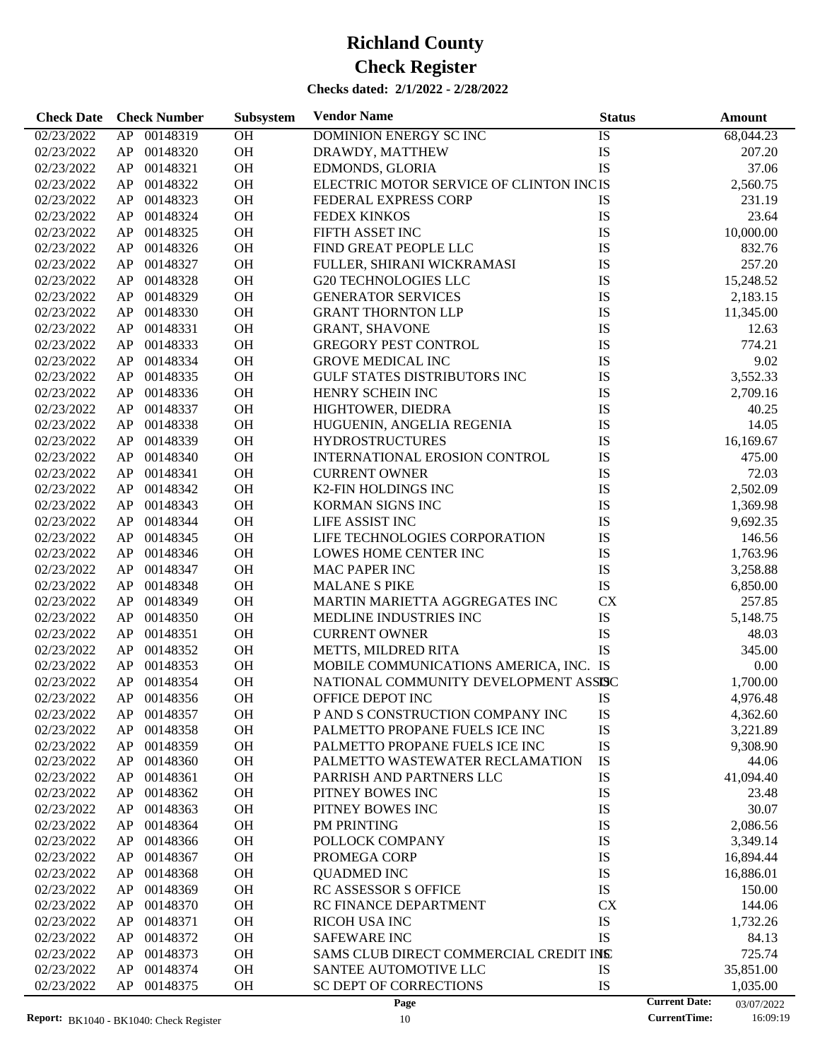# Richland County

# Check Register

**Checks dated: 2/1/2022 - 2/28/2022**

| Check Date | Check Number | | Subsystem | Vendor Name | Status | Amount |
|---|---|---|---|---|---|---|
| 02/23/2022 | AP | 00148319 | OH | DOMINION ENERGY SC INC | IS | 68,044.23 |
| 02/23/2022 | AP | 00148320 | OH | DRAWDY, MATTHEW | IS | 207.20 |
| 02/23/2022 | AP | 00148321 | OH | EDMONDS, GLORIA | IS | 37.06 |
| 02/23/2022 | AP | 00148322 | OH | ELECTRIC MOTOR SERVICE OF CLINTON INC | IS | 2,560.75 |
| 02/23/2022 | AP | 00148323 | OH | FEDERAL EXPRESS CORP | IS | 231.19 |
| 02/23/2022 | AP | 00148324 | OH | FEDEX KINKOS | IS | 23.64 |
| 02/23/2022 | AP | 00148325 | OH | FIFTH ASSET INC | IS | 10,000.00 |
| 02/23/2022 | AP | 00148326 | OH | FIND GREAT PEOPLE LLC | IS | 832.76 |
| 02/23/2022 | AP | 00148327 | OH | FULLER, SHIRANI WICKRAMASI | IS | 257.20 |
| 02/23/2022 | AP | 00148328 | OH | G20 TECHNOLOGIES LLC | IS | 15,248.52 |
| 02/23/2022 | AP | 00148329 | OH | GENERATOR SERVICES | IS | 2,183.15 |
| 02/23/2022 | AP | 00148330 | OH | GRANT THORNTON LLP | IS | 11,345.00 |
| 02/23/2022 | AP | 00148331 | OH | GRANT, SHAVONE | IS | 12.63 |
| 02/23/2022 | AP | 00148333 | OH | GREGORY PEST CONTROL | IS | 774.21 |
| 02/23/2022 | AP | 00148334 | OH | GROVE MEDICAL INC | IS | 9.02 |
| 02/23/2022 | AP | 00148335 | OH | GULF STATES DISTRIBUTORS INC | IS | 3,552.33 |
| 02/23/2022 | AP | 00148336 | OH | HENRY SCHEIN INC | IS | 2,709.16 |
| 02/23/2022 | AP | 00148337 | OH | HIGHTOWER, DIEDRA | IS | 40.25 |
| 02/23/2022 | AP | 00148338 | OH | HUGUENIN, ANGELIA REGENIA | IS | 14.05 |
| 02/23/2022 | AP | 00148339 | OH | HYDROSTRUCTURES | IS | 16,169.67 |
| 02/23/2022 | AP | 00148340 | OH | INTERNATIONAL EROSION CONTROL | IS | 475.00 |
| 02/23/2022 | AP | 00148341 | OH | CURRENT OWNER | IS | 72.03 |
| 02/23/2022 | AP | 00148342 | OH | K2-FIN HOLDINGS INC | IS | 2,502.09 |
| 02/23/2022 | AP | 00148343 | OH | KORMAN SIGNS INC | IS | 1,369.98 |
| 02/23/2022 | AP | 00148344 | OH | LIFE ASSIST INC | IS | 9,692.35 |
| 02/23/2022 | AP | 00148345 | OH | LIFE TECHNOLOGIES CORPORATION | IS | 146.56 |
| 02/23/2022 | AP | 00148346 | OH | LOWES HOME CENTER INC | IS | 1,763.96 |
| 02/23/2022 | AP | 00148347 | OH | MAC PAPER INC | IS | 3,258.88 |
| 02/23/2022 | AP | 00148348 | OH | MALANE S PIKE | IS | 6,850.00 |
| 02/23/2022 | AP | 00148349 | OH | MARTIN MARIETTA AGGREGATES INC | CX | 257.85 |
| 02/23/2022 | AP | 00148350 | OH | MEDLINE INDUSTRIES INC | IS | 5,148.75 |
| 02/23/2022 | AP | 00148351 | OH | CURRENT OWNER | IS | 48.03 |
| 02/23/2022 | AP | 00148352 | OH | METTS, MILDRED RITA | IS | 345.00 |
| 02/23/2022 | AP | 00148353 | OH | MOBILE COMMUNICATIONS AMERICA, INC. | IS | 0.00 |
| 02/23/2022 | AP | 00148354 | OH | NATIONAL COMMUNITY DEVELOPMENT ASSOC | IS | 1,700.00 |
| 02/23/2022 | AP | 00148356 | OH | OFFICE DEPOT INC | IS | 4,976.48 |
| 02/23/2022 | AP | 00148357 | OH | P AND S CONSTRUCTION COMPANY INC | IS | 4,362.60 |
| 02/23/2022 | AP | 00148358 | OH | PALMETTO PROPANE FUELS ICE INC | IS | 3,221.89 |
| 02/23/2022 | AP | 00148359 | OH | PALMETTO PROPANE FUELS ICE INC | IS | 9,308.90 |
| 02/23/2022 | AP | 00148360 | OH | PALMETTO WASTEWATER RECLAMATION | IS | 44.06 |
| 02/23/2022 | AP | 00148361 | OH | PARRISH AND PARTNERS LLC | IS | 41,094.40 |
| 02/23/2022 | AP | 00148362 | OH | PITNEY BOWES INC | IS | 23.48 |
| 02/23/2022 | AP | 00148363 | OH | PITNEY BOWES INC | IS | 30.07 |
| 02/23/2022 | AP | 00148364 | OH | PM PRINTING | IS | 2,086.56 |
| 02/23/2022 | AP | 00148366 | OH | POLLOCK COMPANY | IS | 3,349.14 |
| 02/23/2022 | AP | 00148367 | OH | PROMEGA CORP | IS | 16,894.44 |
| 02/23/2022 | AP | 00148368 | OH | QUADMED INC | IS | 16,886.01 |
| 02/23/2022 | AP | 00148369 | OH | RC ASSESSOR S OFFICE | IS | 150.00 |
| 02/23/2022 | AP | 00148370 | OH | RC FINANCE DEPARTMENT | CX | 144.06 |
| 02/23/2022 | AP | 00148371 | OH | RICOH USA INC | IS | 1,732.26 |
| 02/23/2022 | AP | 00148372 | OH | SAFEWARE INC | IS | 84.13 |
| 02/23/2022 | AP | 00148373 | OH | SAMS CLUB DIRECT COMMERCIAL CREDIT INC | IS | 725.74 |
| 02/23/2022 | AP | 00148374 | OH | SANTEE AUTOMOTIVE LLC | IS | 35,851.00 |
| 02/23/2022 | AP | 00148375 | OH | SC DEPT OF CORRECTIONS | IS | 1,035.00 |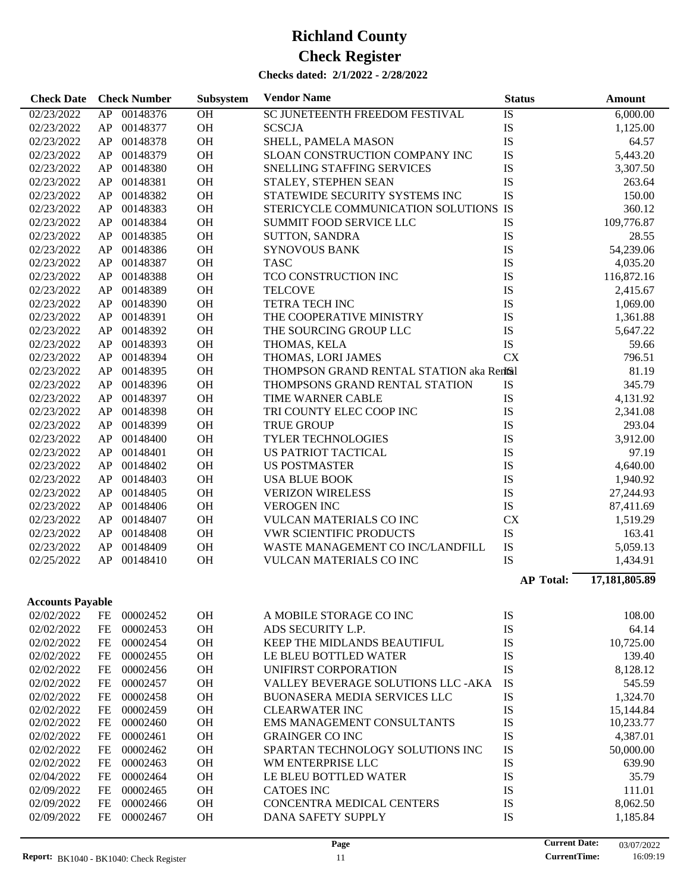# Richland County

# Check Register

**Checks dated: 2/1/2022 - 2/28/2022**

| Check Date | Check Number | | Subsystem | Vendor Name | Status | Amount |
|---|---|---|---|---|---|---|
| 02/23/2022 | AP | 00148376 | OH | SC JUNETEENTH FREEDOM FESTIVAL | IS | 6,000.00 |
| 02/23/2022 | AP | 00148377 | OH | SCSCJA | IS | 1,125.00 |
| 02/23/2022 | AP | 00148378 | OH | SHELL, PAMELA MASON | IS | 64.57 |
| 02/23/2022 | AP | 00148379 | OH | SLOAN CONSTRUCTION COMPANY INC | IS | 5,443.20 |
| 02/23/2022 | AP | 00148380 | OH | SNELLING STAFFING SERVICES | IS | 3,307.50 |
| 02/23/2022 | AP | 00148381 | OH | STALEY, STEPHEN SEAN | IS | 263.64 |
| 02/23/2022 | AP | 00148382 | OH | STATEWIDE SECURITY SYSTEMS INC | IS | 150.00 |
| 02/23/2022 | AP | 00148383 | OH | STERICYCLE COMMUNICATION SOLUTIONS | IS | 360.12 |
| 02/23/2022 | AP | 00148384 | OH | SUMMIT FOOD SERVICE LLC | IS | 109,776.87 |
| 02/23/2022 | AP | 00148385 | OH | SUTTON, SANDRA | IS | 28.55 |
| 02/23/2022 | AP | 00148386 | OH | SYNOVOUS BANK | IS | 54,239.06 |
| 02/23/2022 | AP | 00148387 | OH | TASC | IS | 4,035.20 |
| 02/23/2022 | AP | 00148388 | OH | TCO CONSTRUCTION INC | IS | 116,872.16 |
| 02/23/2022 | AP | 00148389 | OH | TELCOVE | IS | 2,415.67 |
| 02/23/2022 | AP | 00148390 | OH | TETRA TECH INC | IS | 1,069.00 |
| 02/23/2022 | AP | 00148391 | OH | THE COOPERATIVE MINISTRY | IS | 1,361.88 |
| 02/23/2022 | AP | 00148392 | OH | THE SOURCING GROUP LLC | IS | 5,647.22 |
| 02/23/2022 | AP | 00148393 | OH | THOMAS, KELA | IS | 59.66 |
| 02/23/2022 | AP | 00148394 | OH | THOMAS, LORI JAMES | CX | 796.51 |
| 02/23/2022 | AP | 00148395 | OH | THOMPSON GRAND RENTAL STATION aka Rental | IS | 81.19 |
| 02/23/2022 | AP | 00148396 | OH | THOMPSONS GRAND RENTAL STATION | IS | 345.79 |
| 02/23/2022 | AP | 00148397 | OH | TIME WARNER CABLE | IS | 4,131.92 |
| 02/23/2022 | AP | 00148398 | OH | TRI COUNTY ELEC COOP INC | IS | 2,341.08 |
| 02/23/2022 | AP | 00148399 | OH | TRUE GROUP | IS | 293.04 |
| 02/23/2022 | AP | 00148400 | OH | TYLER TECHNOLOGIES | IS | 3,912.00 |
| 02/23/2022 | AP | 00148401 | OH | US PATRIOT TACTICAL | IS | 97.19 |
| 02/23/2022 | AP | 00148402 | OH | US POSTMASTER | IS | 4,640.00 |
| 02/23/2022 | AP | 00148403 | OH | USA BLUE BOOK | IS | 1,940.92 |
| 02/23/2022 | AP | 00148405 | OH | VERIZON WIRELESS | IS | 27,244.93 |
| 02/23/2022 | AP | 00148406 | OH | VEROGEN INC | IS | 87,411.69 |
| 02/23/2022 | AP | 00148407 | OH | VULCAN MATERIALS CO INC | CX | 1,519.29 |
| 02/23/2022 | AP | 00148408 | OH | VWR SCIENTIFIC PRODUCTS | IS | 163.41 |
| 02/23/2022 | AP | 00148409 | OH | WASTE MANAGEMENT CO INC/LANDFILL | IS | 5,059.13 |
| 02/25/2022 | AP | 00148410 | OH | VULCAN MATERIALS CO INC | IS | 1,434.91 |
| | | | | | **AP Total:** | **17,181,805.89** |

**Accounts Payable**

| Check Date | Check Number | | Subsystem | Vendor Name | Status | Amount |
|---|---|---|---|---|---|---|
| 02/02/2022 | FE | 00002452 | OH | A MOBILE STORAGE CO INC | IS | 108.00 |
| 02/02/2022 | FE | 00002453 | OH | ADS SECURITY L.P. | IS | 64.14 |
| 02/02/2022 | FE | 00002454 | OH | KEEP THE MIDLANDS BEAUTIFUL | IS | 10,725.00 |
| 02/02/2022 | FE | 00002455 | OH | LE BLEU BOTTLED WATER | IS | 139.40 |
| 02/02/2022 | FE | 00002456 | OH | UNIFIRST CORPORATION | IS | 8,128.12 |
| 02/02/2022 | FE | 00002457 | OH | VALLEY BEVERAGE SOLUTIONS LLC -AKA | IS | 545.59 |
| 02/02/2022 | FE | 00002458 | OH | BUONASERA MEDIA SERVICES LLC | IS | 1,324.70 |
| 02/02/2022 | FE | 00002459 | OH | CLEARWATER INC | IS | 15,144.84 |
| 02/02/2022 | FE | 00002460 | OH | EMS MANAGEMENT CONSULTANTS | IS | 10,233.77 |
| 02/02/2022 | FE | 00002461 | OH | GRAINGER CO INC | IS | 4,387.01 |
| 02/02/2022 | FE | 00002462 | OH | SPARTAN TECHNOLOGY SOLUTIONS INC | IS | 50,000.00 |
| 02/02/2022 | FE | 00002463 | OH | WM ENTERPRISE LLC | IS | 639.90 |
| 02/04/2022 | FE | 00002464 | OH | LE BLEU BOTTLED WATER | IS | 35.79 |
| 02/09/2022 | FE | 00002465 | OH | CATOES INC | IS | 111.01 |
| 02/09/2022 | FE | 00002466 | OH | CONCENTRA MEDICAL CENTERS | IS | 8,062.50 |
| 02/09/2022 | FE | 00002467 | OH | DANA SAFETY SUPPLY | IS | 1,185.84 |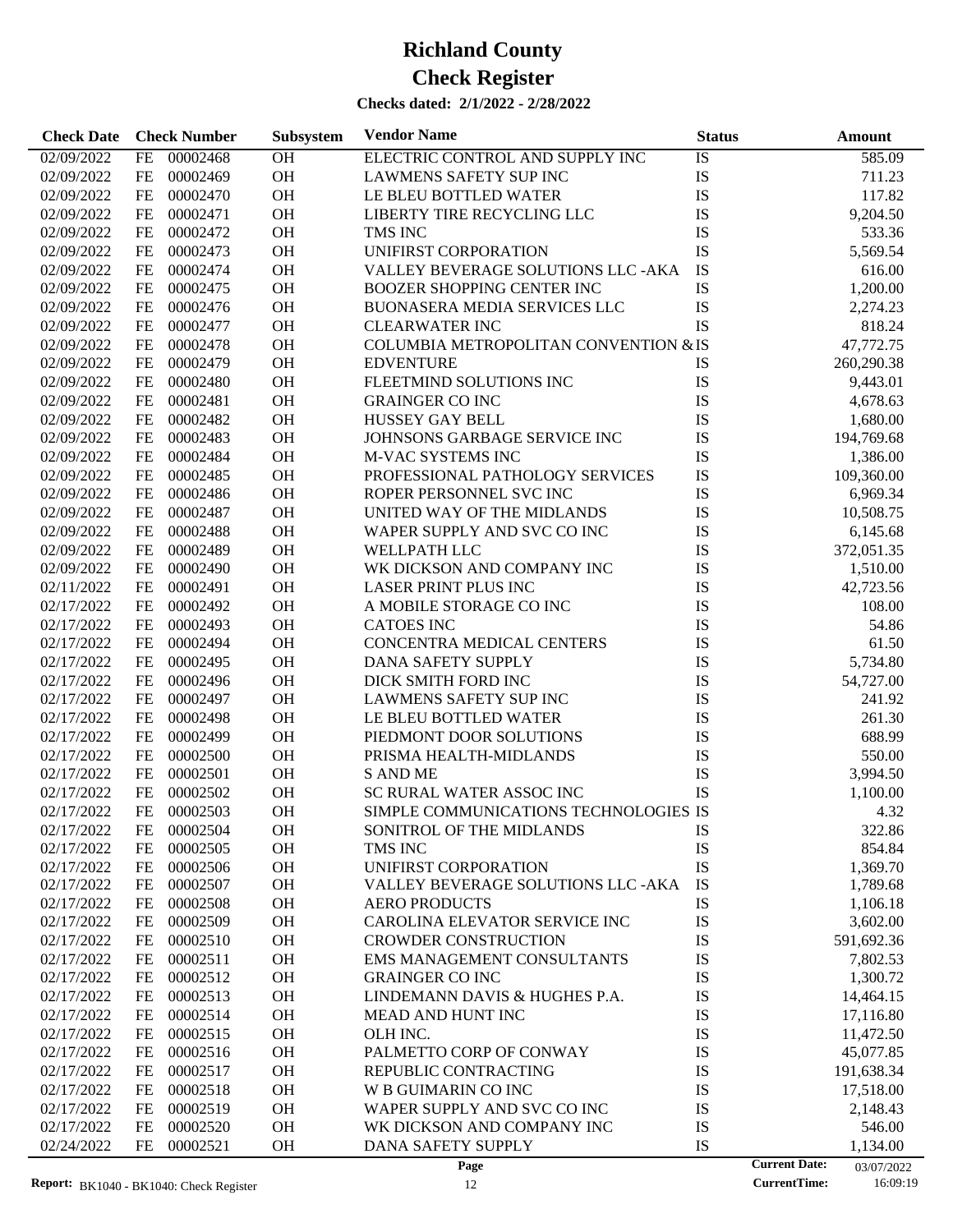# Richland County

# Check Register

**Checks dated: 2/1/2022 - 2/28/2022**

| Check Date | Check Number | | Subsystem | Vendor Name | Status | Amount |
|---|---|---|---|---|---|---|
| 02/09/2022 | FE | 00002468 | OH | ELECTRIC CONTROL AND SUPPLY INC | IS | 585.09 |
| 02/09/2022 | FE | 00002469 | OH | LAWMENS SAFETY SUP INC | IS | 711.23 |
| 02/09/2022 | FE | 00002470 | OH | LE BLEU BOTTLED WATER | IS | 117.82 |
| 02/09/2022 | FE | 00002471 | OH | LIBERTY TIRE RECYCLING LLC | IS | 9,204.50 |
| 02/09/2022 | FE | 00002472 | OH | TMS INC | IS | 533.36 |
| 02/09/2022 | FE | 00002473 | OH | UNIFIRST CORPORATION | IS | 5,569.54 |
| 02/09/2022 | FE | 00002474 | OH | VALLEY BEVERAGE SOLUTIONS LLC -AKA | IS | 616.00 |
| 02/09/2022 | FE | 00002475 | OH | BOOZER SHOPPING CENTER INC | IS | 1,200.00 |
| 02/09/2022 | FE | 00002476 | OH | BUONASERA MEDIA SERVICES LLC | IS | 2,274.23 |
| 02/09/2022 | FE | 00002477 | OH | CLEARWATER INC | IS | 818.24 |
| 02/09/2022 | FE | 00002478 | OH | COLUMBIA METROPOLITAN CONVENTION & | IS | 47,772.75 |
| 02/09/2022 | FE | 00002479 | OH | EDVENTURE | IS | 260,290.38 |
| 02/09/2022 | FE | 00002480 | OH | FLEETMIND SOLUTIONS INC | IS | 9,443.01 |
| 02/09/2022 | FE | 00002481 | OH | GRAINGER CO INC | IS | 4,678.63 |
| 02/09/2022 | FE | 00002482 | OH | HUSSEY GAY BELL | IS | 1,680.00 |
| 02/09/2022 | FE | 00002483 | OH | JOHNSONS GARBAGE SERVICE INC | IS | 194,769.68 |
| 02/09/2022 | FE | 00002484 | OH | M-VAC SYSTEMS INC | IS | 1,386.00 |
| 02/09/2022 | FE | 00002485 | OH | PROFESSIONAL PATHOLOGY SERVICES | IS | 109,360.00 |
| 02/09/2022 | FE | 00002486 | OH | ROPER PERSONNEL SVC INC | IS | 6,969.34 |
| 02/09/2022 | FE | 00002487 | OH | UNITED WAY OF THE MIDLANDS | IS | 10,508.75 |
| 02/09/2022 | FE | 00002488 | OH | WAPER SUPPLY AND SVC CO INC | IS | 6,145.68 |
| 02/09/2022 | FE | 00002489 | OH | WELLPATH LLC | IS | 372,051.35 |
| 02/09/2022 | FE | 00002490 | OH | WK DICKSON AND COMPANY INC | IS | 1,510.00 |
| 02/11/2022 | FE | 00002491 | OH | LASER PRINT PLUS INC | IS | 42,723.56 |
| 02/17/2022 | FE | 00002492 | OH | A MOBILE STORAGE CO INC | IS | 108.00 |
| 02/17/2022 | FE | 00002493 | OH | CATOES INC | IS | 54.86 |
| 02/17/2022 | FE | 00002494 | OH | CONCENTRA MEDICAL CENTERS | IS | 61.50 |
| 02/17/2022 | FE | 00002495 | OH | DANA SAFETY SUPPLY | IS | 5,734.80 |
| 02/17/2022 | FE | 00002496 | OH | DICK SMITH FORD INC | IS | 54,727.00 |
| 02/17/2022 | FE | 00002497 | OH | LAWMENS SAFETY SUP INC | IS | 241.92 |
| 02/17/2022 | FE | 00002498 | OH | LE BLEU BOTTLED WATER | IS | 261.30 |
| 02/17/2022 | FE | 00002499 | OH | PIEDMONT DOOR SOLUTIONS | IS | 688.99 |
| 02/17/2022 | FE | 00002500 | OH | PRISMA HEALTH-MIDLANDS | IS | 550.00 |
| 02/17/2022 | FE | 00002501 | OH | S AND ME | IS | 3,994.50 |
| 02/17/2022 | FE | 00002502 | OH | SC RURAL WATER ASSOC INC | IS | 1,100.00 |
| 02/17/2022 | FE | 00002503 | OH | SIMPLE COMMUNICATIONS TECHNOLOGIES | IS | 4.32 |
| 02/17/2022 | FE | 00002504 | OH | SONITROL OF THE MIDLANDS | IS | 322.86 |
| 02/17/2022 | FE | 00002505 | OH | TMS INC | IS | 854.84 |
| 02/17/2022 | FE | 00002506 | OH | UNIFIRST CORPORATION | IS | 1,369.70 |
| 02/17/2022 | FE | 00002507 | OH | VALLEY BEVERAGE SOLUTIONS LLC -AKA | IS | 1,789.68 |
| 02/17/2022 | FE | 00002508 | OH | AERO PRODUCTS | IS | 1,106.18 |
| 02/17/2022 | FE | 00002509 | OH | CAROLINA ELEVATOR SERVICE INC | IS | 3,602.00 |
| 02/17/2022 | FE | 00002510 | OH | CROWDER CONSTRUCTION | IS | 591,692.36 |
| 02/17/2022 | FE | 00002511 | OH | EMS MANAGEMENT CONSULTANTS | IS | 7,802.53 |
| 02/17/2022 | FE | 00002512 | OH | GRAINGER CO INC | IS | 1,300.72 |
| 02/17/2022 | FE | 00002513 | OH | LINDEMANN DAVIS & HUGHES P.A. | IS | 14,464.15 |
| 02/17/2022 | FE | 00002514 | OH | MEAD AND HUNT INC | IS | 17,116.80 |
| 02/17/2022 | FE | 00002515 | OH | OLH INC. | IS | 11,472.50 |
| 02/17/2022 | FE | 00002516 | OH | PALMETTO CORP OF CONWAY | IS | 45,077.85 |
| 02/17/2022 | FE | 00002517 | OH | REPUBLIC CONTRACTING | IS | 191,638.34 |
| 02/17/2022 | FE | 00002518 | OH | W B GUIMARIN CO INC | IS | 17,518.00 |
| 02/17/2022 | FE | 00002519 | OH | WAPER SUPPLY AND SVC CO INC | IS | 2,148.43 |
| 02/17/2022 | FE | 00002520 | OH | WK DICKSON AND COMPANY INC | IS | 546.00 |
| 02/24/2022 | FE | 00002521 | OH | DANA SAFETY SUPPLY | IS | 1,134.00 |

Report: BK1040 - BK1040: Check Register

Current Date: 03/07/2022
CurrentTime: 16:09:19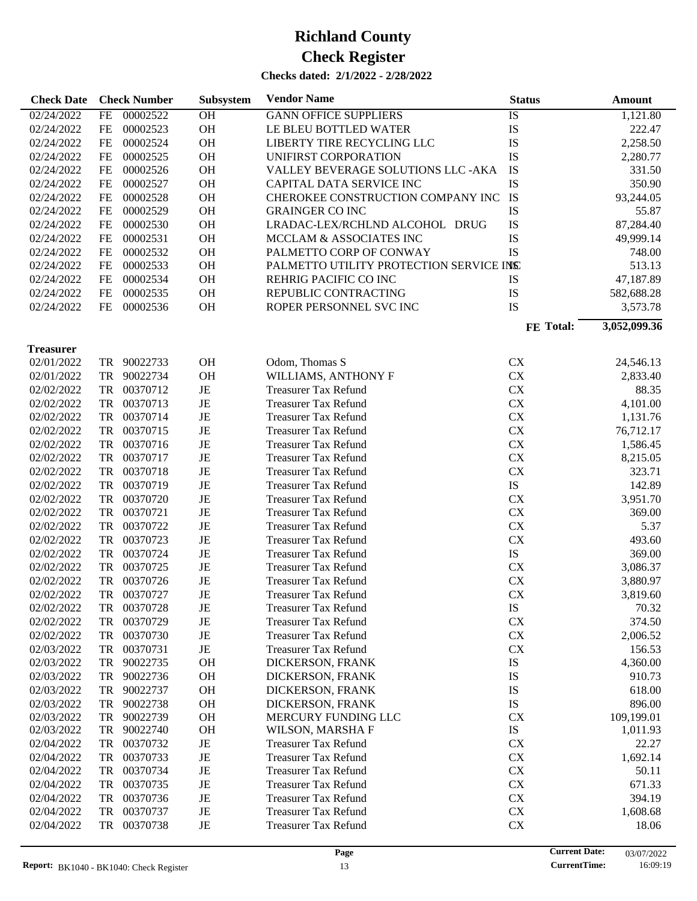# Richland County
# Check Register

**Checks dated: 2/1/2022 - 2/28/2022**

| Check Date | | Check Number | Subsystem | Vendor Name | Status | Amount |
|---|---|---|---|---|---|---|
| 02/24/2022 | FE | 00002522 | OH | GANN OFFICE SUPPLIERS | IS | 1,121.80 |
| 02/24/2022 | FE | 00002523 | OH | LE BLEU BOTTLED WATER | IS | 222.47 |
| 02/24/2022 | FE | 00002524 | OH | LIBERTY TIRE RECYCLING LLC | IS | 2,258.50 |
| 02/24/2022 | FE | 00002525 | OH | UNIFIRST CORPORATION | IS | 2,280.77 |
| 02/24/2022 | FE | 00002526 | OH | VALLEY BEVERAGE SOLUTIONS LLC -AKA | IS | 331.50 |
| 02/24/2022 | FE | 00002527 | OH | CAPITAL DATA SERVICE INC | IS | 350.90 |
| 02/24/2022 | FE | 00002528 | OH | CHEROKEE CONSTRUCTION COMPANY INC | IS | 93,244.05 |
| 02/24/2022 | FE | 00002529 | OH | GRAINGER CO INC | IS | 55.87 |
| 02/24/2022 | FE | 00002530 | OH | LRADAC-LEX/RCHLND ALCOHOL DRUG | IS | 87,284.40 |
| 02/24/2022 | FE | 00002531 | OH | MCCLAM & ASSOCIATES INC | IS | 49,999.14 |
| 02/24/2022 | FE | 00002532 | OH | PALMETTO CORP OF CONWAY | IS | 748.00 |
| 02/24/2022 | FE | 00002533 | OH | PALMETTO UTILITY PROTECTION SERVICE INC | IS | 513.13 |
| 02/24/2022 | FE | 00002534 | OH | REHRIG PACIFIC CO INC | IS | 47,187.89 |
| 02/24/2022 | FE | 00002535 | OH | REPUBLIC CONTRACTING | IS | 582,688.28 |
| 02/24/2022 | FE | 00002536 | OH | ROPER PERSONNEL SVC INC | IS | 3,573.78 |
| | | | | | **FE Total:** | **3,052,099.36** |
| **Treasurer** | | | | | | |
| 02/01/2022 | TR | 90022733 | OH | Odom, Thomas S | CX | 24,546.13 |
| 02/01/2022 | TR | 90022734 | OH | WILLIAMS, ANTHONY F | CX | 2,833.40 |
| 02/02/2022 | TR | 00370712 | JE | Treasurer Tax Refund | CX | 88.35 |
| 02/02/2022 | TR | 00370713 | JE | Treasurer Tax Refund | CX | 4,101.00 |
| 02/02/2022 | TR | 00370714 | JE | Treasurer Tax Refund | CX | 1,131.76 |
| 02/02/2022 | TR | 00370715 | JE | Treasurer Tax Refund | CX | 76,712.17 |
| 02/02/2022 | TR | 00370716 | JE | Treasurer Tax Refund | CX | 1,586.45 |
| 02/02/2022 | TR | 00370717 | JE | Treasurer Tax Refund | CX | 8,215.05 |
| 02/02/2022 | TR | 00370718 | JE | Treasurer Tax Refund | CX | 323.71 |
| 02/02/2022 | TR | 00370719 | JE | Treasurer Tax Refund | IS | 142.89 |
| 02/02/2022 | TR | 00370720 | JE | Treasurer Tax Refund | CX | 3,951.70 |
| 02/02/2022 | TR | 00370721 | JE | Treasurer Tax Refund | CX | 369.00 |
| 02/02/2022 | TR | 00370722 | JE | Treasurer Tax Refund | CX | 5.37 |
| 02/02/2022 | TR | 00370723 | JE | Treasurer Tax Refund | CX | 493.60 |
| 02/02/2022 | TR | 00370724 | JE | Treasurer Tax Refund | IS | 369.00 |
| 02/02/2022 | TR | 00370725 | JE | Treasurer Tax Refund | CX | 3,086.37 |
| 02/02/2022 | TR | 00370726 | JE | Treasurer Tax Refund | CX | 3,880.97 |
| 02/02/2022 | TR | 00370727 | JE | Treasurer Tax Refund | CX | 3,819.60 |
| 02/02/2022 | TR | 00370728 | JE | Treasurer Tax Refund | IS | 70.32 |
| 02/02/2022 | TR | 00370729 | JE | Treasurer Tax Refund | CX | 374.50 |
| 02/02/2022 | TR | 00370730 | JE | Treasurer Tax Refund | CX | 2,006.52 |
| 02/03/2022 | TR | 00370731 | JE | Treasurer Tax Refund | CX | 156.53 |
| 02/03/2022 | TR | 90022735 | OH | DICKERSON, FRANK | IS | 4,360.00 |
| 02/03/2022 | TR | 90022736 | OH | DICKERSON, FRANK | IS | 910.73 |
| 02/03/2022 | TR | 90022737 | OH | DICKERSON, FRANK | IS | 618.00 |
| 02/03/2022 | TR | 90022738 | OH | DICKERSON, FRANK | IS | 896.00 |
| 02/03/2022 | TR | 90022739 | OH | MERCURY FUNDING LLC | CX | 109,199.01 |
| 02/03/2022 | TR | 90022740 | OH | WILSON, MARSHA F | IS | 1,011.93 |
| 02/04/2022 | TR | 00370732 | JE | Treasurer Tax Refund | CX | 22.27 |
| 02/04/2022 | TR | 00370733 | JE | Treasurer Tax Refund | CX | 1,692.14 |
| 02/04/2022 | TR | 00370734 | JE | Treasurer Tax Refund | CX | 50.11 |
| 02/04/2022 | TR | 00370735 | JE | Treasurer Tax Refund | CX | 671.33 |
| 02/04/2022 | TR | 00370736 | JE | Treasurer Tax Refund | CX | 394.19 |
| 02/04/2022 | TR | 00370737 | JE | Treasurer Tax Refund | CX | 1,608.68 |
| 02/04/2022 | TR | 00370738 | JE | Treasurer Tax Refund | CX | 18.06 |

**Report:** BK1040 - BK1040: Check Register

**Current Date:** 03/07/2022
**CurrentTime:** 16:09:19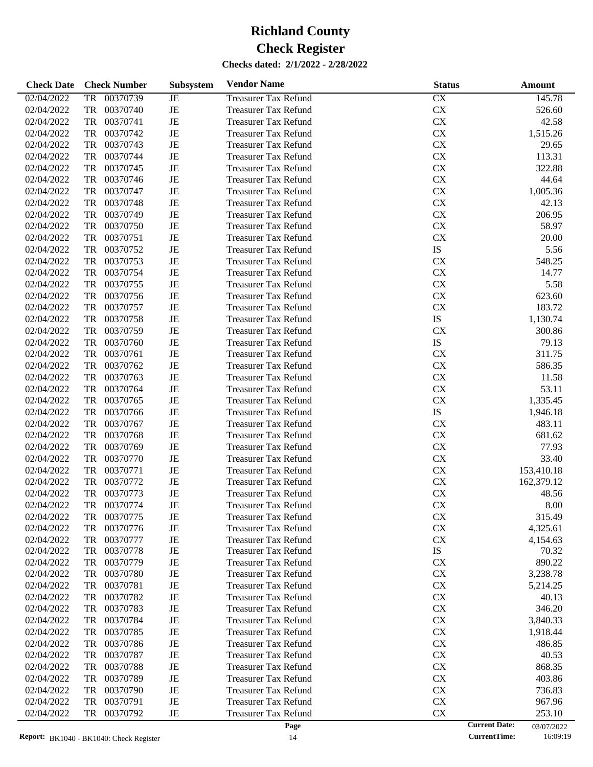# Richland County

# Check Register

**Checks dated: 2/1/2022 - 2/28/2022**

| Check Date | Check Number | Subsystem | Vendor Name | Status | Amount |
|---|---|---|---|---|---|
| 02/04/2022 | TR 00370739 | JE | Treasurer Tax Refund | CX | 145.78 |
| 02/04/2022 | TR 00370740 | JE | Treasurer Tax Refund | CX | 526.60 |
| 02/04/2022 | TR 00370741 | JE | Treasurer Tax Refund | CX | 42.58 |
| 02/04/2022 | TR 00370742 | JE | Treasurer Tax Refund | CX | 1,515.26 |
| 02/04/2022 | TR 00370743 | JE | Treasurer Tax Refund | CX | 29.65 |
| 02/04/2022 | TR 00370744 | JE | Treasurer Tax Refund | CX | 113.31 |
| 02/04/2022 | TR 00370745 | JE | Treasurer Tax Refund | CX | 322.88 |
| 02/04/2022 | TR 00370746 | JE | Treasurer Tax Refund | CX | 44.64 |
| 02/04/2022 | TR 00370747 | JE | Treasurer Tax Refund | CX | 1,005.36 |
| 02/04/2022 | TR 00370748 | JE | Treasurer Tax Refund | CX | 42.13 |
| 02/04/2022 | TR 00370749 | JE | Treasurer Tax Refund | CX | 206.95 |
| 02/04/2022 | TR 00370750 | JE | Treasurer Tax Refund | CX | 58.97 |
| 02/04/2022 | TR 00370751 | JE | Treasurer Tax Refund | CX | 20.00 |
| 02/04/2022 | TR 00370752 | JE | Treasurer Tax Refund | IS | 5.56 |
| 02/04/2022 | TR 00370753 | JE | Treasurer Tax Refund | CX | 548.25 |
| 02/04/2022 | TR 00370754 | JE | Treasurer Tax Refund | CX | 14.77 |
| 02/04/2022 | TR 00370755 | JE | Treasurer Tax Refund | CX | 5.58 |
| 02/04/2022 | TR 00370756 | JE | Treasurer Tax Refund | CX | 623.60 |
| 02/04/2022 | TR 00370757 | JE | Treasurer Tax Refund | CX | 183.72 |
| 02/04/2022 | TR 00370758 | JE | Treasurer Tax Refund | IS | 1,130.74 |
| 02/04/2022 | TR 00370759 | JE | Treasurer Tax Refund | CX | 300.86 |
| 02/04/2022 | TR 00370760 | JE | Treasurer Tax Refund | IS | 79.13 |
| 02/04/2022 | TR 00370761 | JE | Treasurer Tax Refund | CX | 311.75 |
| 02/04/2022 | TR 00370762 | JE | Treasurer Tax Refund | CX | 586.35 |
| 02/04/2022 | TR 00370763 | JE | Treasurer Tax Refund | CX | 11.58 |
| 02/04/2022 | TR 00370764 | JE | Treasurer Tax Refund | CX | 53.11 |
| 02/04/2022 | TR 00370765 | JE | Treasurer Tax Refund | CX | 1,335.45 |
| 02/04/2022 | TR 00370766 | JE | Treasurer Tax Refund | IS | 1,946.18 |
| 02/04/2022 | TR 00370767 | JE | Treasurer Tax Refund | CX | 483.11 |
| 02/04/2022 | TR 00370768 | JE | Treasurer Tax Refund | CX | 681.62 |
| 02/04/2022 | TR 00370769 | JE | Treasurer Tax Refund | CX | 77.93 |
| 02/04/2022 | TR 00370770 | JE | Treasurer Tax Refund | CX | 33.40 |
| 02/04/2022 | TR 00370771 | JE | Treasurer Tax Refund | CX | 153,410.18 |
| 02/04/2022 | TR 00370772 | JE | Treasurer Tax Refund | CX | 162,379.12 |
| 02/04/2022 | TR 00370773 | JE | Treasurer Tax Refund | CX | 48.56 |
| 02/04/2022 | TR 00370774 | JE | Treasurer Tax Refund | CX | 8.00 |
| 02/04/2022 | TR 00370775 | JE | Treasurer Tax Refund | CX | 315.49 |
| 02/04/2022 | TR 00370776 | JE | Treasurer Tax Refund | CX | 4,325.61 |
| 02/04/2022 | TR 00370777 | JE | Treasurer Tax Refund | CX | 4,154.63 |
| 02/04/2022 | TR 00370778 | JE | Treasurer Tax Refund | IS | 70.32 |
| 02/04/2022 | TR 00370779 | JE | Treasurer Tax Refund | CX | 890.22 |
| 02/04/2022 | TR 00370780 | JE | Treasurer Tax Refund | CX | 3,238.78 |
| 02/04/2022 | TR 00370781 | JE | Treasurer Tax Refund | CX | 5,214.25 |
| 02/04/2022 | TR 00370782 | JE | Treasurer Tax Refund | CX | 40.13 |
| 02/04/2022 | TR 00370783 | JE | Treasurer Tax Refund | CX | 346.20 |
| 02/04/2022 | TR 00370784 | JE | Treasurer Tax Refund | CX | 3,840.33 |
| 02/04/2022 | TR 00370785 | JE | Treasurer Tax Refund | CX | 1,918.44 |
| 02/04/2022 | TR 00370786 | JE | Treasurer Tax Refund | CX | 486.85 |
| 02/04/2022 | TR 00370787 | JE | Treasurer Tax Refund | CX | 40.53 |
| 02/04/2022 | TR 00370788 | JE | Treasurer Tax Refund | CX | 868.35 |
| 02/04/2022 | TR 00370789 | JE | Treasurer Tax Refund | CX | 403.86 |
| 02/04/2022 | TR 00370790 | JE | Treasurer Tax Refund | CX | 736.83 |
| 02/04/2022 | TR 00370791 | JE | Treasurer Tax Refund | CX | 967.96 |
| 02/04/2022 | TR 00370792 | JE | Treasurer Tax Refund | CX | 253.10 |

**Report:** BK1040 - BK1040: Check Register

**Current Date:** 03/07/2022
**CurrentTime:** 16:09:19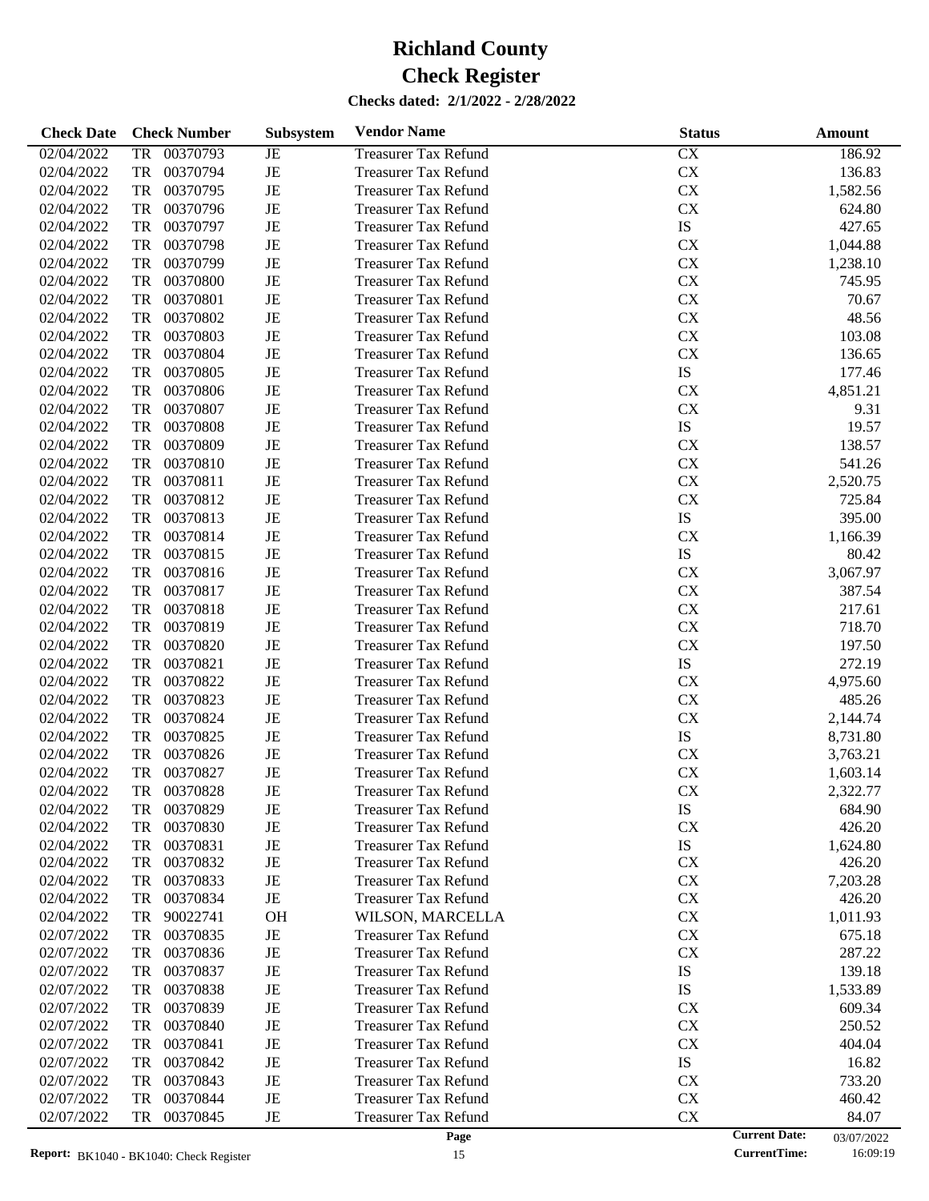# Richland County

# Check Register

**Checks dated: 2/1/2022 - 2/28/2022**

| Check Date | Check Number | | Subsystem | Vendor Name | Status | Amount |
|---|---|---|---|---|---|---|
| 02/04/2022 | TR | 00370793 | JE | Treasurer Tax Refund | CX | 186.92 |
| 02/04/2022 | TR | 00370794 | JE | Treasurer Tax Refund | CX | 136.83 |
| 02/04/2022 | TR | 00370795 | JE | Treasurer Tax Refund | CX | 1,582.56 |
| 02/04/2022 | TR | 00370796 | JE | Treasurer Tax Refund | CX | 624.80 |
| 02/04/2022 | TR | 00370797 | JE | Treasurer Tax Refund | IS | 427.65 |
| 02/04/2022 | TR | 00370798 | JE | Treasurer Tax Refund | CX | 1,044.88 |
| 02/04/2022 | TR | 00370799 | JE | Treasurer Tax Refund | CX | 1,238.10 |
| 02/04/2022 | TR | 00370800 | JE | Treasurer Tax Refund | CX | 745.95 |
| 02/04/2022 | TR | 00370801 | JE | Treasurer Tax Refund | CX | 70.67 |
| 02/04/2022 | TR | 00370802 | JE | Treasurer Tax Refund | CX | 48.56 |
| 02/04/2022 | TR | 00370803 | JE | Treasurer Tax Refund | CX | 103.08 |
| 02/04/2022 | TR | 00370804 | JE | Treasurer Tax Refund | CX | 136.65 |
| 02/04/2022 | TR | 00370805 | JE | Treasurer Tax Refund | IS | 177.46 |
| 02/04/2022 | TR | 00370806 | JE | Treasurer Tax Refund | CX | 4,851.21 |
| 02/04/2022 | TR | 00370807 | JE | Treasurer Tax Refund | CX | 9.31 |
| 02/04/2022 | TR | 00370808 | JE | Treasurer Tax Refund | IS | 19.57 |
| 02/04/2022 | TR | 00370809 | JE | Treasurer Tax Refund | CX | 138.57 |
| 02/04/2022 | TR | 00370810 | JE | Treasurer Tax Refund | CX | 541.26 |
| 02/04/2022 | TR | 00370811 | JE | Treasurer Tax Refund | CX | 2,520.75 |
| 02/04/2022 | TR | 00370812 | JE | Treasurer Tax Refund | CX | 725.84 |
| 02/04/2022 | TR | 00370813 | JE | Treasurer Tax Refund | IS | 395.00 |
| 02/04/2022 | TR | 00370814 | JE | Treasurer Tax Refund | CX | 1,166.39 |
| 02/04/2022 | TR | 00370815 | JE | Treasurer Tax Refund | IS | 80.42 |
| 02/04/2022 | TR | 00370816 | JE | Treasurer Tax Refund | CX | 3,067.97 |
| 02/04/2022 | TR | 00370817 | JE | Treasurer Tax Refund | CX | 387.54 |
| 02/04/2022 | TR | 00370818 | JE | Treasurer Tax Refund | CX | 217.61 |
| 02/04/2022 | TR | 00370819 | JE | Treasurer Tax Refund | CX | 718.70 |
| 02/04/2022 | TR | 00370820 | JE | Treasurer Tax Refund | CX | 197.50 |
| 02/04/2022 | TR | 00370821 | JE | Treasurer Tax Refund | IS | 272.19 |
| 02/04/2022 | TR | 00370822 | JE | Treasurer Tax Refund | CX | 4,975.60 |
| 02/04/2022 | TR | 00370823 | JE | Treasurer Tax Refund | CX | 485.26 |
| 02/04/2022 | TR | 00370824 | JE | Treasurer Tax Refund | CX | 2,144.74 |
| 02/04/2022 | TR | 00370825 | JE | Treasurer Tax Refund | IS | 8,731.80 |
| 02/04/2022 | TR | 00370826 | JE | Treasurer Tax Refund | CX | 3,763.21 |
| 02/04/2022 | TR | 00370827 | JE | Treasurer Tax Refund | CX | 1,603.14 |
| 02/04/2022 | TR | 00370828 | JE | Treasurer Tax Refund | CX | 2,322.77 |
| 02/04/2022 | TR | 00370829 | JE | Treasurer Tax Refund | IS | 684.90 |
| 02/04/2022 | TR | 00370830 | JE | Treasurer Tax Refund | CX | 426.20 |
| 02/04/2022 | TR | 00370831 | JE | Treasurer Tax Refund | IS | 1,624.80 |
| 02/04/2022 | TR | 00370832 | JE | Treasurer Tax Refund | CX | 426.20 |
| 02/04/2022 | TR | 00370833 | JE | Treasurer Tax Refund | CX | 7,203.28 |
| 02/04/2022 | TR | 00370834 | JE | Treasurer Tax Refund | CX | 426.20 |
| 02/04/2022 | TR | 90022741 | OH | WILSON, MARCELLA | CX | 1,011.93 |
| 02/07/2022 | TR | 00370835 | JE | Treasurer Tax Refund | CX | 675.18 |
| 02/07/2022 | TR | 00370836 | JE | Treasurer Tax Refund | CX | 287.22 |
| 02/07/2022 | TR | 00370837 | JE | Treasurer Tax Refund | IS | 139.18 |
| 02/07/2022 | TR | 00370838 | JE | Treasurer Tax Refund | IS | 1,533.89 |
| 02/07/2022 | TR | 00370839 | JE | Treasurer Tax Refund | CX | 609.34 |
| 02/07/2022 | TR | 00370840 | JE | Treasurer Tax Refund | CX | 250.52 |
| 02/07/2022 | TR | 00370841 | JE | Treasurer Tax Refund | CX | 404.04 |
| 02/07/2022 | TR | 00370842 | JE | Treasurer Tax Refund | IS | 16.82 |
| 02/07/2022 | TR | 00370843 | JE | Treasurer Tax Refund | CX | 733.20 |
| 02/07/2022 | TR | 00370844 | JE | Treasurer Tax Refund | CX | 460.42 |
| 02/07/2022 | TR | 00370845 | JE | Treasurer Tax Refund | CX | 84.07 |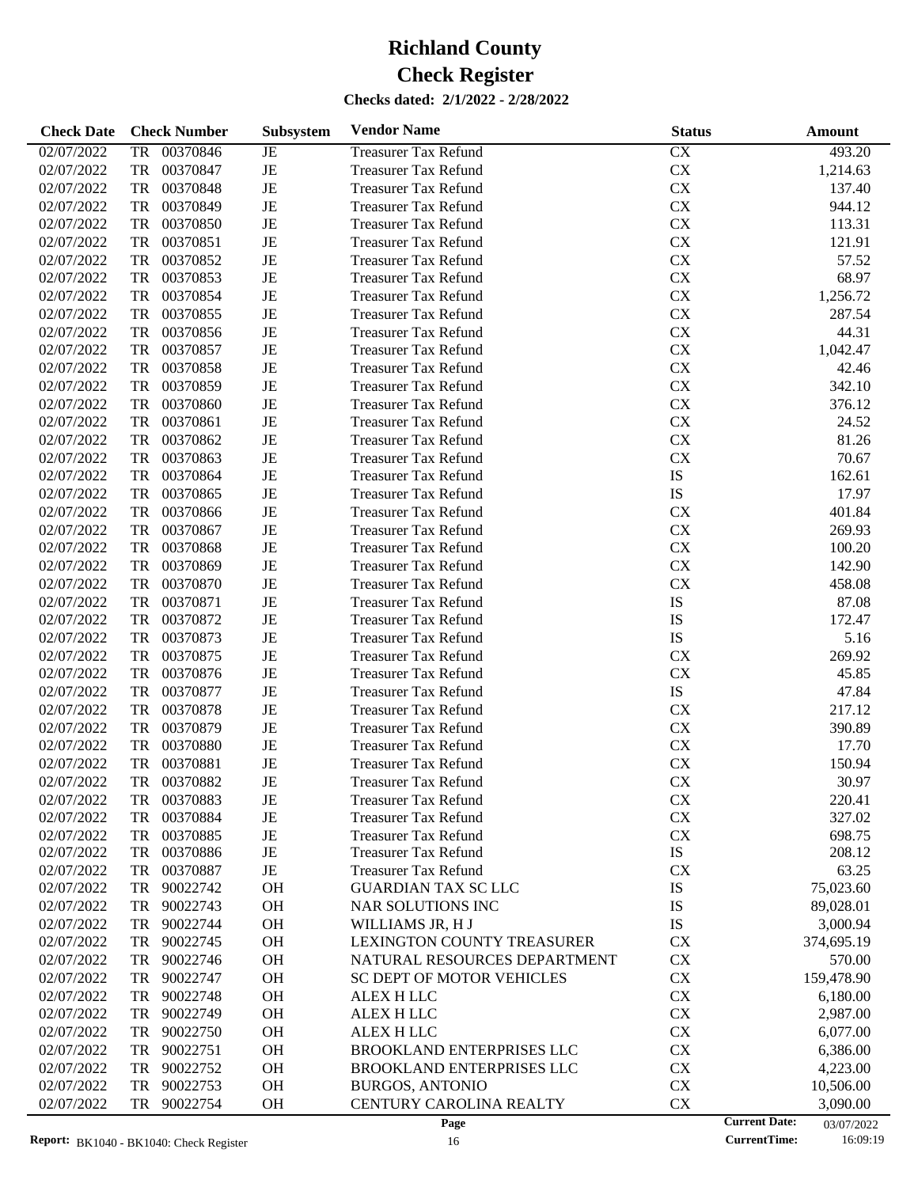# Richland County
# Check Register

**Checks dated: 2/1/2022 - 2/28/2022**

| Check Date | Check Number | Subsystem | Vendor Name | Status | Amount |
|---|---|---|---|---|---|
| 02/07/2022 | TR 00370846 | JE | Treasurer Tax Refund | CX | 493.20 |
| 02/07/2022 | TR 00370847 | JE | Treasurer Tax Refund | CX | 1,214.63 |
| 02/07/2022 | TR 00370848 | JE | Treasurer Tax Refund | CX | 137.40 |
| 02/07/2022 | TR 00370849 | JE | Treasurer Tax Refund | CX | 944.12 |
| 02/07/2022 | TR 00370850 | JE | Treasurer Tax Refund | CX | 113.31 |
| 02/07/2022 | TR 00370851 | JE | Treasurer Tax Refund | CX | 121.91 |
| 02/07/2022 | TR 00370852 | JE | Treasurer Tax Refund | CX | 57.52 |
| 02/07/2022 | TR 00370853 | JE | Treasurer Tax Refund | CX | 68.97 |
| 02/07/2022 | TR 00370854 | JE | Treasurer Tax Refund | CX | 1,256.72 |
| 02/07/2022 | TR 00370855 | JE | Treasurer Tax Refund | CX | 287.54 |
| 02/07/2022 | TR 00370856 | JE | Treasurer Tax Refund | CX | 44.31 |
| 02/07/2022 | TR 00370857 | JE | Treasurer Tax Refund | CX | 1,042.47 |
| 02/07/2022 | TR 00370858 | JE | Treasurer Tax Refund | CX | 42.46 |
| 02/07/2022 | TR 00370859 | JE | Treasurer Tax Refund | CX | 342.10 |
| 02/07/2022 | TR 00370860 | JE | Treasurer Tax Refund | CX | 376.12 |
| 02/07/2022 | TR 00370861 | JE | Treasurer Tax Refund | CX | 24.52 |
| 02/07/2022 | TR 00370862 | JE | Treasurer Tax Refund | CX | 81.26 |
| 02/07/2022 | TR 00370863 | JE | Treasurer Tax Refund | CX | 70.67 |
| 02/07/2022 | TR 00370864 | JE | Treasurer Tax Refund | IS | 162.61 |
| 02/07/2022 | TR 00370865 | JE | Treasurer Tax Refund | IS | 17.97 |
| 02/07/2022 | TR 00370866 | JE | Treasurer Tax Refund | CX | 401.84 |
| 02/07/2022 | TR 00370867 | JE | Treasurer Tax Refund | CX | 269.93 |
| 02/07/2022 | TR 00370868 | JE | Treasurer Tax Refund | CX | 100.20 |
| 02/07/2022 | TR 00370869 | JE | Treasurer Tax Refund | CX | 142.90 |
| 02/07/2022 | TR 00370870 | JE | Treasurer Tax Refund | CX | 458.08 |
| 02/07/2022 | TR 00370871 | JE | Treasurer Tax Refund | IS | 87.08 |
| 02/07/2022 | TR 00370872 | JE | Treasurer Tax Refund | IS | 172.47 |
| 02/07/2022 | TR 00370873 | JE | Treasurer Tax Refund | IS | 5.16 |
| 02/07/2022 | TR 00370875 | JE | Treasurer Tax Refund | CX | 269.92 |
| 02/07/2022 | TR 00370876 | JE | Treasurer Tax Refund | CX | 45.85 |
| 02/07/2022 | TR 00370877 | JE | Treasurer Tax Refund | IS | 47.84 |
| 02/07/2022 | TR 00370878 | JE | Treasurer Tax Refund | CX | 217.12 |
| 02/07/2022 | TR 00370879 | JE | Treasurer Tax Refund | CX | 390.89 |
| 02/07/2022 | TR 00370880 | JE | Treasurer Tax Refund | CX | 17.70 |
| 02/07/2022 | TR 00370881 | JE | Treasurer Tax Refund | CX | 150.94 |
| 02/07/2022 | TR 00370882 | JE | Treasurer Tax Refund | CX | 30.97 |
| 02/07/2022 | TR 00370883 | JE | Treasurer Tax Refund | CX | 220.41 |
| 02/07/2022 | TR 00370884 | JE | Treasurer Tax Refund | CX | 327.02 |
| 02/07/2022 | TR 00370885 | JE | Treasurer Tax Refund | CX | 698.75 |
| 02/07/2022 | TR 00370886 | JE | Treasurer Tax Refund | IS | 208.12 |
| 02/07/2022 | TR 00370887 | JE | Treasurer Tax Refund | CX | 63.25 |
| 02/07/2022 | TR 90022742 | OH | GUARDIAN TAX SC LLC | IS | 75,023.60 |
| 02/07/2022 | TR 90022743 | OH | NAR SOLUTIONS INC | IS | 89,028.01 |
| 02/07/2022 | TR 90022744 | OH | WILLIAMS JR, H J | IS | 3,000.94 |
| 02/07/2022 | TR 90022745 | OH | LEXINGTON COUNTY TREASURER | CX | 374,695.19 |
| 02/07/2022 | TR 90022746 | OH | NATURAL RESOURCES DEPARTMENT | CX | 570.00 |
| 02/07/2022 | TR 90022747 | OH | SC DEPT OF MOTOR VEHICLES | CX | 159,478.90 |
| 02/07/2022 | TR 90022748 | OH | ALEX H LLC | CX | 6,180.00 |
| 02/07/2022 | TR 90022749 | OH | ALEX H LLC | CX | 2,987.00 |
| 02/07/2022 | TR 90022750 | OH | ALEX H LLC | CX | 6,077.00 |
| 02/07/2022 | TR 90022751 | OH | BROOKLAND ENTERPRISES LLC | CX | 6,386.00 |
| 02/07/2022 | TR 90022752 | OH | BROOKLAND ENTERPRISES LLC | CX | 4,223.00 |
| 02/07/2022 | TR 90022753 | OH | BURGOS, ANTONIO | CX | 10,506.00 |
| 02/07/2022 | TR 90022754 | OH | CENTURY CAROLINA REALTY | CX | 3,090.00 |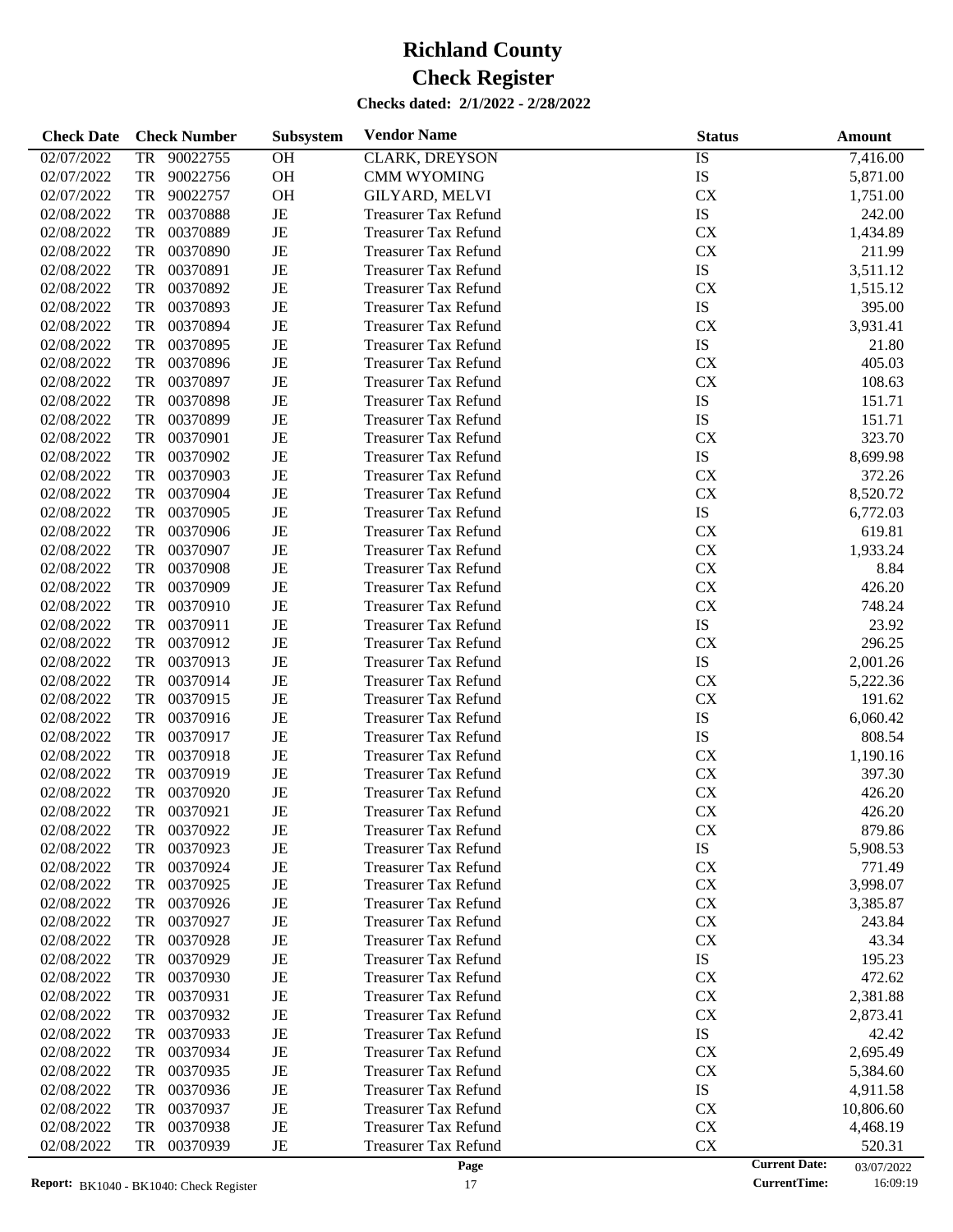# Richland County

# Check Register

**Checks dated: 2/1/2022 - 2/28/2022**

| Check Date | Check Number | | Subsystem | Vendor Name | Status | Amount |
|---|---|---|---|---|---|---|
| 02/07/2022 | TR | 90022755 | OH | CLARK, DREYSON | IS | 7,416.00 |
| 02/07/2022 | TR | 90022756 | OH | CMM WYOMING | IS | 5,871.00 |
| 02/07/2022 | TR | 90022757 | OH | GILYARD, MELVI | CX | 1,751.00 |
| 02/08/2022 | TR | 00370888 | JE | Treasurer Tax Refund | IS | 242.00 |
| 02/08/2022 | TR | 00370889 | JE | Treasurer Tax Refund | CX | 1,434.89 |
| 02/08/2022 | TR | 00370890 | JE | Treasurer Tax Refund | CX | 211.99 |
| 02/08/2022 | TR | 00370891 | JE | Treasurer Tax Refund | IS | 3,511.12 |
| 02/08/2022 | TR | 00370892 | JE | Treasurer Tax Refund | CX | 1,515.12 |
| 02/08/2022 | TR | 00370893 | JE | Treasurer Tax Refund | IS | 395.00 |
| 02/08/2022 | TR | 00370894 | JE | Treasurer Tax Refund | CX | 3,931.41 |
| 02/08/2022 | TR | 00370895 | JE | Treasurer Tax Refund | IS | 21.80 |
| 02/08/2022 | TR | 00370896 | JE | Treasurer Tax Refund | CX | 405.03 |
| 02/08/2022 | TR | 00370897 | JE | Treasurer Tax Refund | CX | 108.63 |
| 02/08/2022 | TR | 00370898 | JE | Treasurer Tax Refund | IS | 151.71 |
| 02/08/2022 | TR | 00370899 | JE | Treasurer Tax Refund | IS | 151.71 |
| 02/08/2022 | TR | 00370901 | JE | Treasurer Tax Refund | CX | 323.70 |
| 02/08/2022 | TR | 00370902 | JE | Treasurer Tax Refund | IS | 8,699.98 |
| 02/08/2022 | TR | 00370903 | JE | Treasurer Tax Refund | CX | 372.26 |
| 02/08/2022 | TR | 00370904 | JE | Treasurer Tax Refund | CX | 8,520.72 |
| 02/08/2022 | TR | 00370905 | JE | Treasurer Tax Refund | IS | 6,772.03 |
| 02/08/2022 | TR | 00370906 | JE | Treasurer Tax Refund | CX | 619.81 |
| 02/08/2022 | TR | 00370907 | JE | Treasurer Tax Refund | CX | 1,933.24 |
| 02/08/2022 | TR | 00370908 | JE | Treasurer Tax Refund | CX | 8.84 |
| 02/08/2022 | TR | 00370909 | JE | Treasurer Tax Refund | CX | 426.20 |
| 02/08/2022 | TR | 00370910 | JE | Treasurer Tax Refund | CX | 748.24 |
| 02/08/2022 | TR | 00370911 | JE | Treasurer Tax Refund | IS | 23.92 |
| 02/08/2022 | TR | 00370912 | JE | Treasurer Tax Refund | CX | 296.25 |
| 02/08/2022 | TR | 00370913 | JE | Treasurer Tax Refund | IS | 2,001.26 |
| 02/08/2022 | TR | 00370914 | JE | Treasurer Tax Refund | CX | 5,222.36 |
| 02/08/2022 | TR | 00370915 | JE | Treasurer Tax Refund | CX | 191.62 |
| 02/08/2022 | TR | 00370916 | JE | Treasurer Tax Refund | IS | 6,060.42 |
| 02/08/2022 | TR | 00370917 | JE | Treasurer Tax Refund | IS | 808.54 |
| 02/08/2022 | TR | 00370918 | JE | Treasurer Tax Refund | CX | 1,190.16 |
| 02/08/2022 | TR | 00370919 | JE | Treasurer Tax Refund | CX | 397.30 |
| 02/08/2022 | TR | 00370920 | JE | Treasurer Tax Refund | CX | 426.20 |
| 02/08/2022 | TR | 00370921 | JE | Treasurer Tax Refund | CX | 426.20 |
| 02/08/2022 | TR | 00370922 | JE | Treasurer Tax Refund | CX | 879.86 |
| 02/08/2022 | TR | 00370923 | JE | Treasurer Tax Refund | IS | 5,908.53 |
| 02/08/2022 | TR | 00370924 | JE | Treasurer Tax Refund | CX | 771.49 |
| 02/08/2022 | TR | 00370925 | JE | Treasurer Tax Refund | CX | 3,998.07 |
| 02/08/2022 | TR | 00370926 | JE | Treasurer Tax Refund | CX | 3,385.87 |
| 02/08/2022 | TR | 00370927 | JE | Treasurer Tax Refund | CX | 243.84 |
| 02/08/2022 | TR | 00370928 | JE | Treasurer Tax Refund | CX | 43.34 |
| 02/08/2022 | TR | 00370929 | JE | Treasurer Tax Refund | IS | 195.23 |
| 02/08/2022 | TR | 00370930 | JE | Treasurer Tax Refund | CX | 472.62 |
| 02/08/2022 | TR | 00370931 | JE | Treasurer Tax Refund | CX | 2,381.88 |
| 02/08/2022 | TR | 00370932 | JE | Treasurer Tax Refund | CX | 2,873.41 |
| 02/08/2022 | TR | 00370933 | JE | Treasurer Tax Refund | IS | 42.42 |
| 02/08/2022 | TR | 00370934 | JE | Treasurer Tax Refund | CX | 2,695.49 |
| 02/08/2022 | TR | 00370935 | JE | Treasurer Tax Refund | CX | 5,384.60 |
| 02/08/2022 | TR | 00370936 | JE | Treasurer Tax Refund | IS | 4,911.58 |
| 02/08/2022 | TR | 00370937 | JE | Treasurer Tax Refund | CX | 10,806.60 |
| 02/08/2022 | TR | 00370938 | JE | Treasurer Tax Refund | CX | 4,468.19 |
| 02/08/2022 | TR | 00370939 | JE | Treasurer Tax Refund | CX | 520.31 |

**Report:** BK1040 - BK1040: Check Register

**Current Date:** 03/07/2022
**CurrentTime:** 16:09:19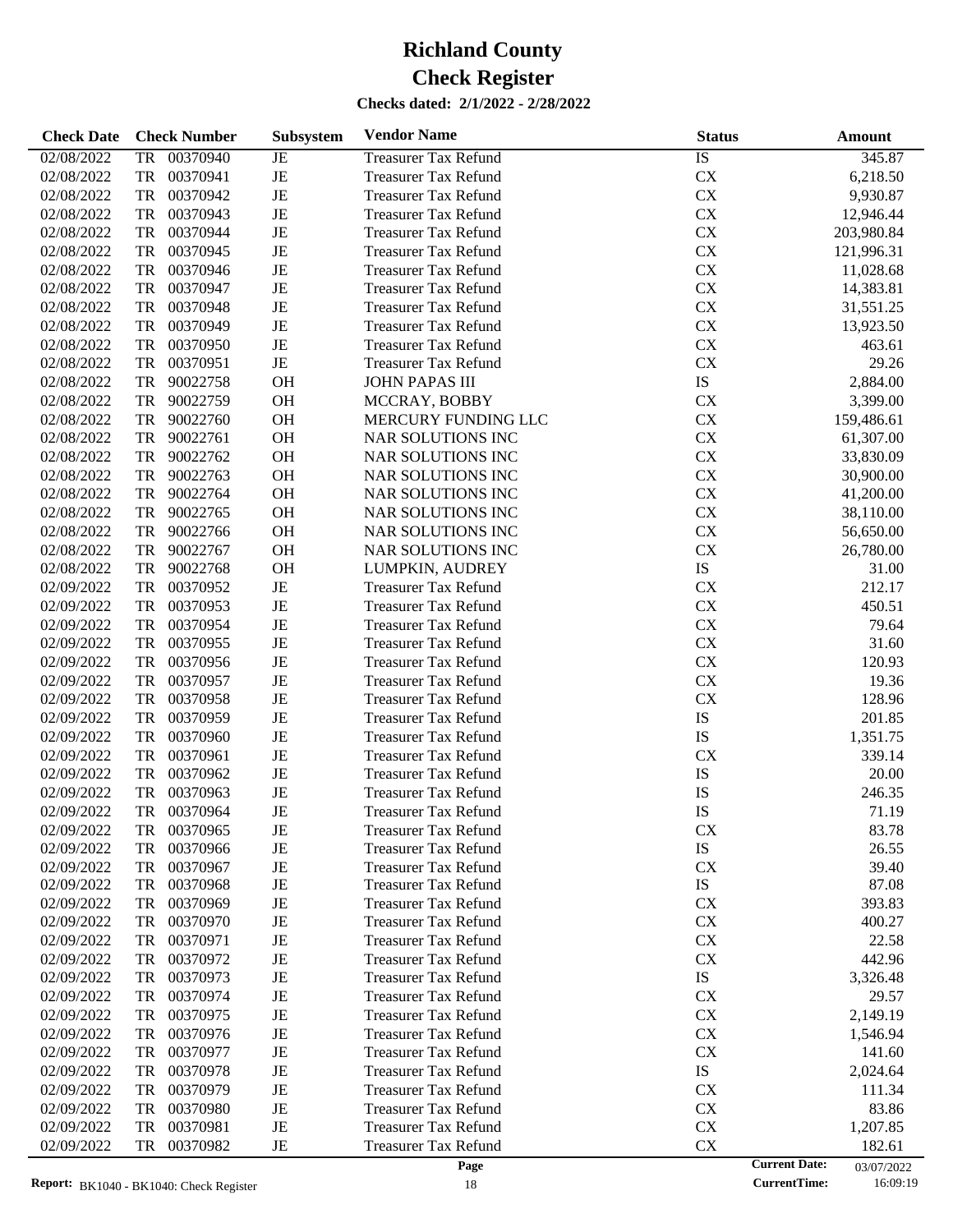# Richland County

# Check Register

**Checks dated: 2/1/2022 - 2/28/2022**

| Check Date | Check Number | Subsystem | Vendor Name | Status | Amount |
|---|---|---|---|---|---|
| 02/08/2022 | TR 00370940 | JE | Treasurer Tax Refund | IS | 345.87 |
| 02/08/2022 | TR 00370941 | JE | Treasurer Tax Refund | CX | 6,218.50 |
| 02/08/2022 | TR 00370942 | JE | Treasurer Tax Refund | CX | 9,930.87 |
| 02/08/2022 | TR 00370943 | JE | Treasurer Tax Refund | CX | 12,946.44 |
| 02/08/2022 | TR 00370944 | JE | Treasurer Tax Refund | CX | 203,980.84 |
| 02/08/2022 | TR 00370945 | JE | Treasurer Tax Refund | CX | 121,996.31 |
| 02/08/2022 | TR 00370946 | JE | Treasurer Tax Refund | CX | 11,028.68 |
| 02/08/2022 | TR 00370947 | JE | Treasurer Tax Refund | CX | 14,383.81 |
| 02/08/2022 | TR 00370948 | JE | Treasurer Tax Refund | CX | 31,551.25 |
| 02/08/2022 | TR 00370949 | JE | Treasurer Tax Refund | CX | 13,923.50 |
| 02/08/2022 | TR 00370950 | JE | Treasurer Tax Refund | CX | 463.61 |
| 02/08/2022 | TR 00370951 | JE | Treasurer Tax Refund | CX | 29.26 |
| 02/08/2022 | TR 90022758 | OH | JOHN PAPAS III | IS | 2,884.00 |
| 02/08/2022 | TR 90022759 | OH | MCCRAY, BOBBY | CX | 3,399.00 |
| 02/08/2022 | TR 90022760 | OH | MERCURY FUNDING LLC | CX | 159,486.61 |
| 02/08/2022 | TR 90022761 | OH | NAR SOLUTIONS INC | CX | 61,307.00 |
| 02/08/2022 | TR 90022762 | OH | NAR SOLUTIONS INC | CX | 33,830.09 |
| 02/08/2022 | TR 90022763 | OH | NAR SOLUTIONS INC | CX | 30,900.00 |
| 02/08/2022 | TR 90022764 | OH | NAR SOLUTIONS INC | CX | 41,200.00 |
| 02/08/2022 | TR 90022765 | OH | NAR SOLUTIONS INC | CX | 38,110.00 |
| 02/08/2022 | TR 90022766 | OH | NAR SOLUTIONS INC | CX | 56,650.00 |
| 02/08/2022 | TR 90022767 | OH | NAR SOLUTIONS INC | CX | 26,780.00 |
| 02/08/2022 | TR 90022768 | OH | LUMPKIN, AUDREY | IS | 31.00 |
| 02/09/2022 | TR 00370952 | JE | Treasurer Tax Refund | CX | 212.17 |
| 02/09/2022 | TR 00370953 | JE | Treasurer Tax Refund | CX | 450.51 |
| 02/09/2022 | TR 00370954 | JE | Treasurer Tax Refund | CX | 79.64 |
| 02/09/2022 | TR 00370955 | JE | Treasurer Tax Refund | CX | 31.60 |
| 02/09/2022 | TR 00370956 | JE | Treasurer Tax Refund | CX | 120.93 |
| 02/09/2022 | TR 00370957 | JE | Treasurer Tax Refund | CX | 19.36 |
| 02/09/2022 | TR 00370958 | JE | Treasurer Tax Refund | CX | 128.96 |
| 02/09/2022 | TR 00370959 | JE | Treasurer Tax Refund | IS | 201.85 |
| 02/09/2022 | TR 00370960 | JE | Treasurer Tax Refund | IS | 1,351.75 |
| 02/09/2022 | TR 00370961 | JE | Treasurer Tax Refund | CX | 339.14 |
| 02/09/2022 | TR 00370962 | JE | Treasurer Tax Refund | IS | 20.00 |
| 02/09/2022 | TR 00370963 | JE | Treasurer Tax Refund | IS | 246.35 |
| 02/09/2022 | TR 00370964 | JE | Treasurer Tax Refund | IS | 71.19 |
| 02/09/2022 | TR 00370965 | JE | Treasurer Tax Refund | CX | 83.78 |
| 02/09/2022 | TR 00370966 | JE | Treasurer Tax Refund | IS | 26.55 |
| 02/09/2022 | TR 00370967 | JE | Treasurer Tax Refund | CX | 39.40 |
| 02/09/2022 | TR 00370968 | JE | Treasurer Tax Refund | IS | 87.08 |
| 02/09/2022 | TR 00370969 | JE | Treasurer Tax Refund | CX | 393.83 |
| 02/09/2022 | TR 00370970 | JE | Treasurer Tax Refund | CX | 400.27 |
| 02/09/2022 | TR 00370971 | JE | Treasurer Tax Refund | CX | 22.58 |
| 02/09/2022 | TR 00370972 | JE | Treasurer Tax Refund | CX | 442.96 |
| 02/09/2022 | TR 00370973 | JE | Treasurer Tax Refund | IS | 3,326.48 |
| 02/09/2022 | TR 00370974 | JE | Treasurer Tax Refund | CX | 29.57 |
| 02/09/2022 | TR 00370975 | JE | Treasurer Tax Refund | CX | 2,149.19 |
| 02/09/2022 | TR 00370976 | JE | Treasurer Tax Refund | CX | 1,546.94 |
| 02/09/2022 | TR 00370977 | JE | Treasurer Tax Refund | CX | 141.60 |
| 02/09/2022 | TR 00370978 | JE | Treasurer Tax Refund | IS | 2,024.64 |
| 02/09/2022 | TR 00370979 | JE | Treasurer Tax Refund | CX | 111.34 |
| 02/09/2022 | TR 00370980 | JE | Treasurer Tax Refund | CX | 83.86 |
| 02/09/2022 | TR 00370981 | JE | Treasurer Tax Refund | CX | 1,207.85 |
| 02/09/2022 | TR 00370982 | JE | Treasurer Tax Refund | CX | 182.61 |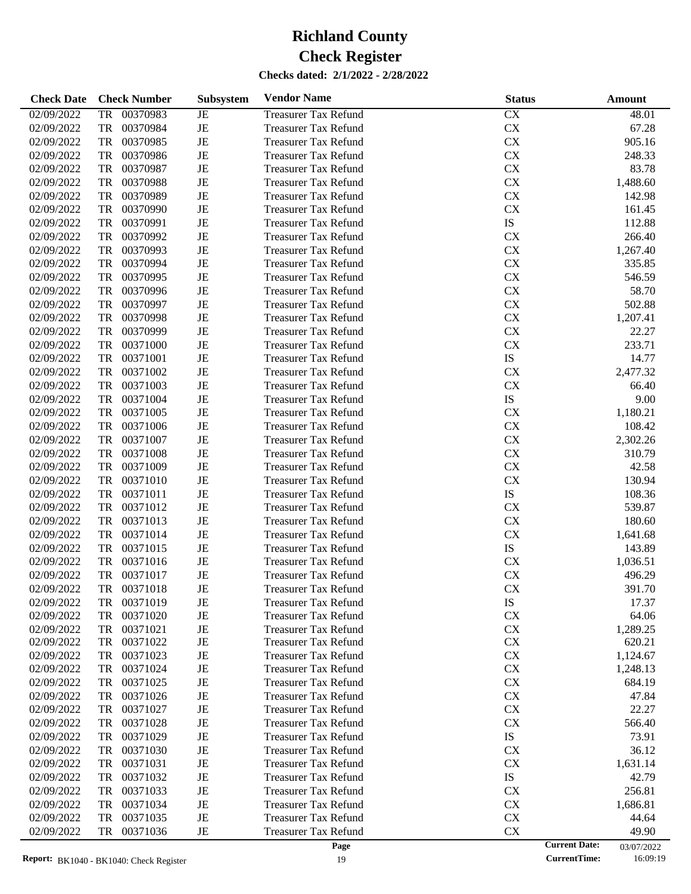# Richland County
# Check Register
### Checks dated: 2/1/2022 - 2/28/2022

| Check Date | Check Number | Subsystem | Vendor Name | Status | Amount |
|---|---|---|---|---|---|
| 02/09/2022 | TR 00370983 | JE | Treasurer Tax Refund | CX | 48.01 |
| 02/09/2022 | TR 00370984 | JE | Treasurer Tax Refund | CX | 67.28 |
| 02/09/2022 | TR 00370985 | JE | Treasurer Tax Refund | CX | 905.16 |
| 02/09/2022 | TR 00370986 | JE | Treasurer Tax Refund | CX | 248.33 |
| 02/09/2022 | TR 00370987 | JE | Treasurer Tax Refund | CX | 83.78 |
| 02/09/2022 | TR 00370988 | JE | Treasurer Tax Refund | CX | 1,488.60 |
| 02/09/2022 | TR 00370989 | JE | Treasurer Tax Refund | CX | 142.98 |
| 02/09/2022 | TR 00370990 | JE | Treasurer Tax Refund | CX | 161.45 |
| 02/09/2022 | TR 00370991 | JE | Treasurer Tax Refund | IS | 112.88 |
| 02/09/2022 | TR 00370992 | JE | Treasurer Tax Refund | CX | 266.40 |
| 02/09/2022 | TR 00370993 | JE | Treasurer Tax Refund | CX | 1,267.40 |
| 02/09/2022 | TR 00370994 | JE | Treasurer Tax Refund | CX | 335.85 |
| 02/09/2022 | TR 00370995 | JE | Treasurer Tax Refund | CX | 546.59 |
| 02/09/2022 | TR 00370996 | JE | Treasurer Tax Refund | CX | 58.70 |
| 02/09/2022 | TR 00370997 | JE | Treasurer Tax Refund | CX | 502.88 |
| 02/09/2022 | TR 00370998 | JE | Treasurer Tax Refund | CX | 1,207.41 |
| 02/09/2022 | TR 00370999 | JE | Treasurer Tax Refund | CX | 22.27 |
| 02/09/2022 | TR 00371000 | JE | Treasurer Tax Refund | CX | 233.71 |
| 02/09/2022 | TR 00371001 | JE | Treasurer Tax Refund | IS | 14.77 |
| 02/09/2022 | TR 00371002 | JE | Treasurer Tax Refund | CX | 2,477.32 |
| 02/09/2022 | TR 00371003 | JE | Treasurer Tax Refund | CX | 66.40 |
| 02/09/2022 | TR 00371004 | JE | Treasurer Tax Refund | IS | 9.00 |
| 02/09/2022 | TR 00371005 | JE | Treasurer Tax Refund | CX | 1,180.21 |
| 02/09/2022 | TR 00371006 | JE | Treasurer Tax Refund | CX | 108.42 |
| 02/09/2022 | TR 00371007 | JE | Treasurer Tax Refund | CX | 2,302.26 |
| 02/09/2022 | TR 00371008 | JE | Treasurer Tax Refund | CX | 310.79 |
| 02/09/2022 | TR 00371009 | JE | Treasurer Tax Refund | CX | 42.58 |
| 02/09/2022 | TR 00371010 | JE | Treasurer Tax Refund | CX | 130.94 |
| 02/09/2022 | TR 00371011 | JE | Treasurer Tax Refund | IS | 108.36 |
| 02/09/2022 | TR 00371012 | JE | Treasurer Tax Refund | CX | 539.87 |
| 02/09/2022 | TR 00371013 | JE | Treasurer Tax Refund | CX | 180.60 |
| 02/09/2022 | TR 00371014 | JE | Treasurer Tax Refund | CX | 1,641.68 |
| 02/09/2022 | TR 00371015 | JE | Treasurer Tax Refund | IS | 143.89 |
| 02/09/2022 | TR 00371016 | JE | Treasurer Tax Refund | CX | 1,036.51 |
| 02/09/2022 | TR 00371017 | JE | Treasurer Tax Refund | CX | 496.29 |
| 02/09/2022 | TR 00371018 | JE | Treasurer Tax Refund | CX | 391.70 |
| 02/09/2022 | TR 00371019 | JE | Treasurer Tax Refund | IS | 17.37 |
| 02/09/2022 | TR 00371020 | JE | Treasurer Tax Refund | CX | 64.06 |
| 02/09/2022 | TR 00371021 | JE | Treasurer Tax Refund | CX | 1,289.25 |
| 02/09/2022 | TR 00371022 | JE | Treasurer Tax Refund | CX | 620.21 |
| 02/09/2022 | TR 00371023 | JE | Treasurer Tax Refund | CX | 1,124.67 |
| 02/09/2022 | TR 00371024 | JE | Treasurer Tax Refund | CX | 1,248.13 |
| 02/09/2022 | TR 00371025 | JE | Treasurer Tax Refund | CX | 684.19 |
| 02/09/2022 | TR 00371026 | JE | Treasurer Tax Refund | CX | 47.84 |
| 02/09/2022 | TR 00371027 | JE | Treasurer Tax Refund | CX | 22.27 |
| 02/09/2022 | TR 00371028 | JE | Treasurer Tax Refund | CX | 566.40 |
| 02/09/2022 | TR 00371029 | JE | Treasurer Tax Refund | IS | 73.91 |
| 02/09/2022 | TR 00371030 | JE | Treasurer Tax Refund | CX | 36.12 |
| 02/09/2022 | TR 00371031 | JE | Treasurer Tax Refund | CX | 1,631.14 |
| 02/09/2022 | TR 00371032 | JE | Treasurer Tax Refund | IS | 42.79 |
| 02/09/2022 | TR 00371033 | JE | Treasurer Tax Refund | CX | 256.81 |
| 02/09/2022 | TR 00371034 | JE | Treasurer Tax Refund | CX | 1,686.81 |
| 02/09/2022 | TR 00371035 | JE | Treasurer Tax Refund | CX | 44.64 |
| 02/09/2022 | TR 00371036 | JE | Treasurer Tax Refund | CX | 49.90 |

**Report:** BK1040 - BK1040: Check Register

**Current Date:** 03/07/2022
**CurrentTime:** 16:09:19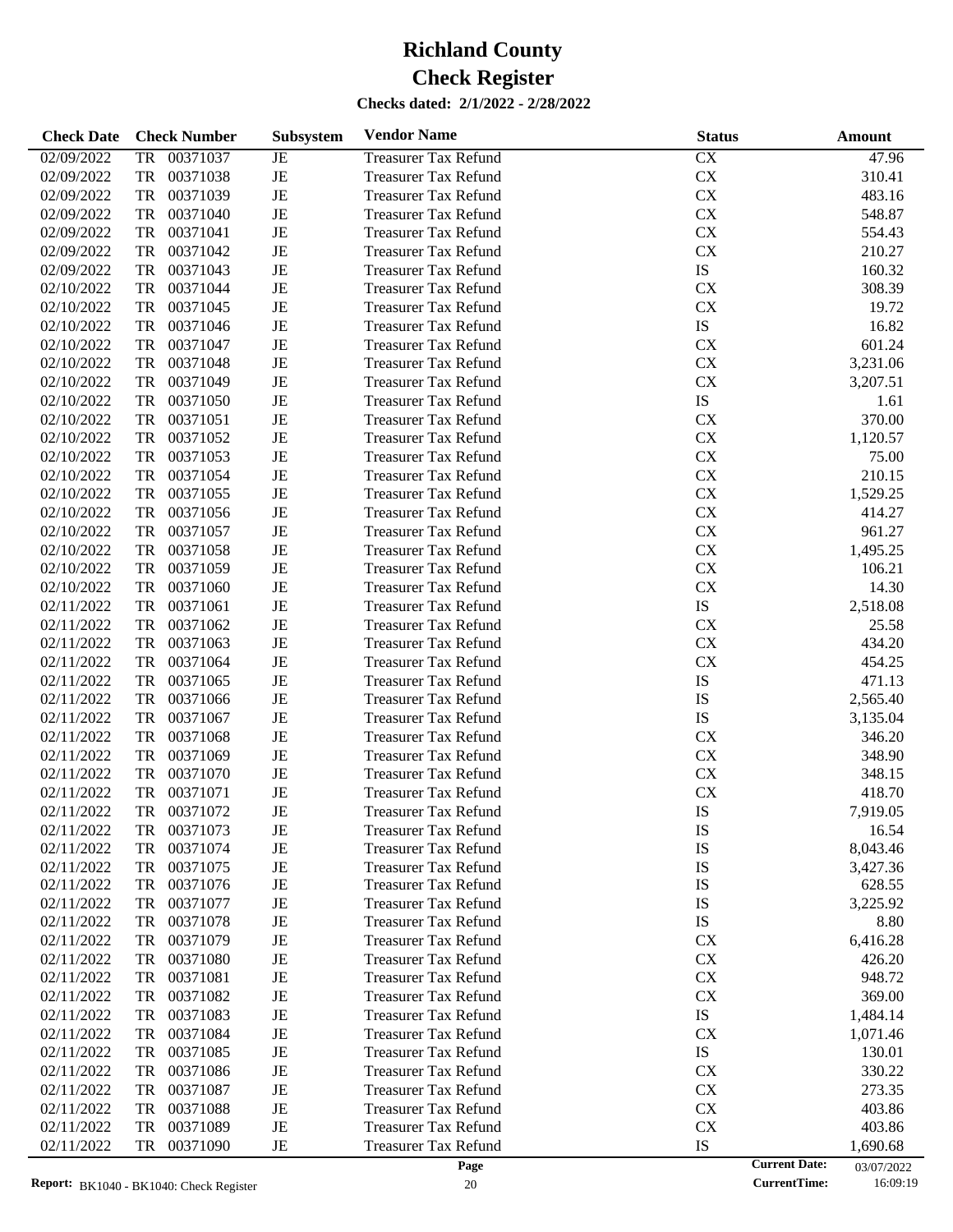# Richland County
# Check Register

**Checks dated: 2/1/2022 - 2/28/2022**

| Check Date | Check Number | Subsystem | Vendor Name | Status | Amount |
|---|---|---|---|---|---|
| 02/09/2022 | TR 00371037 | JE | Treasurer Tax Refund | CX | 47.96 |
| 02/09/2022 | TR 00371038 | JE | Treasurer Tax Refund | CX | 310.41 |
| 02/09/2022 | TR 00371039 | JE | Treasurer Tax Refund | CX | 483.16 |
| 02/09/2022 | TR 00371040 | JE | Treasurer Tax Refund | CX | 548.87 |
| 02/09/2022 | TR 00371041 | JE | Treasurer Tax Refund | CX | 554.43 |
| 02/09/2022 | TR 00371042 | JE | Treasurer Tax Refund | CX | 210.27 |
| 02/09/2022 | TR 00371043 | JE | Treasurer Tax Refund | IS | 160.32 |
| 02/10/2022 | TR 00371044 | JE | Treasurer Tax Refund | CX | 308.39 |
| 02/10/2022 | TR 00371045 | JE | Treasurer Tax Refund | CX | 19.72 |
| 02/10/2022 | TR 00371046 | JE | Treasurer Tax Refund | IS | 16.82 |
| 02/10/2022 | TR 00371047 | JE | Treasurer Tax Refund | CX | 601.24 |
| 02/10/2022 | TR 00371048 | JE | Treasurer Tax Refund | CX | 3,231.06 |
| 02/10/2022 | TR 00371049 | JE | Treasurer Tax Refund | CX | 3,207.51 |
| 02/10/2022 | TR 00371050 | JE | Treasurer Tax Refund | IS | 1.61 |
| 02/10/2022 | TR 00371051 | JE | Treasurer Tax Refund | CX | 370.00 |
| 02/10/2022 | TR 00371052 | JE | Treasurer Tax Refund | CX | 1,120.57 |
| 02/10/2022 | TR 00371053 | JE | Treasurer Tax Refund | CX | 75.00 |
| 02/10/2022 | TR 00371054 | JE | Treasurer Tax Refund | CX | 210.15 |
| 02/10/2022 | TR 00371055 | JE | Treasurer Tax Refund | CX | 1,529.25 |
| 02/10/2022 | TR 00371056 | JE | Treasurer Tax Refund | CX | 414.27 |
| 02/10/2022 | TR 00371057 | JE | Treasurer Tax Refund | CX | 961.27 |
| 02/10/2022 | TR 00371058 | JE | Treasurer Tax Refund | CX | 1,495.25 |
| 02/10/2022 | TR 00371059 | JE | Treasurer Tax Refund | CX | 106.21 |
| 02/10/2022 | TR 00371060 | JE | Treasurer Tax Refund | CX | 14.30 |
| 02/11/2022 | TR 00371061 | JE | Treasurer Tax Refund | IS | 2,518.08 |
| 02/11/2022 | TR 00371062 | JE | Treasurer Tax Refund | CX | 25.58 |
| 02/11/2022 | TR 00371063 | JE | Treasurer Tax Refund | CX | 434.20 |
| 02/11/2022 | TR 00371064 | JE | Treasurer Tax Refund | CX | 454.25 |
| 02/11/2022 | TR 00371065 | JE | Treasurer Tax Refund | IS | 471.13 |
| 02/11/2022 | TR 00371066 | JE | Treasurer Tax Refund | IS | 2,565.40 |
| 02/11/2022 | TR 00371067 | JE | Treasurer Tax Refund | IS | 3,135.04 |
| 02/11/2022 | TR 00371068 | JE | Treasurer Tax Refund | CX | 346.20 |
| 02/11/2022 | TR 00371069 | JE | Treasurer Tax Refund | CX | 348.90 |
| 02/11/2022 | TR 00371070 | JE | Treasurer Tax Refund | CX | 348.15 |
| 02/11/2022 | TR 00371071 | JE | Treasurer Tax Refund | CX | 418.70 |
| 02/11/2022 | TR 00371072 | JE | Treasurer Tax Refund | IS | 7,919.05 |
| 02/11/2022 | TR 00371073 | JE | Treasurer Tax Refund | IS | 16.54 |
| 02/11/2022 | TR 00371074 | JE | Treasurer Tax Refund | IS | 8,043.46 |
| 02/11/2022 | TR 00371075 | JE | Treasurer Tax Refund | IS | 3,427.36 |
| 02/11/2022 | TR 00371076 | JE | Treasurer Tax Refund | IS | 628.55 |
| 02/11/2022 | TR 00371077 | JE | Treasurer Tax Refund | IS | 3,225.92 |
| 02/11/2022 | TR 00371078 | JE | Treasurer Tax Refund | IS | 8.80 |
| 02/11/2022 | TR 00371079 | JE | Treasurer Tax Refund | CX | 6,416.28 |
| 02/11/2022 | TR 00371080 | JE | Treasurer Tax Refund | CX | 426.20 |
| 02/11/2022 | TR 00371081 | JE | Treasurer Tax Refund | CX | 948.72 |
| 02/11/2022 | TR 00371082 | JE | Treasurer Tax Refund | CX | 369.00 |
| 02/11/2022 | TR 00371083 | JE | Treasurer Tax Refund | IS | 1,484.14 |
| 02/11/2022 | TR 00371084 | JE | Treasurer Tax Refund | CX | 1,071.46 |
| 02/11/2022 | TR 00371085 | JE | Treasurer Tax Refund | IS | 130.01 |
| 02/11/2022 | TR 00371086 | JE | Treasurer Tax Refund | CX | 330.22 |
| 02/11/2022 | TR 00371087 | JE | Treasurer Tax Refund | CX | 273.35 |
| 02/11/2022 | TR 00371088 | JE | Treasurer Tax Refund | CX | 403.86 |
| 02/11/2022 | TR 00371089 | JE | Treasurer Tax Refund | CX | 403.86 |
| 02/11/2022 | TR 00371090 | JE | Treasurer Tax Refund | IS | 1,690.68 |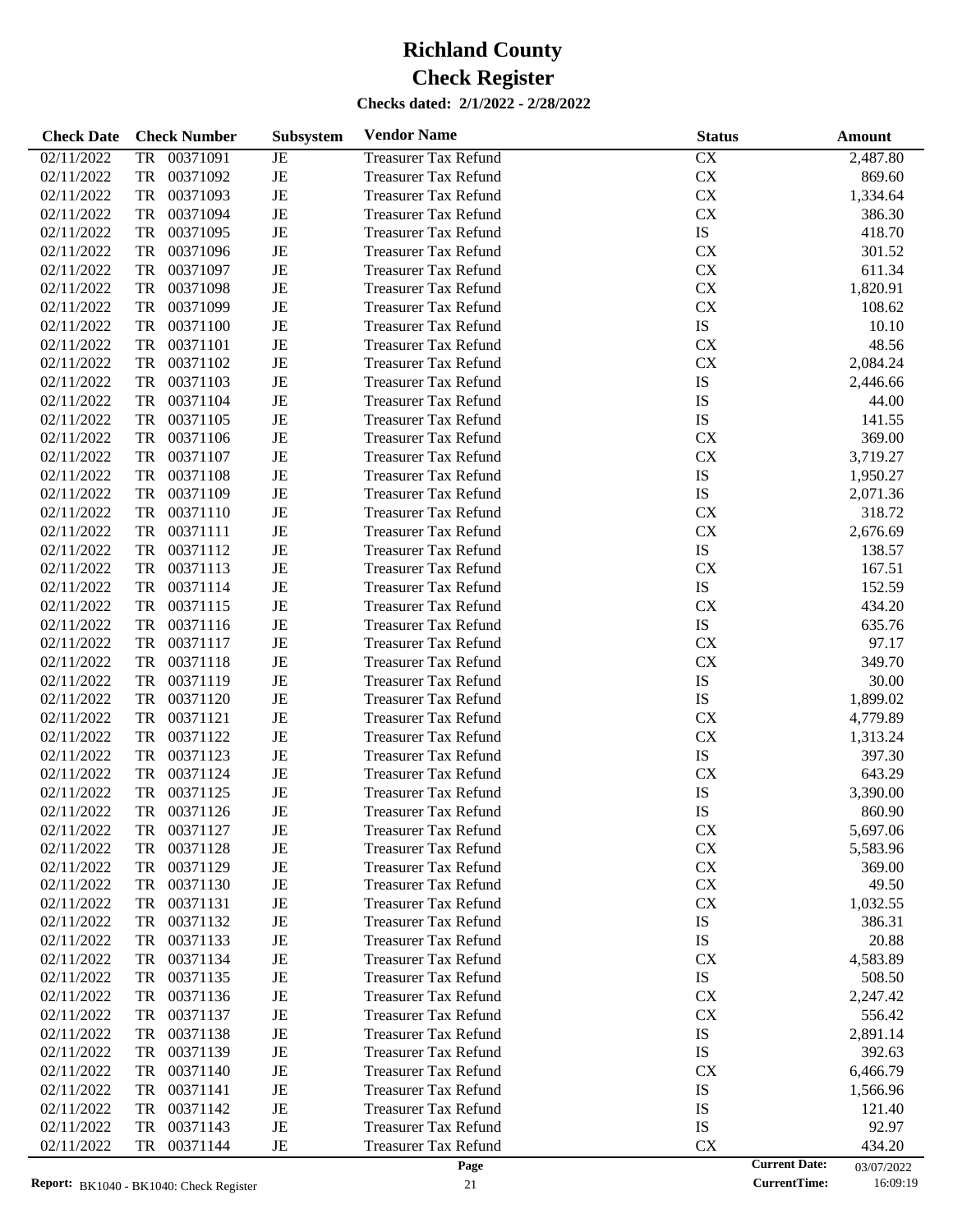# Richland County

# Check Register

**Checks dated: 2/1/2022 - 2/28/2022**

| Check Date | Check Number | Subsystem | Vendor Name | Status | Amount |
|---|---|---|---|---|---|
| 02/11/2022 | TR 00371091 | JE | Treasurer Tax Refund | CX | 2,487.80 |
| 02/11/2022 | TR 00371092 | JE | Treasurer Tax Refund | CX | 869.60 |
| 02/11/2022 | TR 00371093 | JE | Treasurer Tax Refund | CX | 1,334.64 |
| 02/11/2022 | TR 00371094 | JE | Treasurer Tax Refund | CX | 386.30 |
| 02/11/2022 | TR 00371095 | JE | Treasurer Tax Refund | IS | 418.70 |
| 02/11/2022 | TR 00371096 | JE | Treasurer Tax Refund | CX | 301.52 |
| 02/11/2022 | TR 00371097 | JE | Treasurer Tax Refund | CX | 611.34 |
| 02/11/2022 | TR 00371098 | JE | Treasurer Tax Refund | CX | 1,820.91 |
| 02/11/2022 | TR 00371099 | JE | Treasurer Tax Refund | CX | 108.62 |
| 02/11/2022 | TR 00371100 | JE | Treasurer Tax Refund | IS | 10.10 |
| 02/11/2022 | TR 00371101 | JE | Treasurer Tax Refund | CX | 48.56 |
| 02/11/2022 | TR 00371102 | JE | Treasurer Tax Refund | CX | 2,084.24 |
| 02/11/2022 | TR 00371103 | JE | Treasurer Tax Refund | IS | 2,446.66 |
| 02/11/2022 | TR 00371104 | JE | Treasurer Tax Refund | IS | 44.00 |
| 02/11/2022 | TR 00371105 | JE | Treasurer Tax Refund | IS | 141.55 |
| 02/11/2022 | TR 00371106 | JE | Treasurer Tax Refund | CX | 369.00 |
| 02/11/2022 | TR 00371107 | JE | Treasurer Tax Refund | CX | 3,719.27 |
| 02/11/2022 | TR 00371108 | JE | Treasurer Tax Refund | IS | 1,950.27 |
| 02/11/2022 | TR 00371109 | JE | Treasurer Tax Refund | IS | 2,071.36 |
| 02/11/2022 | TR 00371110 | JE | Treasurer Tax Refund | CX | 318.72 |
| 02/11/2022 | TR 00371111 | JE | Treasurer Tax Refund | CX | 2,676.69 |
| 02/11/2022 | TR 00371112 | JE | Treasurer Tax Refund | IS | 138.57 |
| 02/11/2022 | TR 00371113 | JE | Treasurer Tax Refund | CX | 167.51 |
| 02/11/2022 | TR 00371114 | JE | Treasurer Tax Refund | IS | 152.59 |
| 02/11/2022 | TR 00371115 | JE | Treasurer Tax Refund | CX | 434.20 |
| 02/11/2022 | TR 00371116 | JE | Treasurer Tax Refund | IS | 635.76 |
| 02/11/2022 | TR 00371117 | JE | Treasurer Tax Refund | CX | 97.17 |
| 02/11/2022 | TR 00371118 | JE | Treasurer Tax Refund | CX | 349.70 |
| 02/11/2022 | TR 00371119 | JE | Treasurer Tax Refund | IS | 30.00 |
| 02/11/2022 | TR 00371120 | JE | Treasurer Tax Refund | IS | 1,899.02 |
| 02/11/2022 | TR 00371121 | JE | Treasurer Tax Refund | CX | 4,779.89 |
| 02/11/2022 | TR 00371122 | JE | Treasurer Tax Refund | CX | 1,313.24 |
| 02/11/2022 | TR 00371123 | JE | Treasurer Tax Refund | IS | 397.30 |
| 02/11/2022 | TR 00371124 | JE | Treasurer Tax Refund | CX | 643.29 |
| 02/11/2022 | TR 00371125 | JE | Treasurer Tax Refund | IS | 3,390.00 |
| 02/11/2022 | TR 00371126 | JE | Treasurer Tax Refund | IS | 860.90 |
| 02/11/2022 | TR 00371127 | JE | Treasurer Tax Refund | CX | 5,697.06 |
| 02/11/2022 | TR 00371128 | JE | Treasurer Tax Refund | CX | 5,583.96 |
| 02/11/2022 | TR 00371129 | JE | Treasurer Tax Refund | CX | 369.00 |
| 02/11/2022 | TR 00371130 | JE | Treasurer Tax Refund | CX | 49.50 |
| 02/11/2022 | TR 00371131 | JE | Treasurer Tax Refund | CX | 1,032.55 |
| 02/11/2022 | TR 00371132 | JE | Treasurer Tax Refund | IS | 386.31 |
| 02/11/2022 | TR 00371133 | JE | Treasurer Tax Refund | IS | 20.88 |
| 02/11/2022 | TR 00371134 | JE | Treasurer Tax Refund | CX | 4,583.89 |
| 02/11/2022 | TR 00371135 | JE | Treasurer Tax Refund | IS | 508.50 |
| 02/11/2022 | TR 00371136 | JE | Treasurer Tax Refund | CX | 2,247.42 |
| 02/11/2022 | TR 00371137 | JE | Treasurer Tax Refund | CX | 556.42 |
| 02/11/2022 | TR 00371138 | JE | Treasurer Tax Refund | IS | 2,891.14 |
| 02/11/2022 | TR 00371139 | JE | Treasurer Tax Refund | IS | 392.63 |
| 02/11/2022 | TR 00371140 | JE | Treasurer Tax Refund | CX | 6,466.79 |
| 02/11/2022 | TR 00371141 | JE | Treasurer Tax Refund | IS | 1,566.96 |
| 02/11/2022 | TR 00371142 | JE | Treasurer Tax Refund | IS | 121.40 |
| 02/11/2022 | TR 00371143 | JE | Treasurer Tax Refund | IS | 92.97 |
| 02/11/2022 | TR 00371144 | JE | Treasurer Tax Refund | CX | 434.20 |

**Report:** BK1040 - BK1040: Check Register

**Current Date:** 03/07/2022
**CurrentTime:** 16:09:19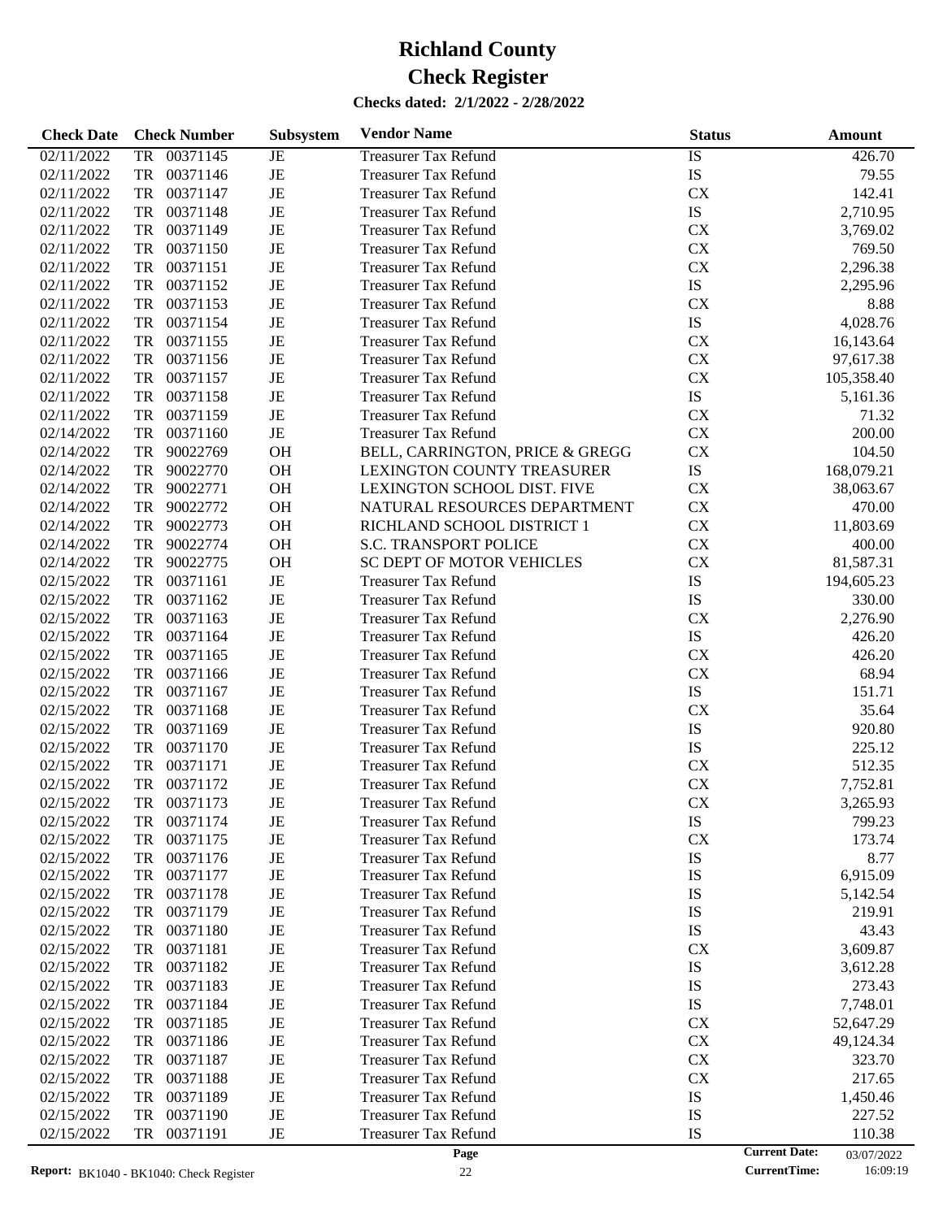# Richland County
# Check Register

**Checks dated: 2/1/2022 - 2/28/2022**

| Check Date | Check Number | Subsystem | Vendor Name | Status | Amount |
|---|---|---|---|---|---|
| 02/11/2022 | TR 00371145 | JE | Treasurer Tax Refund | IS | 426.70 |
| 02/11/2022 | TR 00371146 | JE | Treasurer Tax Refund | IS | 79.55 |
| 02/11/2022 | TR 00371147 | JE | Treasurer Tax Refund | CX | 142.41 |
| 02/11/2022 | TR 00371148 | JE | Treasurer Tax Refund | IS | 2,710.95 |
| 02/11/2022 | TR 00371149 | JE | Treasurer Tax Refund | CX | 3,769.02 |
| 02/11/2022 | TR 00371150 | JE | Treasurer Tax Refund | CX | 769.50 |
| 02/11/2022 | TR 00371151 | JE | Treasurer Tax Refund | CX | 2,296.38 |
| 02/11/2022 | TR 00371152 | JE | Treasurer Tax Refund | IS | 2,295.96 |
| 02/11/2022 | TR 00371153 | JE | Treasurer Tax Refund | CX | 8.88 |
| 02/11/2022 | TR 00371154 | JE | Treasurer Tax Refund | IS | 4,028.76 |
| 02/11/2022 | TR 00371155 | JE | Treasurer Tax Refund | CX | 16,143.64 |
| 02/11/2022 | TR 00371156 | JE | Treasurer Tax Refund | CX | 97,617.38 |
| 02/11/2022 | TR 00371157 | JE | Treasurer Tax Refund | CX | 105,358.40 |
| 02/11/2022 | TR 00371158 | JE | Treasurer Tax Refund | IS | 5,161.36 |
| 02/11/2022 | TR 00371159 | JE | Treasurer Tax Refund | CX | 71.32 |
| 02/14/2022 | TR 00371160 | JE | Treasurer Tax Refund | CX | 200.00 |
| 02/14/2022 | TR 90022769 | OH | BELL, CARRINGTON, PRICE & GREGG | CX | 104.50 |
| 02/14/2022 | TR 90022770 | OH | LEXINGTON COUNTY TREASURER | IS | 168,079.21 |
| 02/14/2022 | TR 90022771 | OH | LEXINGTON SCHOOL DIST. FIVE | CX | 38,063.67 |
| 02/14/2022 | TR 90022772 | OH | NATURAL RESOURCES DEPARTMENT | CX | 470.00 |
| 02/14/2022 | TR 90022773 | OH | RICHLAND SCHOOL DISTRICT 1 | CX | 11,803.69 |
| 02/14/2022 | TR 90022774 | OH | S.C. TRANSPORT POLICE | CX | 400.00 |
| 02/14/2022 | TR 90022775 | OH | SC DEPT OF MOTOR VEHICLES | CX | 81,587.31 |
| 02/15/2022 | TR 00371161 | JE | Treasurer Tax Refund | IS | 194,605.23 |
| 02/15/2022 | TR 00371162 | JE | Treasurer Tax Refund | IS | 330.00 |
| 02/15/2022 | TR 00371163 | JE | Treasurer Tax Refund | CX | 2,276.90 |
| 02/15/2022 | TR 00371164 | JE | Treasurer Tax Refund | IS | 426.20 |
| 02/15/2022 | TR 00371165 | JE | Treasurer Tax Refund | CX | 426.20 |
| 02/15/2022 | TR 00371166 | JE | Treasurer Tax Refund | CX | 68.94 |
| 02/15/2022 | TR 00371167 | JE | Treasurer Tax Refund | IS | 151.71 |
| 02/15/2022 | TR 00371168 | JE | Treasurer Tax Refund | CX | 35.64 |
| 02/15/2022 | TR 00371169 | JE | Treasurer Tax Refund | IS | 920.80 |
| 02/15/2022 | TR 00371170 | JE | Treasurer Tax Refund | IS | 225.12 |
| 02/15/2022 | TR 00371171 | JE | Treasurer Tax Refund | CX | 512.35 |
| 02/15/2022 | TR 00371172 | JE | Treasurer Tax Refund | CX | 7,752.81 |
| 02/15/2022 | TR 00371173 | JE | Treasurer Tax Refund | CX | 3,265.93 |
| 02/15/2022 | TR 00371174 | JE | Treasurer Tax Refund | IS | 799.23 |
| 02/15/2022 | TR 00371175 | JE | Treasurer Tax Refund | CX | 173.74 |
| 02/15/2022 | TR 00371176 | JE | Treasurer Tax Refund | IS | 8.77 |
| 02/15/2022 | TR 00371177 | JE | Treasurer Tax Refund | IS | 6,915.09 |
| 02/15/2022 | TR 00371178 | JE | Treasurer Tax Refund | IS | 5,142.54 |
| 02/15/2022 | TR 00371179 | JE | Treasurer Tax Refund | IS | 219.91 |
| 02/15/2022 | TR 00371180 | JE | Treasurer Tax Refund | IS | 43.43 |
| 02/15/2022 | TR 00371181 | JE | Treasurer Tax Refund | CX | 3,609.87 |
| 02/15/2022 | TR 00371182 | JE | Treasurer Tax Refund | IS | 3,612.28 |
| 02/15/2022 | TR 00371183 | JE | Treasurer Tax Refund | IS | 273.43 |
| 02/15/2022 | TR 00371184 | JE | Treasurer Tax Refund | IS | 7,748.01 |
| 02/15/2022 | TR 00371185 | JE | Treasurer Tax Refund | CX | 52,647.29 |
| 02/15/2022 | TR 00371186 | JE | Treasurer Tax Refund | CX | 49,124.34 |
| 02/15/2022 | TR 00371187 | JE | Treasurer Tax Refund | CX | 323.70 |
| 02/15/2022 | TR 00371188 | JE | Treasurer Tax Refund | CX | 217.65 |
| 02/15/2022 | TR 00371189 | JE | Treasurer Tax Refund | IS | 1,450.46 |
| 02/15/2022 | TR 00371190 | JE | Treasurer Tax Refund | IS | 227.52 |
| 02/15/2022 | TR 00371191 | JE | Treasurer Tax Refund | IS | 110.38 |

**Report:** BK1040 - BK1040: Check Register

**Current Date:** 03/07/2022
**CurrentTime:** 16:09:19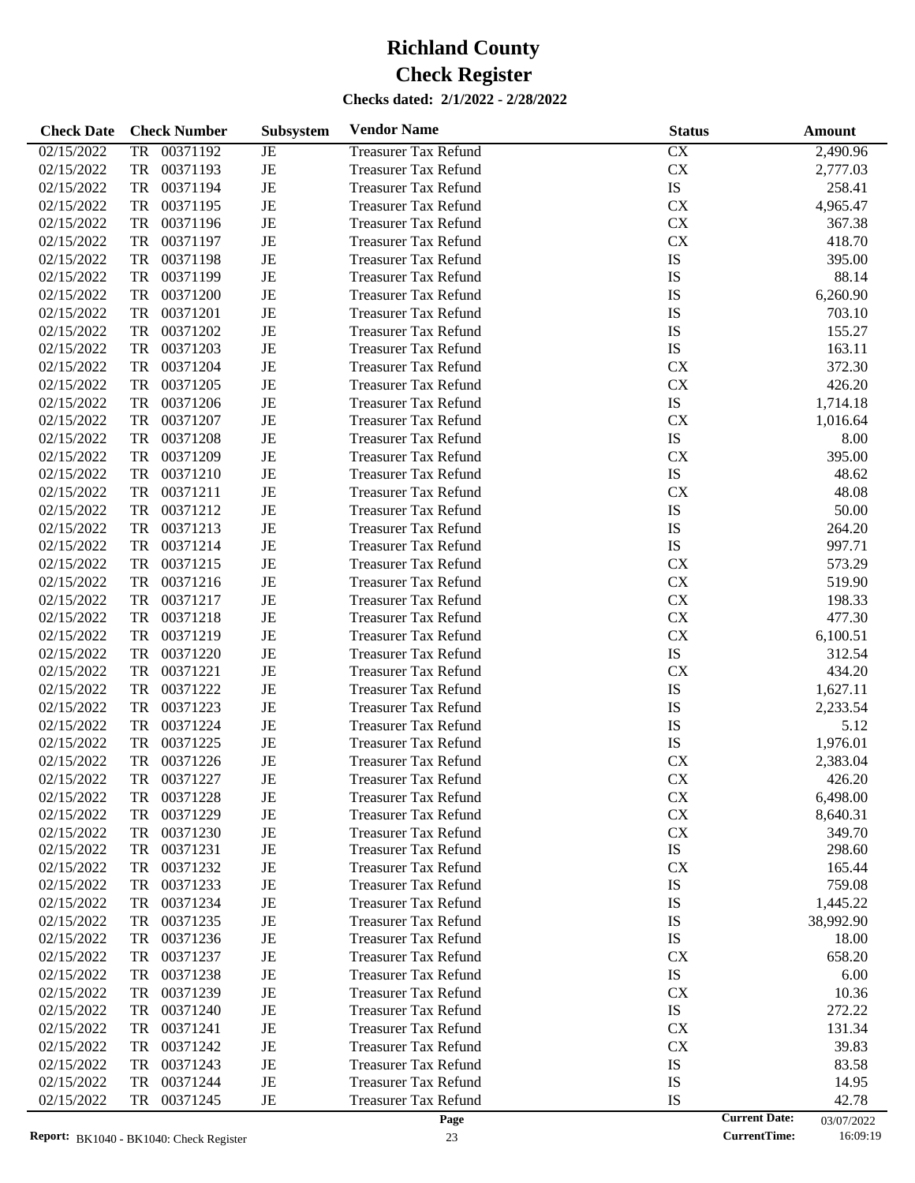# Richland County
# Check Register

**Checks dated: 2/1/2022 - 2/28/2022**

| Check Date | Check Number | Subsystem | Vendor Name | Status | Amount |
|---|---|---|---|---|---|
| 02/15/2022 | TR 00371192 | JE | Treasurer Tax Refund | CX | 2,490.96 |
| 02/15/2022 | TR 00371193 | JE | Treasurer Tax Refund | CX | 2,777.03 |
| 02/15/2022 | TR 00371194 | JE | Treasurer Tax Refund | IS | 258.41 |
| 02/15/2022 | TR 00371195 | JE | Treasurer Tax Refund | CX | 4,965.47 |
| 02/15/2022 | TR 00371196 | JE | Treasurer Tax Refund | CX | 367.38 |
| 02/15/2022 | TR 00371197 | JE | Treasurer Tax Refund | CX | 418.70 |
| 02/15/2022 | TR 00371198 | JE | Treasurer Tax Refund | IS | 395.00 |
| 02/15/2022 | TR 00371199 | JE | Treasurer Tax Refund | IS | 88.14 |
| 02/15/2022 | TR 00371200 | JE | Treasurer Tax Refund | IS | 6,260.90 |
| 02/15/2022 | TR 00371201 | JE | Treasurer Tax Refund | IS | 703.10 |
| 02/15/2022 | TR 00371202 | JE | Treasurer Tax Refund | IS | 155.27 |
| 02/15/2022 | TR 00371203 | JE | Treasurer Tax Refund | IS | 163.11 |
| 02/15/2022 | TR 00371204 | JE | Treasurer Tax Refund | CX | 372.30 |
| 02/15/2022 | TR 00371205 | JE | Treasurer Tax Refund | CX | 426.20 |
| 02/15/2022 | TR 00371206 | JE | Treasurer Tax Refund | IS | 1,714.18 |
| 02/15/2022 | TR 00371207 | JE | Treasurer Tax Refund | CX | 1,016.64 |
| 02/15/2022 | TR 00371208 | JE | Treasurer Tax Refund | IS | 8.00 |
| 02/15/2022 | TR 00371209 | JE | Treasurer Tax Refund | CX | 395.00 |
| 02/15/2022 | TR 00371210 | JE | Treasurer Tax Refund | IS | 48.62 |
| 02/15/2022 | TR 00371211 | JE | Treasurer Tax Refund | CX | 48.08 |
| 02/15/2022 | TR 00371212 | JE | Treasurer Tax Refund | IS | 50.00 |
| 02/15/2022 | TR 00371213 | JE | Treasurer Tax Refund | IS | 264.20 |
| 02/15/2022 | TR 00371214 | JE | Treasurer Tax Refund | IS | 997.71 |
| 02/15/2022 | TR 00371215 | JE | Treasurer Tax Refund | CX | 573.29 |
| 02/15/2022 | TR 00371216 | JE | Treasurer Tax Refund | CX | 519.90 |
| 02/15/2022 | TR 00371217 | JE | Treasurer Tax Refund | CX | 198.33 |
| 02/15/2022 | TR 00371218 | JE | Treasurer Tax Refund | CX | 477.30 |
| 02/15/2022 | TR 00371219 | JE | Treasurer Tax Refund | CX | 6,100.51 |
| 02/15/2022 | TR 00371220 | JE | Treasurer Tax Refund | IS | 312.54 |
| 02/15/2022 | TR 00371221 | JE | Treasurer Tax Refund | CX | 434.20 |
| 02/15/2022 | TR 00371222 | JE | Treasurer Tax Refund | IS | 1,627.11 |
| 02/15/2022 | TR 00371223 | JE | Treasurer Tax Refund | IS | 2,233.54 |
| 02/15/2022 | TR 00371224 | JE | Treasurer Tax Refund | IS | 5.12 |
| 02/15/2022 | TR 00371225 | JE | Treasurer Tax Refund | IS | 1,976.01 |
| 02/15/2022 | TR 00371226 | JE | Treasurer Tax Refund | CX | 2,383.04 |
| 02/15/2022 | TR 00371227 | JE | Treasurer Tax Refund | CX | 426.20 |
| 02/15/2022 | TR 00371228 | JE | Treasurer Tax Refund | CX | 6,498.00 |
| 02/15/2022 | TR 00371229 | JE | Treasurer Tax Refund | CX | 8,640.31 |
| 02/15/2022 | TR 00371230 | JE | Treasurer Tax Refund | CX | 349.70 |
| 02/15/2022 | TR 00371231 | JE | Treasurer Tax Refund | IS | 298.60 |
| 02/15/2022 | TR 00371232 | JE | Treasurer Tax Refund | CX | 165.44 |
| 02/15/2022 | TR 00371233 | JE | Treasurer Tax Refund | IS | 759.08 |
| 02/15/2022 | TR 00371234 | JE | Treasurer Tax Refund | IS | 1,445.22 |
| 02/15/2022 | TR 00371235 | JE | Treasurer Tax Refund | IS | 38,992.90 |
| 02/15/2022 | TR 00371236 | JE | Treasurer Tax Refund | IS | 18.00 |
| 02/15/2022 | TR 00371237 | JE | Treasurer Tax Refund | CX | 658.20 |
| 02/15/2022 | TR 00371238 | JE | Treasurer Tax Refund | IS | 6.00 |
| 02/15/2022 | TR 00371239 | JE | Treasurer Tax Refund | CX | 10.36 |
| 02/15/2022 | TR 00371240 | JE | Treasurer Tax Refund | IS | 272.22 |
| 02/15/2022 | TR 00371241 | JE | Treasurer Tax Refund | CX | 131.34 |
| 02/15/2022 | TR 00371242 | JE | Treasurer Tax Refund | CX | 39.83 |
| 02/15/2022 | TR 00371243 | JE | Treasurer Tax Refund | IS | 83.58 |
| 02/15/2022 | TR 00371244 | JE | Treasurer Tax Refund | IS | 14.95 |
| 02/15/2022 | TR 00371245 | JE | Treasurer Tax Refund | IS | 42.78 |

**Report:** BK1040 - BK1040: Check Register | **Current Date:** 03/07/2022 | **CurrentTime:** 16:09:19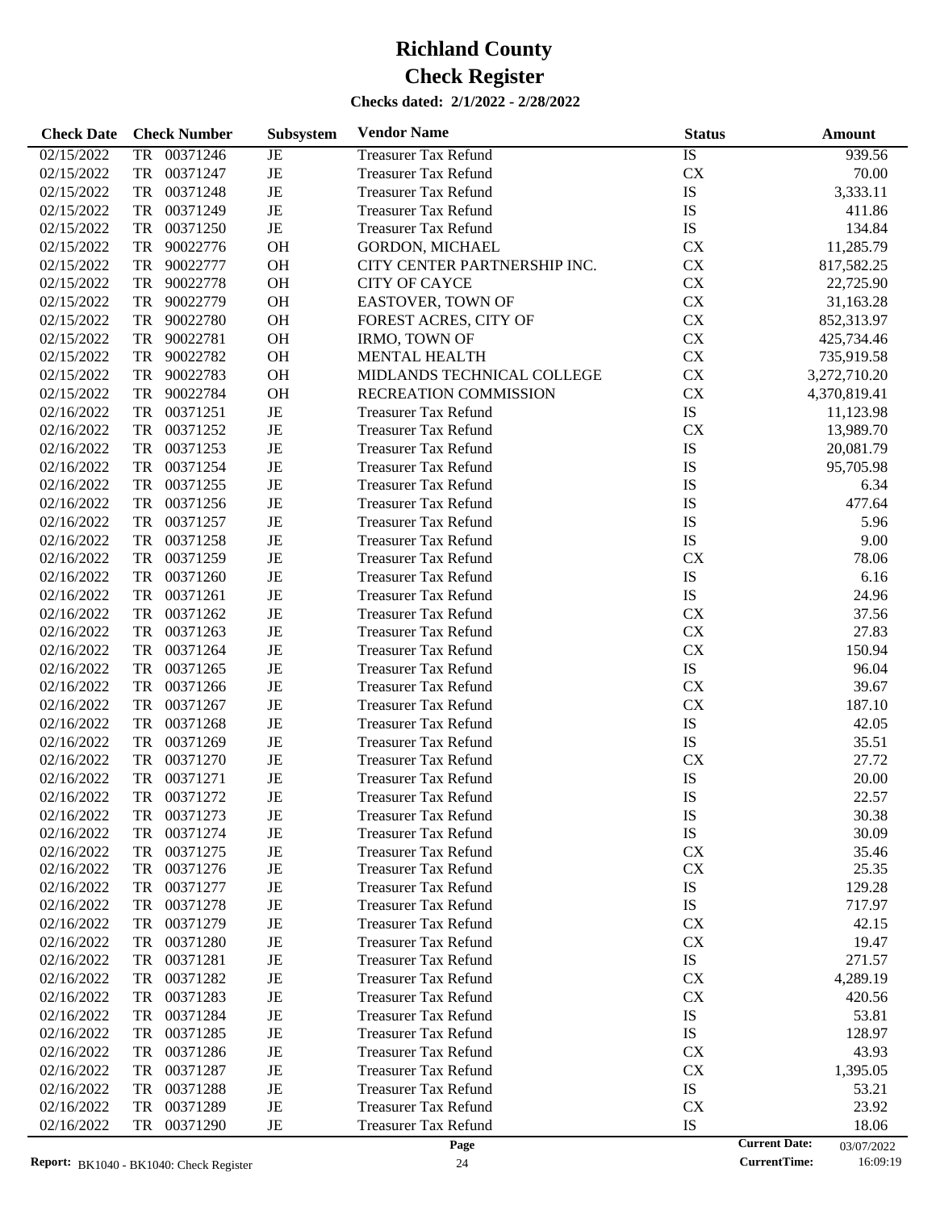# Richland County
# Check Register

**Checks dated: 2/1/2022 - 2/28/2022**

| Check Date | Check Number | Subsystem | Vendor Name | Status | Amount |
|---|---|---|---|---|---|
| 02/15/2022 | TR 00371246 | JE | Treasurer Tax Refund | IS | 939.56 |
| 02/15/2022 | TR 00371247 | JE | Treasurer Tax Refund | CX | 70.00 |
| 02/15/2022 | TR 00371248 | JE | Treasurer Tax Refund | IS | 3,333.11 |
| 02/15/2022 | TR 00371249 | JE | Treasurer Tax Refund | IS | 411.86 |
| 02/15/2022 | TR 00371250 | JE | Treasurer Tax Refund | IS | 134.84 |
| 02/15/2022 | TR 90022776 | OH | GORDON, MICHAEL | CX | 11,285.79 |
| 02/15/2022 | TR 90022777 | OH | CITY CENTER PARTNERSHIP INC. | CX | 817,582.25 |
| 02/15/2022 | TR 90022778 | OH | CITY OF CAYCE | CX | 22,725.90 |
| 02/15/2022 | TR 90022779 | OH | EASTOVER, TOWN OF | CX | 31,163.28 |
| 02/15/2022 | TR 90022780 | OH | FOREST ACRES, CITY OF | CX | 852,313.97 |
| 02/15/2022 | TR 90022781 | OH | IRMO, TOWN OF | CX | 425,734.46 |
| 02/15/2022 | TR 90022782 | OH | MENTAL HEALTH | CX | 735,919.58 |
| 02/15/2022 | TR 90022783 | OH | MIDLANDS TECHNICAL COLLEGE | CX | 3,272,710.20 |
| 02/15/2022 | TR 90022784 | OH | RECREATION COMMISSION | CX | 4,370,819.41 |
| 02/16/2022 | TR 00371251 | JE | Treasurer Tax Refund | IS | 11,123.98 |
| 02/16/2022 | TR 00371252 | JE | Treasurer Tax Refund | CX | 13,989.70 |
| 02/16/2022 | TR 00371253 | JE | Treasurer Tax Refund | IS | 20,081.79 |
| 02/16/2022 | TR 00371254 | JE | Treasurer Tax Refund | IS | 95,705.98 |
| 02/16/2022 | TR 00371255 | JE | Treasurer Tax Refund | IS | 6.34 |
| 02/16/2022 | TR 00371256 | JE | Treasurer Tax Refund | IS | 477.64 |
| 02/16/2022 | TR 00371257 | JE | Treasurer Tax Refund | IS | 5.96 |
| 02/16/2022 | TR 00371258 | JE | Treasurer Tax Refund | IS | 9.00 |
| 02/16/2022 | TR 00371259 | JE | Treasurer Tax Refund | CX | 78.06 |
| 02/16/2022 | TR 00371260 | JE | Treasurer Tax Refund | IS | 6.16 |
| 02/16/2022 | TR 00371261 | JE | Treasurer Tax Refund | IS | 24.96 |
| 02/16/2022 | TR 00371262 | JE | Treasurer Tax Refund | CX | 37.56 |
| 02/16/2022 | TR 00371263 | JE | Treasurer Tax Refund | CX | 27.83 |
| 02/16/2022 | TR 00371264 | JE | Treasurer Tax Refund | CX | 150.94 |
| 02/16/2022 | TR 00371265 | JE | Treasurer Tax Refund | IS | 96.04 |
| 02/16/2022 | TR 00371266 | JE | Treasurer Tax Refund | CX | 39.67 |
| 02/16/2022 | TR 00371267 | JE | Treasurer Tax Refund | CX | 187.10 |
| 02/16/2022 | TR 00371268 | JE | Treasurer Tax Refund | IS | 42.05 |
| 02/16/2022 | TR 00371269 | JE | Treasurer Tax Refund | IS | 35.51 |
| 02/16/2022 | TR 00371270 | JE | Treasurer Tax Refund | CX | 27.72 |
| 02/16/2022 | TR 00371271 | JE | Treasurer Tax Refund | IS | 20.00 |
| 02/16/2022 | TR 00371272 | JE | Treasurer Tax Refund | IS | 22.57 |
| 02/16/2022 | TR 00371273 | JE | Treasurer Tax Refund | IS | 30.38 |
| 02/16/2022 | TR 00371274 | JE | Treasurer Tax Refund | IS | 30.09 |
| 02/16/2022 | TR 00371275 | JE | Treasurer Tax Refund | CX | 35.46 |
| 02/16/2022 | TR 00371276 | JE | Treasurer Tax Refund | CX | 25.35 |
| 02/16/2022 | TR 00371277 | JE | Treasurer Tax Refund | IS | 129.28 |
| 02/16/2022 | TR 00371278 | JE | Treasurer Tax Refund | IS | 717.97 |
| 02/16/2022 | TR 00371279 | JE | Treasurer Tax Refund | CX | 42.15 |
| 02/16/2022 | TR 00371280 | JE | Treasurer Tax Refund | CX | 19.47 |
| 02/16/2022 | TR 00371281 | JE | Treasurer Tax Refund | IS | 271.57 |
| 02/16/2022 | TR 00371282 | JE | Treasurer Tax Refund | CX | 4,289.19 |
| 02/16/2022 | TR 00371283 | JE | Treasurer Tax Refund | CX | 420.56 |
| 02/16/2022 | TR 00371284 | JE | Treasurer Tax Refund | IS | 53.81 |
| 02/16/2022 | TR 00371285 | JE | Treasurer Tax Refund | IS | 128.97 |
| 02/16/2022 | TR 00371286 | JE | Treasurer Tax Refund | CX | 43.93 |
| 02/16/2022 | TR 00371287 | JE | Treasurer Tax Refund | CX | 1,395.05 |
| 02/16/2022 | TR 00371288 | JE | Treasurer Tax Refund | IS | 53.21 |
| 02/16/2022 | TR 00371289 | JE | Treasurer Tax Refund | CX | 23.92 |
| 02/16/2022 | TR 00371290 | JE | Treasurer Tax Refund | IS | 18.06 |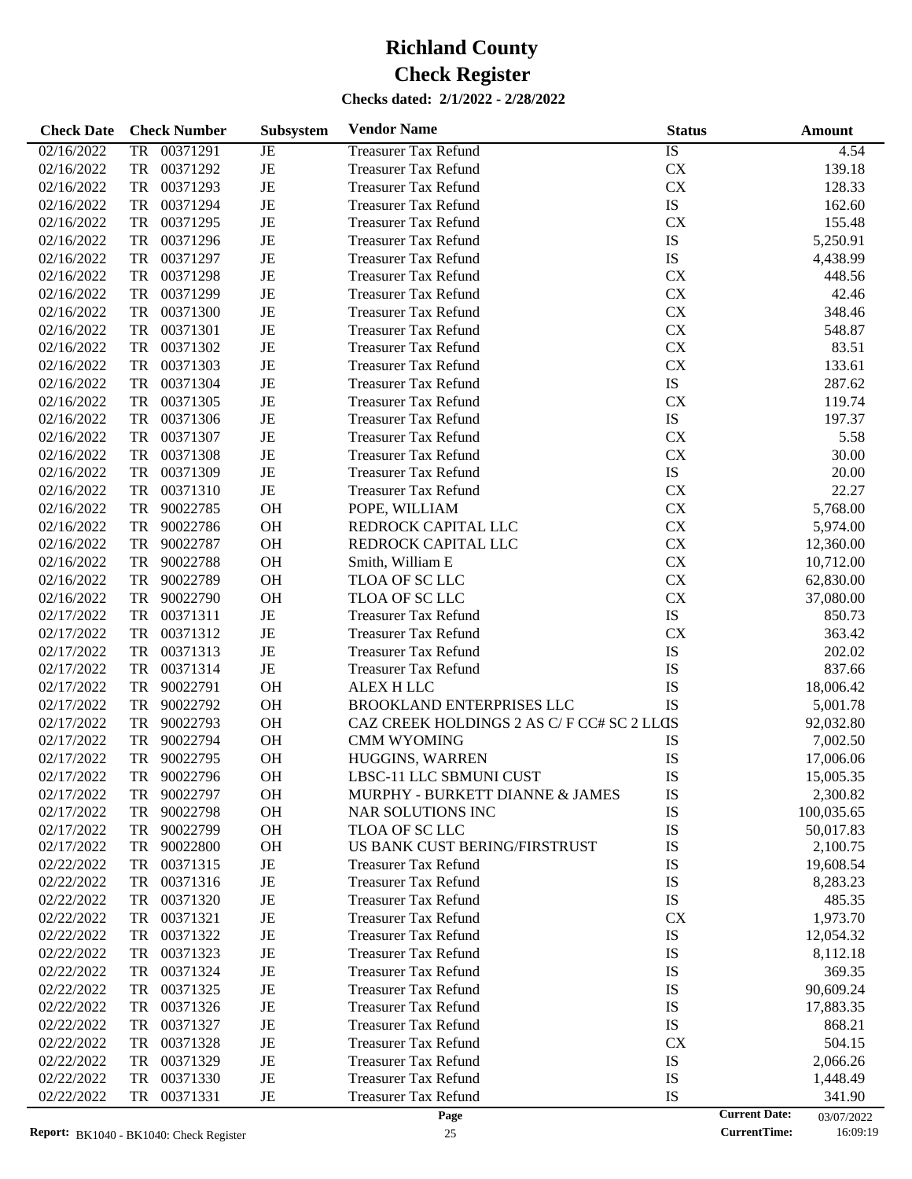# Richland County

# Check Register

**Checks dated: 2/1/2022 - 2/28/2022**

| Check Date | Check Number | Subsystem | Vendor Name | Status | Amount |
|---|---|---|---|---|---|
| 02/16/2022 | TR 00371291 | JE | Treasurer Tax Refund | IS | 4.54 |
| 02/16/2022 | TR 00371292 | JE | Treasurer Tax Refund | CX | 139.18 |
| 02/16/2022 | TR 00371293 | JE | Treasurer Tax Refund | CX | 128.33 |
| 02/16/2022 | TR 00371294 | JE | Treasurer Tax Refund | IS | 162.60 |
| 02/16/2022 | TR 00371295 | JE | Treasurer Tax Refund | CX | 155.48 |
| 02/16/2022 | TR 00371296 | JE | Treasurer Tax Refund | IS | 5,250.91 |
| 02/16/2022 | TR 00371297 | JE | Treasurer Tax Refund | IS | 4,438.99 |
| 02/16/2022 | TR 00371298 | JE | Treasurer Tax Refund | CX | 448.56 |
| 02/16/2022 | TR 00371299 | JE | Treasurer Tax Refund | CX | 42.46 |
| 02/16/2022 | TR 00371300 | JE | Treasurer Tax Refund | CX | 348.46 |
| 02/16/2022 | TR 00371301 | JE | Treasurer Tax Refund | CX | 548.87 |
| 02/16/2022 | TR 00371302 | JE | Treasurer Tax Refund | CX | 83.51 |
| 02/16/2022 | TR 00371303 | JE | Treasurer Tax Refund | CX | 133.61 |
| 02/16/2022 | TR 00371304 | JE | Treasurer Tax Refund | IS | 287.62 |
| 02/16/2022 | TR 00371305 | JE | Treasurer Tax Refund | CX | 119.74 |
| 02/16/2022 | TR 00371306 | JE | Treasurer Tax Refund | IS | 197.37 |
| 02/16/2022 | TR 00371307 | JE | Treasurer Tax Refund | CX | 5.58 |
| 02/16/2022 | TR 00371308 | JE | Treasurer Tax Refund | CX | 30.00 |
| 02/16/2022 | TR 00371309 | JE | Treasurer Tax Refund | IS | 20.00 |
| 02/16/2022 | TR 00371310 | JE | Treasurer Tax Refund | CX | 22.27 |
| 02/16/2022 | TR 90022785 | OH | POPE, WILLIAM | CX | 5,768.00 |
| 02/16/2022 | TR 90022786 | OH | REDROCK CAPITAL LLC | CX | 5,974.00 |
| 02/16/2022 | TR 90022787 | OH | REDROCK CAPITAL LLC | CX | 12,360.00 |
| 02/16/2022 | TR 90022788 | OH | Smith, William E | CX | 10,712.00 |
| 02/16/2022 | TR 90022789 | OH | TLOA OF SC LLC | CX | 62,830.00 |
| 02/16/2022 | TR 90022790 | OH | TLOA OF SC LLC | CX | 37,080.00 |
| 02/17/2022 | TR 00371311 | JE | Treasurer Tax Refund | IS | 850.73 |
| 02/17/2022 | TR 00371312 | JE | Treasurer Tax Refund | CX | 363.42 |
| 02/17/2022 | TR 00371313 | JE | Treasurer Tax Refund | IS | 202.02 |
| 02/17/2022 | TR 00371314 | JE | Treasurer Tax Refund | IS | 837.66 |
| 02/17/2022 | TR 90022791 | OH | ALEX H LLC | IS | 18,006.42 |
| 02/17/2022 | TR 90022792 | OH | BROOKLAND ENTERPRISES LLC | IS | 5,001.78 |
| 02/17/2022 | TR 90022793 | OH | CAZ CREEK HOLDINGS 2 AS C/ F CC# SC 2 LLC | IS | 92,032.80 |
| 02/17/2022 | TR 90022794 | OH | CMM WYOMING | IS | 7,002.50 |
| 02/17/2022 | TR 90022795 | OH | HUGGINS, WARREN | IS | 17,006.06 |
| 02/17/2022 | TR 90022796 | OH | LBSC-11 LLC SBMUNI CUST | IS | 15,005.35 |
| 02/17/2022 | TR 90022797 | OH | MURPHY - BURKETT DIANNE & JAMES | IS | 2,300.82 |
| 02/17/2022 | TR 90022798 | OH | NAR SOLUTIONS INC | IS | 100,035.65 |
| 02/17/2022 | TR 90022799 | OH | TLOA OF SC LLC | IS | 50,017.83 |
| 02/17/2022 | TR 90022800 | OH | US BANK CUST BERING/FIRSTRUST | IS | 2,100.75 |
| 02/22/2022 | TR 00371315 | JE | Treasurer Tax Refund | IS | 19,608.54 |
| 02/22/2022 | TR 00371316 | JE | Treasurer Tax Refund | IS | 8,283.23 |
| 02/22/2022 | TR 00371320 | JE | Treasurer Tax Refund | IS | 485.35 |
| 02/22/2022 | TR 00371321 | JE | Treasurer Tax Refund | CX | 1,973.70 |
| 02/22/2022 | TR 00371322 | JE | Treasurer Tax Refund | IS | 12,054.32 |
| 02/22/2022 | TR 00371323 | JE | Treasurer Tax Refund | IS | 8,112.18 |
| 02/22/2022 | TR 00371324 | JE | Treasurer Tax Refund | IS | 369.35 |
| 02/22/2022 | TR 00371325 | JE | Treasurer Tax Refund | IS | 90,609.24 |
| 02/22/2022 | TR 00371326 | JE | Treasurer Tax Refund | IS | 17,883.35 |
| 02/22/2022 | TR 00371327 | JE | Treasurer Tax Refund | IS | 868.21 |
| 02/22/2022 | TR 00371328 | JE | Treasurer Tax Refund | CX | 504.15 |
| 02/22/2022 | TR 00371329 | JE | Treasurer Tax Refund | IS | 2,066.26 |
| 02/22/2022 | TR 00371330 | JE | Treasurer Tax Refund | IS | 1,448.49 |
| 02/22/2022 | TR 00371331 | JE | Treasurer Tax Refund | IS | 341.90 |

**Report:** BK1040 - BK1040: Check Register

**Current Date:** 03/07/2022
**CurrentTime:** 16:09:19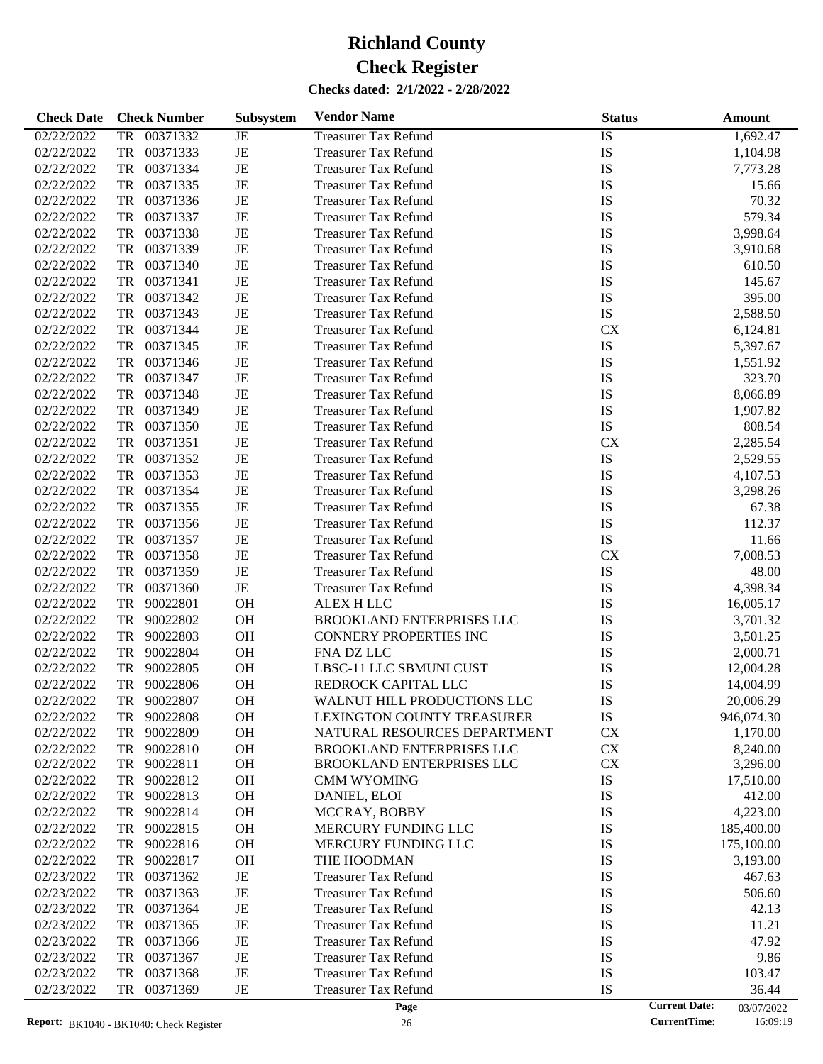# Richland County

# Check Register

**Checks dated: 2/1/2022 - 2/28/2022**

| Check Date | Check Number | Subsystem | Vendor Name | Status | Amount |
|---|---|---|---|---|---|
| 02/22/2022 | TR 00371332 | JE | Treasurer Tax Refund | IS | 1,692.47 |
| 02/22/2022 | TR 00371333 | JE | Treasurer Tax Refund | IS | 1,104.98 |
| 02/22/2022 | TR 00371334 | JE | Treasurer Tax Refund | IS | 7,773.28 |
| 02/22/2022 | TR 00371335 | JE | Treasurer Tax Refund | IS | 15.66 |
| 02/22/2022 | TR 00371336 | JE | Treasurer Tax Refund | IS | 70.32 |
| 02/22/2022 | TR 00371337 | JE | Treasurer Tax Refund | IS | 579.34 |
| 02/22/2022 | TR 00371338 | JE | Treasurer Tax Refund | IS | 3,998.64 |
| 02/22/2022 | TR 00371339 | JE | Treasurer Tax Refund | IS | 3,910.68 |
| 02/22/2022 | TR 00371340 | JE | Treasurer Tax Refund | IS | 610.50 |
| 02/22/2022 | TR 00371341 | JE | Treasurer Tax Refund | IS | 145.67 |
| 02/22/2022 | TR 00371342 | JE | Treasurer Tax Refund | IS | 395.00 |
| 02/22/2022 | TR 00371343 | JE | Treasurer Tax Refund | IS | 2,588.50 |
| 02/22/2022 | TR 00371344 | JE | Treasurer Tax Refund | CX | 6,124.81 |
| 02/22/2022 | TR 00371345 | JE | Treasurer Tax Refund | IS | 5,397.67 |
| 02/22/2022 | TR 00371346 | JE | Treasurer Tax Refund | IS | 1,551.92 |
| 02/22/2022 | TR 00371347 | JE | Treasurer Tax Refund | IS | 323.70 |
| 02/22/2022 | TR 00371348 | JE | Treasurer Tax Refund | IS | 8,066.89 |
| 02/22/2022 | TR 00371349 | JE | Treasurer Tax Refund | IS | 1,907.82 |
| 02/22/2022 | TR 00371350 | JE | Treasurer Tax Refund | IS | 808.54 |
| 02/22/2022 | TR 00371351 | JE | Treasurer Tax Refund | CX | 2,285.54 |
| 02/22/2022 | TR 00371352 | JE | Treasurer Tax Refund | IS | 2,529.55 |
| 02/22/2022 | TR 00371353 | JE | Treasurer Tax Refund | IS | 4,107.53 |
| 02/22/2022 | TR 00371354 | JE | Treasurer Tax Refund | IS | 3,298.26 |
| 02/22/2022 | TR 00371355 | JE | Treasurer Tax Refund | IS | 67.38 |
| 02/22/2022 | TR 00371356 | JE | Treasurer Tax Refund | IS | 112.37 |
| 02/22/2022 | TR 00371357 | JE | Treasurer Tax Refund | IS | 11.66 |
| 02/22/2022 | TR 00371358 | JE | Treasurer Tax Refund | CX | 7,008.53 |
| 02/22/2022 | TR 00371359 | JE | Treasurer Tax Refund | IS | 48.00 |
| 02/22/2022 | TR 00371360 | JE | Treasurer Tax Refund | IS | 4,398.34 |
| 02/22/2022 | TR 90022801 | OH | ALEX H LLC | IS | 16,005.17 |
| 02/22/2022 | TR 90022802 | OH | BROOKLAND ENTERPRISES LLC | IS | 3,701.32 |
| 02/22/2022 | TR 90022803 | OH | CONNERY PROPERTIES INC | IS | 3,501.25 |
| 02/22/2022 | TR 90022804 | OH | FNA DZ LLC | IS | 2,000.71 |
| 02/22/2022 | TR 90022805 | OH | LBSC-11 LLC SBMUNI CUST | IS | 12,004.28 |
| 02/22/2022 | TR 90022806 | OH | REDROCK CAPITAL LLC | IS | 14,004.99 |
| 02/22/2022 | TR 90022807 | OH | WALNUT HILL PRODUCTIONS LLC | IS | 20,006.29 |
| 02/22/2022 | TR 90022808 | OH | LEXINGTON COUNTY TREASURER | IS | 946,074.30 |
| 02/22/2022 | TR 90022809 | OH | NATURAL RESOURCES DEPARTMENT | CX | 1,170.00 |
| 02/22/2022 | TR 90022810 | OH | BROOKLAND ENTERPRISES LLC | CX | 8,240.00 |
| 02/22/2022 | TR 90022811 | OH | BROOKLAND ENTERPRISES LLC | CX | 3,296.00 |
| 02/22/2022 | TR 90022812 | OH | CMM WYOMING | IS | 17,510.00 |
| 02/22/2022 | TR 90022813 | OH | DANIEL, ELOI | IS | 412.00 |
| 02/22/2022 | TR 90022814 | OH | MCCRAY, BOBBY | IS | 4,223.00 |
| 02/22/2022 | TR 90022815 | OH | MERCURY FUNDING LLC | IS | 185,400.00 |
| 02/22/2022 | TR 90022816 | OH | MERCURY FUNDING LLC | IS | 175,100.00 |
| 02/22/2022 | TR 90022817 | OH | THE HOODMAN | IS | 3,193.00 |
| 02/23/2022 | TR 00371362 | JE | Treasurer Tax Refund | IS | 467.63 |
| 02/23/2022 | TR 00371363 | JE | Treasurer Tax Refund | IS | 506.60 |
| 02/23/2022 | TR 00371364 | JE | Treasurer Tax Refund | IS | 42.13 |
| 02/23/2022 | TR 00371365 | JE | Treasurer Tax Refund | IS | 11.21 |
| 02/23/2022 | TR 00371366 | JE | Treasurer Tax Refund | IS | 47.92 |
| 02/23/2022 | TR 00371367 | JE | Treasurer Tax Refund | IS | 9.86 |
| 02/23/2022 | TR 00371368 | JE | Treasurer Tax Refund | IS | 103.47 |
| 02/23/2022 | TR 00371369 | JE | Treasurer Tax Refund | IS | 36.44 |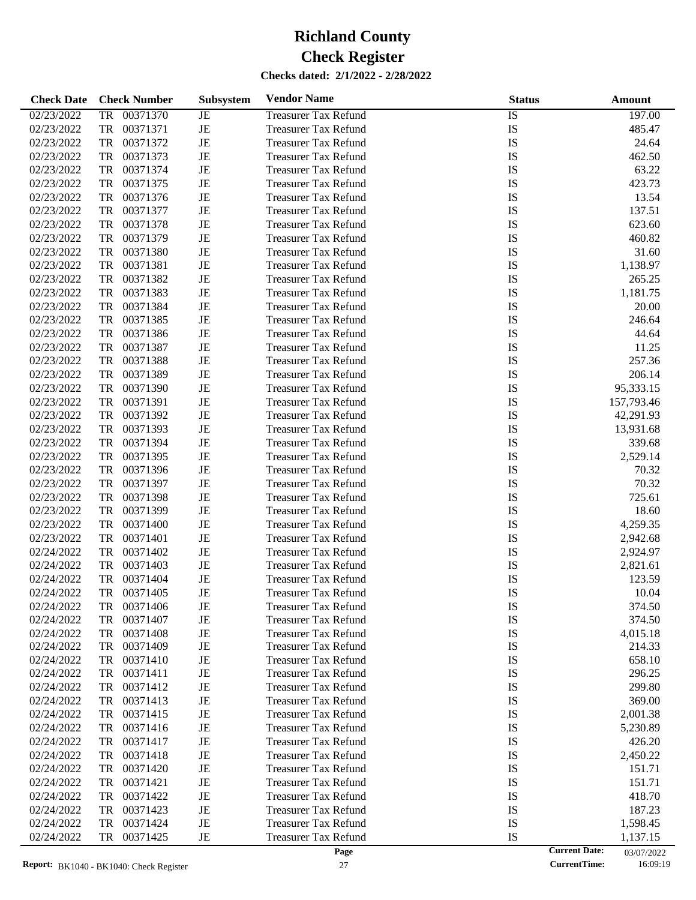# Richland County
# Check Register

**Checks dated: 2/1/2022 - 2/28/2022**

| Check Date | Check Number | Subsystem | Vendor Name | Status | Amount |
|---|---|---|---|---|---|
| 02/23/2022 | TR 00371370 | JE | Treasurer Tax Refund | IS | 197.00 |
| 02/23/2022 | TR 00371371 | JE | Treasurer Tax Refund | IS | 485.47 |
| 02/23/2022 | TR 00371372 | JE | Treasurer Tax Refund | IS | 24.64 |
| 02/23/2022 | TR 00371373 | JE | Treasurer Tax Refund | IS | 462.50 |
| 02/23/2022 | TR 00371374 | JE | Treasurer Tax Refund | IS | 63.22 |
| 02/23/2022 | TR 00371375 | JE | Treasurer Tax Refund | IS | 423.73 |
| 02/23/2022 | TR 00371376 | JE | Treasurer Tax Refund | IS | 13.54 |
| 02/23/2022 | TR 00371377 | JE | Treasurer Tax Refund | IS | 137.51 |
| 02/23/2022 | TR 00371378 | JE | Treasurer Tax Refund | IS | 623.60 |
| 02/23/2022 | TR 00371379 | JE | Treasurer Tax Refund | IS | 460.82 |
| 02/23/2022 | TR 00371380 | JE | Treasurer Tax Refund | IS | 31.60 |
| 02/23/2022 | TR 00371381 | JE | Treasurer Tax Refund | IS | 1,138.97 |
| 02/23/2022 | TR 00371382 | JE | Treasurer Tax Refund | IS | 265.25 |
| 02/23/2022 | TR 00371383 | JE | Treasurer Tax Refund | IS | 1,181.75 |
| 02/23/2022 | TR 00371384 | JE | Treasurer Tax Refund | IS | 20.00 |
| 02/23/2022 | TR 00371385 | JE | Treasurer Tax Refund | IS | 246.64 |
| 02/23/2022 | TR 00371386 | JE | Treasurer Tax Refund | IS | 44.64 |
| 02/23/2022 | TR 00371387 | JE | Treasurer Tax Refund | IS | 11.25 |
| 02/23/2022 | TR 00371388 | JE | Treasurer Tax Refund | IS | 257.36 |
| 02/23/2022 | TR 00371389 | JE | Treasurer Tax Refund | IS | 206.14 |
| 02/23/2022 | TR 00371390 | JE | Treasurer Tax Refund | IS | 95,333.15 |
| 02/23/2022 | TR 00371391 | JE | Treasurer Tax Refund | IS | 157,793.46 |
| 02/23/2022 | TR 00371392 | JE | Treasurer Tax Refund | IS | 42,291.93 |
| 02/23/2022 | TR 00371393 | JE | Treasurer Tax Refund | IS | 13,931.68 |
| 02/23/2022 | TR 00371394 | JE | Treasurer Tax Refund | IS | 339.68 |
| 02/23/2022 | TR 00371395 | JE | Treasurer Tax Refund | IS | 2,529.14 |
| 02/23/2022 | TR 00371396 | JE | Treasurer Tax Refund | IS | 70.32 |
| 02/23/2022 | TR 00371397 | JE | Treasurer Tax Refund | IS | 70.32 |
| 02/23/2022 | TR 00371398 | JE | Treasurer Tax Refund | IS | 725.61 |
| 02/23/2022 | TR 00371399 | JE | Treasurer Tax Refund | IS | 18.60 |
| 02/23/2022 | TR 00371400 | JE | Treasurer Tax Refund | IS | 4,259.35 |
| 02/23/2022 | TR 00371401 | JE | Treasurer Tax Refund | IS | 2,942.68 |
| 02/24/2022 | TR 00371402 | JE | Treasurer Tax Refund | IS | 2,924.97 |
| 02/24/2022 | TR 00371403 | JE | Treasurer Tax Refund | IS | 2,821.61 |
| 02/24/2022 | TR 00371404 | JE | Treasurer Tax Refund | IS | 123.59 |
| 02/24/2022 | TR 00371405 | JE | Treasurer Tax Refund | IS | 10.04 |
| 02/24/2022 | TR 00371406 | JE | Treasurer Tax Refund | IS | 374.50 |
| 02/24/2022 | TR 00371407 | JE | Treasurer Tax Refund | IS | 374.50 |
| 02/24/2022 | TR 00371408 | JE | Treasurer Tax Refund | IS | 4,015.18 |
| 02/24/2022 | TR 00371409 | JE | Treasurer Tax Refund | IS | 214.33 |
| 02/24/2022 | TR 00371410 | JE | Treasurer Tax Refund | IS | 658.10 |
| 02/24/2022 | TR 00371411 | JE | Treasurer Tax Refund | IS | 296.25 |
| 02/24/2022 | TR 00371412 | JE | Treasurer Tax Refund | IS | 299.80 |
| 02/24/2022 | TR 00371413 | JE | Treasurer Tax Refund | IS | 369.00 |
| 02/24/2022 | TR 00371415 | JE | Treasurer Tax Refund | IS | 2,001.38 |
| 02/24/2022 | TR 00371416 | JE | Treasurer Tax Refund | IS | 5,230.89 |
| 02/24/2022 | TR 00371417 | JE | Treasurer Tax Refund | IS | 426.20 |
| 02/24/2022 | TR 00371418 | JE | Treasurer Tax Refund | IS | 2,450.22 |
| 02/24/2022 | TR 00371420 | JE | Treasurer Tax Refund | IS | 151.71 |
| 02/24/2022 | TR 00371421 | JE | Treasurer Tax Refund | IS | 151.71 |
| 02/24/2022 | TR 00371422 | JE | Treasurer Tax Refund | IS | 418.70 |
| 02/24/2022 | TR 00371423 | JE | Treasurer Tax Refund | IS | 187.23 |
| 02/24/2022 | TR 00371424 | JE | Treasurer Tax Refund | IS | 1,598.45 |
| 02/24/2022 | TR 00371425 | JE | Treasurer Tax Refund | IS | 1,137.15 |

**Report:** BK1040 - BK1040: Check Register

**Current Date:** 03/07/2022
**CurrentTime:** 16:09:19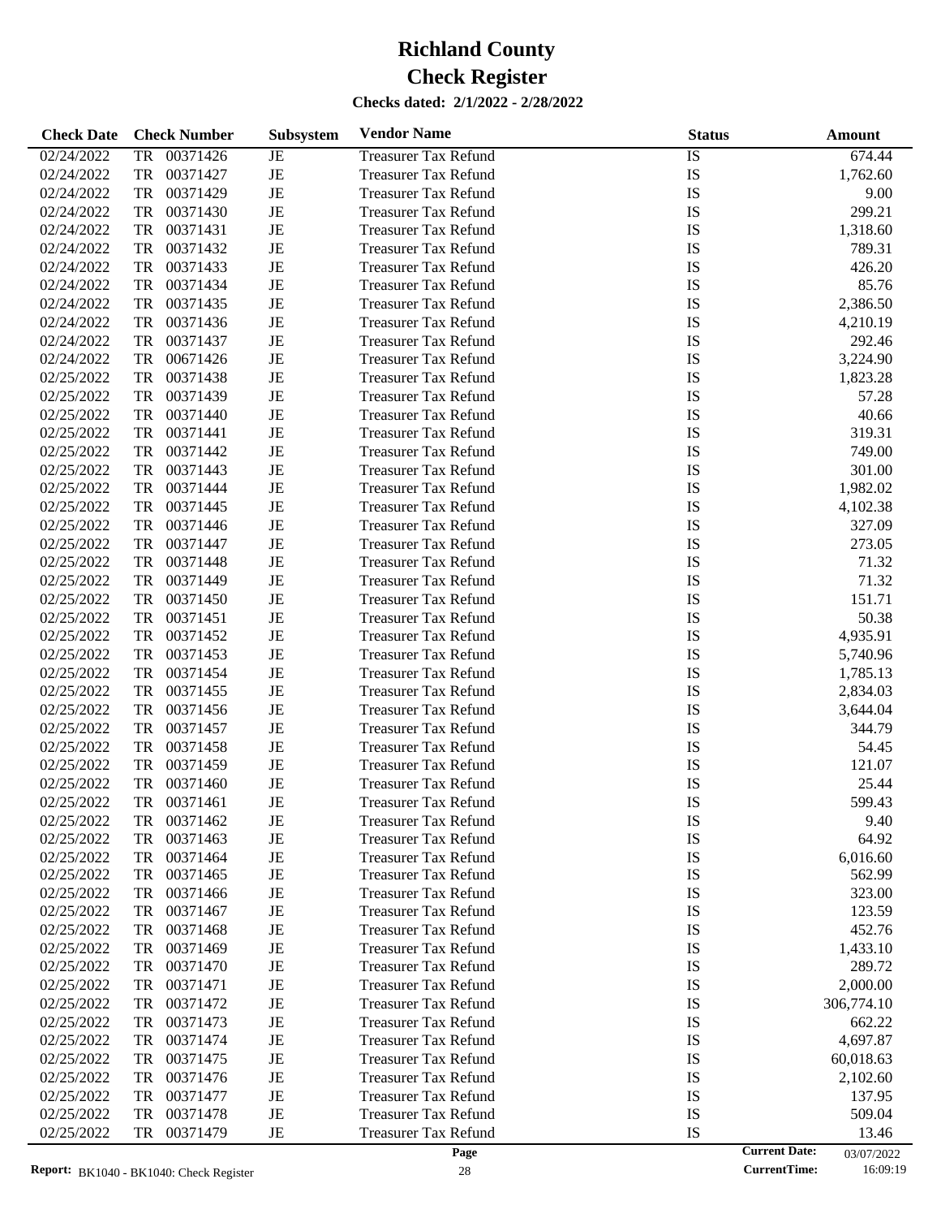# Richland County

# Check Register

**Checks dated: 2/1/2022 - 2/28/2022**

| Check Date | Check Number | Subsystem | Vendor Name | Status | Amount |
|---|---|---|---|---|---|
| 02/24/2022 | TR 00371426 | JE | Treasurer Tax Refund | IS | 674.44 |
| 02/24/2022 | TR 00371427 | JE | Treasurer Tax Refund | IS | 1,762.60 |
| 02/24/2022 | TR 00371429 | JE | Treasurer Tax Refund | IS | 9.00 |
| 02/24/2022 | TR 00371430 | JE | Treasurer Tax Refund | IS | 299.21 |
| 02/24/2022 | TR 00371431 | JE | Treasurer Tax Refund | IS | 1,318.60 |
| 02/24/2022 | TR 00371432 | JE | Treasurer Tax Refund | IS | 789.31 |
| 02/24/2022 | TR 00371433 | JE | Treasurer Tax Refund | IS | 426.20 |
| 02/24/2022 | TR 00371434 | JE | Treasurer Tax Refund | IS | 85.76 |
| 02/24/2022 | TR 00371435 | JE | Treasurer Tax Refund | IS | 2,386.50 |
| 02/24/2022 | TR 00371436 | JE | Treasurer Tax Refund | IS | 4,210.19 |
| 02/24/2022 | TR 00371437 | JE | Treasurer Tax Refund | IS | 292.46 |
| 02/24/2022 | TR 00671426 | JE | Treasurer Tax Refund | IS | 3,224.90 |
| 02/25/2022 | TR 00371438 | JE | Treasurer Tax Refund | IS | 1,823.28 |
| 02/25/2022 | TR 00371439 | JE | Treasurer Tax Refund | IS | 57.28 |
| 02/25/2022 | TR 00371440 | JE | Treasurer Tax Refund | IS | 40.66 |
| 02/25/2022 | TR 00371441 | JE | Treasurer Tax Refund | IS | 319.31 |
| 02/25/2022 | TR 00371442 | JE | Treasurer Tax Refund | IS | 749.00 |
| 02/25/2022 | TR 00371443 | JE | Treasurer Tax Refund | IS | 301.00 |
| 02/25/2022 | TR 00371444 | JE | Treasurer Tax Refund | IS | 1,982.02 |
| 02/25/2022 | TR 00371445 | JE | Treasurer Tax Refund | IS | 4,102.38 |
| 02/25/2022 | TR 00371446 | JE | Treasurer Tax Refund | IS | 327.09 |
| 02/25/2022 | TR 00371447 | JE | Treasurer Tax Refund | IS | 273.05 |
| 02/25/2022 | TR 00371448 | JE | Treasurer Tax Refund | IS | 71.32 |
| 02/25/2022 | TR 00371449 | JE | Treasurer Tax Refund | IS | 71.32 |
| 02/25/2022 | TR 00371450 | JE | Treasurer Tax Refund | IS | 151.71 |
| 02/25/2022 | TR 00371451 | JE | Treasurer Tax Refund | IS | 50.38 |
| 02/25/2022 | TR 00371452 | JE | Treasurer Tax Refund | IS | 4,935.91 |
| 02/25/2022 | TR 00371453 | JE | Treasurer Tax Refund | IS | 5,740.96 |
| 02/25/2022 | TR 00371454 | JE | Treasurer Tax Refund | IS | 1,785.13 |
| 02/25/2022 | TR 00371455 | JE | Treasurer Tax Refund | IS | 2,834.03 |
| 02/25/2022 | TR 00371456 | JE | Treasurer Tax Refund | IS | 3,644.04 |
| 02/25/2022 | TR 00371457 | JE | Treasurer Tax Refund | IS | 344.79 |
| 02/25/2022 | TR 00371458 | JE | Treasurer Tax Refund | IS | 54.45 |
| 02/25/2022 | TR 00371459 | JE | Treasurer Tax Refund | IS | 121.07 |
| 02/25/2022 | TR 00371460 | JE | Treasurer Tax Refund | IS | 25.44 |
| 02/25/2022 | TR 00371461 | JE | Treasurer Tax Refund | IS | 599.43 |
| 02/25/2022 | TR 00371462 | JE | Treasurer Tax Refund | IS | 9.40 |
| 02/25/2022 | TR 00371463 | JE | Treasurer Tax Refund | IS | 64.92 |
| 02/25/2022 | TR 00371464 | JE | Treasurer Tax Refund | IS | 6,016.60 |
| 02/25/2022 | TR 00371465 | JE | Treasurer Tax Refund | IS | 562.99 |
| 02/25/2022 | TR 00371466 | JE | Treasurer Tax Refund | IS | 323.00 |
| 02/25/2022 | TR 00371467 | JE | Treasurer Tax Refund | IS | 123.59 |
| 02/25/2022 | TR 00371468 | JE | Treasurer Tax Refund | IS | 452.76 |
| 02/25/2022 | TR 00371469 | JE | Treasurer Tax Refund | IS | 1,433.10 |
| 02/25/2022 | TR 00371470 | JE | Treasurer Tax Refund | IS | 289.72 |
| 02/25/2022 | TR 00371471 | JE | Treasurer Tax Refund | IS | 2,000.00 |
| 02/25/2022 | TR 00371472 | JE | Treasurer Tax Refund | IS | 306,774.10 |
| 02/25/2022 | TR 00371473 | JE | Treasurer Tax Refund | IS | 662.22 |
| 02/25/2022 | TR 00371474 | JE | Treasurer Tax Refund | IS | 4,697.87 |
| 02/25/2022 | TR 00371475 | JE | Treasurer Tax Refund | IS | 60,018.63 |
| 02/25/2022 | TR 00371476 | JE | Treasurer Tax Refund | IS | 2,102.60 |
| 02/25/2022 | TR 00371477 | JE | Treasurer Tax Refund | IS | 137.95 |
| 02/25/2022 | TR 00371478 | JE | Treasurer Tax Refund | IS | 509.04 |
| 02/25/2022 | TR 00371479 | JE | Treasurer Tax Refund | IS | 13.46 |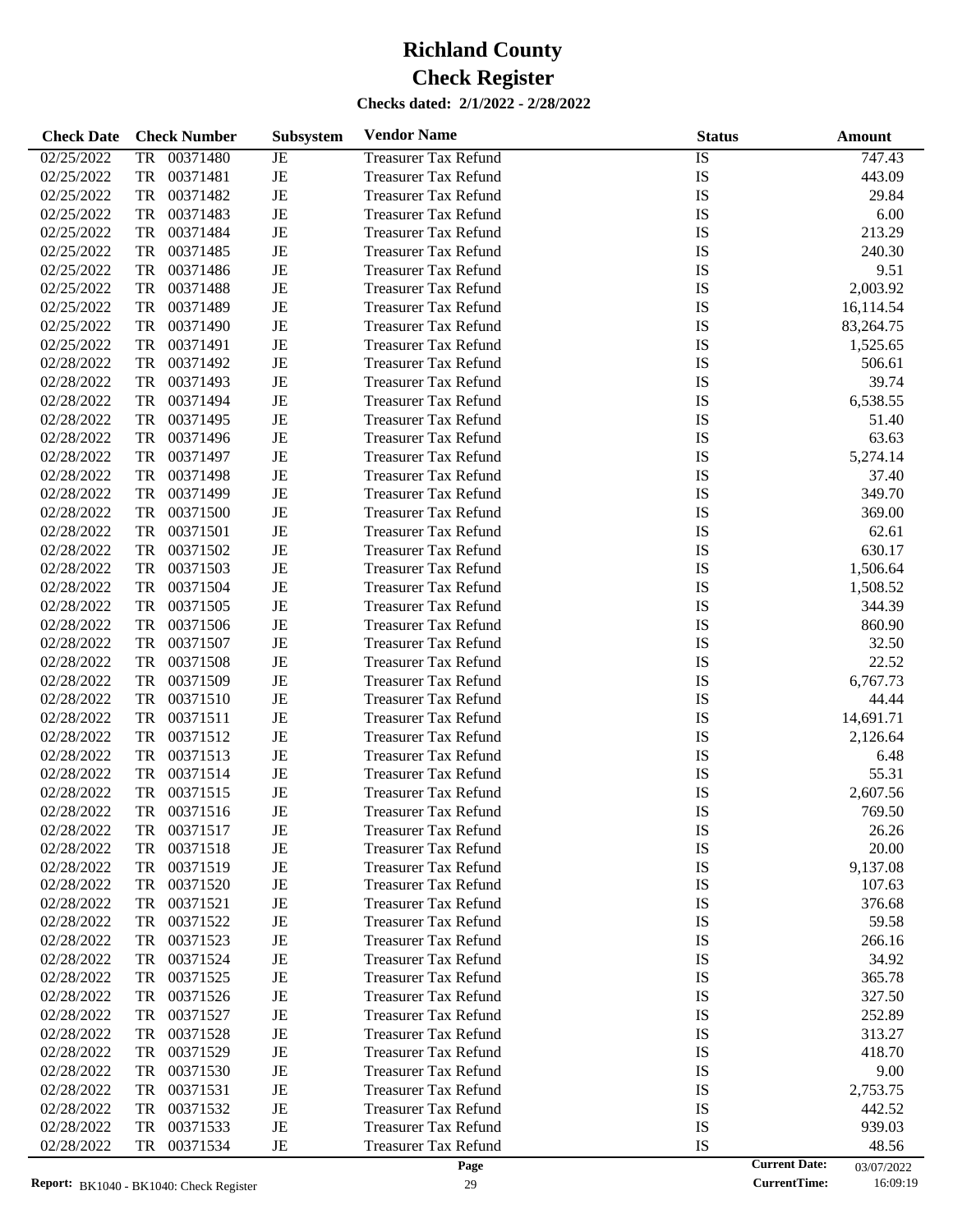# Richland County

# Check Register

**Checks dated: 2/1/2022 - 2/28/2022**

| Check Date | Check Number | Subsystem | Vendor Name | Status | Amount |
|---|---|---|---|---|---|
| 02/25/2022 | TR 00371480 | JE | Treasurer Tax Refund | IS | 747.43 |
| 02/25/2022 | TR 00371481 | JE | Treasurer Tax Refund | IS | 443.09 |
| 02/25/2022 | TR 00371482 | JE | Treasurer Tax Refund | IS | 29.84 |
| 02/25/2022 | TR 00371483 | JE | Treasurer Tax Refund | IS | 6.00 |
| 02/25/2022 | TR 00371484 | JE | Treasurer Tax Refund | IS | 213.29 |
| 02/25/2022 | TR 00371485 | JE | Treasurer Tax Refund | IS | 240.30 |
| 02/25/2022 | TR 00371486 | JE | Treasurer Tax Refund | IS | 9.51 |
| 02/25/2022 | TR 00371488 | JE | Treasurer Tax Refund | IS | 2,003.92 |
| 02/25/2022 | TR 00371489 | JE | Treasurer Tax Refund | IS | 16,114.54 |
| 02/25/2022 | TR 00371490 | JE | Treasurer Tax Refund | IS | 83,264.75 |
| 02/25/2022 | TR 00371491 | JE | Treasurer Tax Refund | IS | 1,525.65 |
| 02/28/2022 | TR 00371492 | JE | Treasurer Tax Refund | IS | 506.61 |
| 02/28/2022 | TR 00371493 | JE | Treasurer Tax Refund | IS | 39.74 |
| 02/28/2022 | TR 00371494 | JE | Treasurer Tax Refund | IS | 6,538.55 |
| 02/28/2022 | TR 00371495 | JE | Treasurer Tax Refund | IS | 51.40 |
| 02/28/2022 | TR 00371496 | JE | Treasurer Tax Refund | IS | 63.63 |
| 02/28/2022 | TR 00371497 | JE | Treasurer Tax Refund | IS | 5,274.14 |
| 02/28/2022 | TR 00371498 | JE | Treasurer Tax Refund | IS | 37.40 |
| 02/28/2022 | TR 00371499 | JE | Treasurer Tax Refund | IS | 349.70 |
| 02/28/2022 | TR 00371500 | JE | Treasurer Tax Refund | IS | 369.00 |
| 02/28/2022 | TR 00371501 | JE | Treasurer Tax Refund | IS | 62.61 |
| 02/28/2022 | TR 00371502 | JE | Treasurer Tax Refund | IS | 630.17 |
| 02/28/2022 | TR 00371503 | JE | Treasurer Tax Refund | IS | 1,506.64 |
| 02/28/2022 | TR 00371504 | JE | Treasurer Tax Refund | IS | 1,508.52 |
| 02/28/2022 | TR 00371505 | JE | Treasurer Tax Refund | IS | 344.39 |
| 02/28/2022 | TR 00371506 | JE | Treasurer Tax Refund | IS | 860.90 |
| 02/28/2022 | TR 00371507 | JE | Treasurer Tax Refund | IS | 32.50 |
| 02/28/2022 | TR 00371508 | JE | Treasurer Tax Refund | IS | 22.52 |
| 02/28/2022 | TR 00371509 | JE | Treasurer Tax Refund | IS | 6,767.73 |
| 02/28/2022 | TR 00371510 | JE | Treasurer Tax Refund | IS | 44.44 |
| 02/28/2022 | TR 00371511 | JE | Treasurer Tax Refund | IS | 14,691.71 |
| 02/28/2022 | TR 00371512 | JE | Treasurer Tax Refund | IS | 2,126.64 |
| 02/28/2022 | TR 00371513 | JE | Treasurer Tax Refund | IS | 6.48 |
| 02/28/2022 | TR 00371514 | JE | Treasurer Tax Refund | IS | 55.31 |
| 02/28/2022 | TR 00371515 | JE | Treasurer Tax Refund | IS | 2,607.56 |
| 02/28/2022 | TR 00371516 | JE | Treasurer Tax Refund | IS | 769.50 |
| 02/28/2022 | TR 00371517 | JE | Treasurer Tax Refund | IS | 26.26 |
| 02/28/2022 | TR 00371518 | JE | Treasurer Tax Refund | IS | 20.00 |
| 02/28/2022 | TR 00371519 | JE | Treasurer Tax Refund | IS | 9,137.08 |
| 02/28/2022 | TR 00371520 | JE | Treasurer Tax Refund | IS | 107.63 |
| 02/28/2022 | TR 00371521 | JE | Treasurer Tax Refund | IS | 376.68 |
| 02/28/2022 | TR 00371522 | JE | Treasurer Tax Refund | IS | 59.58 |
| 02/28/2022 | TR 00371523 | JE | Treasurer Tax Refund | IS | 266.16 |
| 02/28/2022 | TR 00371524 | JE | Treasurer Tax Refund | IS | 34.92 |
| 02/28/2022 | TR 00371525 | JE | Treasurer Tax Refund | IS | 365.78 |
| 02/28/2022 | TR 00371526 | JE | Treasurer Tax Refund | IS | 327.50 |
| 02/28/2022 | TR 00371527 | JE | Treasurer Tax Refund | IS | 252.89 |
| 02/28/2022 | TR 00371528 | JE | Treasurer Tax Refund | IS | 313.27 |
| 02/28/2022 | TR 00371529 | JE | Treasurer Tax Refund | IS | 418.70 |
| 02/28/2022 | TR 00371530 | JE | Treasurer Tax Refund | IS | 9.00 |
| 02/28/2022 | TR 00371531 | JE | Treasurer Tax Refund | IS | 2,753.75 |
| 02/28/2022 | TR 00371532 | JE | Treasurer Tax Refund | IS | 442.52 |
| 02/28/2022 | TR 00371533 | JE | Treasurer Tax Refund | IS | 939.03 |
| 02/28/2022 | TR 00371534 | JE | Treasurer Tax Refund | IS | 48.56 |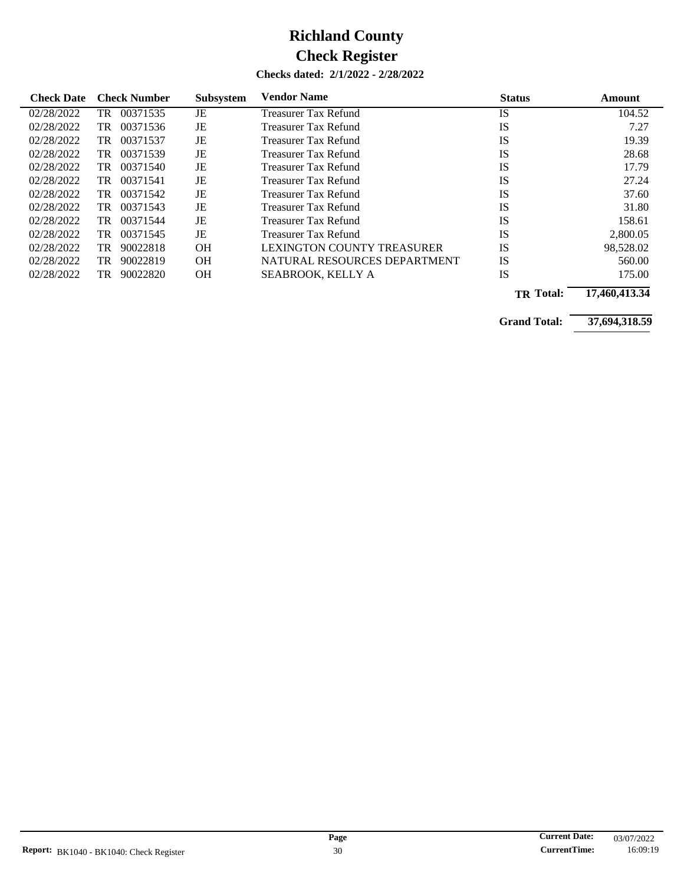# Richland County

# Check Register

**Checks dated: 2/1/2022 - 2/28/2022**

| Check Date | Check Number | | Subsystem | Vendor Name | Status | Amount |
|---|---|---|---|---|---|---|
| 02/28/2022 | TR | 00371535 | JE | Treasurer Tax Refund | IS | 104.52 |
| 02/28/2022 | TR | 00371536 | JE | Treasurer Tax Refund | IS | 7.27 |
| 02/28/2022 | TR | 00371537 | JE | Treasurer Tax Refund | IS | 19.39 |
| 02/28/2022 | TR | 00371539 | JE | Treasurer Tax Refund | IS | 28.68 |
| 02/28/2022 | TR | 00371540 | JE | Treasurer Tax Refund | IS | 17.79 |
| 02/28/2022 | TR | 00371541 | JE | Treasurer Tax Refund | IS | 27.24 |
| 02/28/2022 | TR | 00371542 | JE | Treasurer Tax Refund | IS | 37.60 |
| 02/28/2022 | TR | 00371543 | JE | Treasurer Tax Refund | IS | 31.80 |
| 02/28/2022 | TR | 00371544 | JE | Treasurer Tax Refund | IS | 158.61 |
| 02/28/2022 | TR | 00371545 | JE | Treasurer Tax Refund | IS | 2,800.05 |
| 02/28/2022 | TR | 90022818 | OH | LEXINGTON COUNTY TREASURER | IS | 98,528.02 |
| 02/28/2022 | TR | 90022819 | OH | NATURAL RESOURCES DEPARTMENT | IS | 560.00 |
| 02/28/2022 | TR | 90022820 | OH | SEABROOK, KELLY A | IS | 175.00 |
| | | | | | **TR Total:** | **17,460,413.34** |
| | | | | | **Grand Total:** | **37,694,318.59** |

**Report:** BK1040 - BK1040: Check Register

**Current Date:** 03/07/2022
**CurrentTime:** 16:09:19